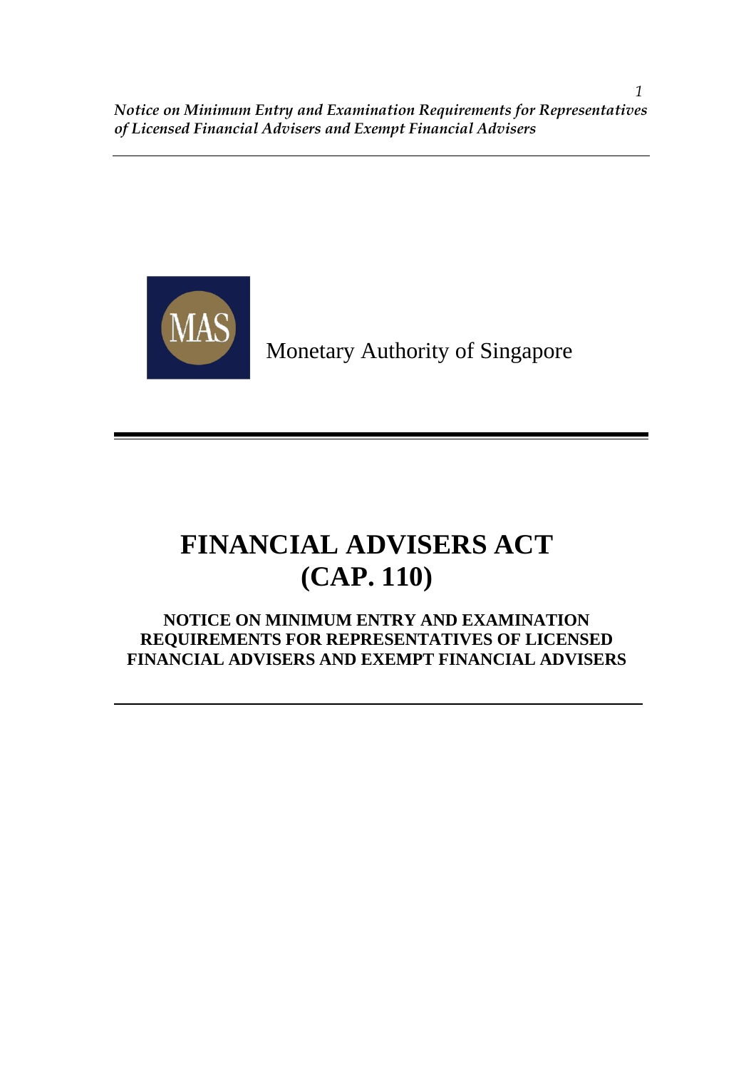Monetary Authority of Singapore

# FINANCIAL ADVISERS ACT (CAP. 110)

## NOTICE ON MINIMUM ENTRY AND EXAMINATION REQUIREMENTS FOR REPRESENTATIVES OF LICENSED FINANCIAL ADVISERS AND EXEMPT FINANCIAL ADVISERS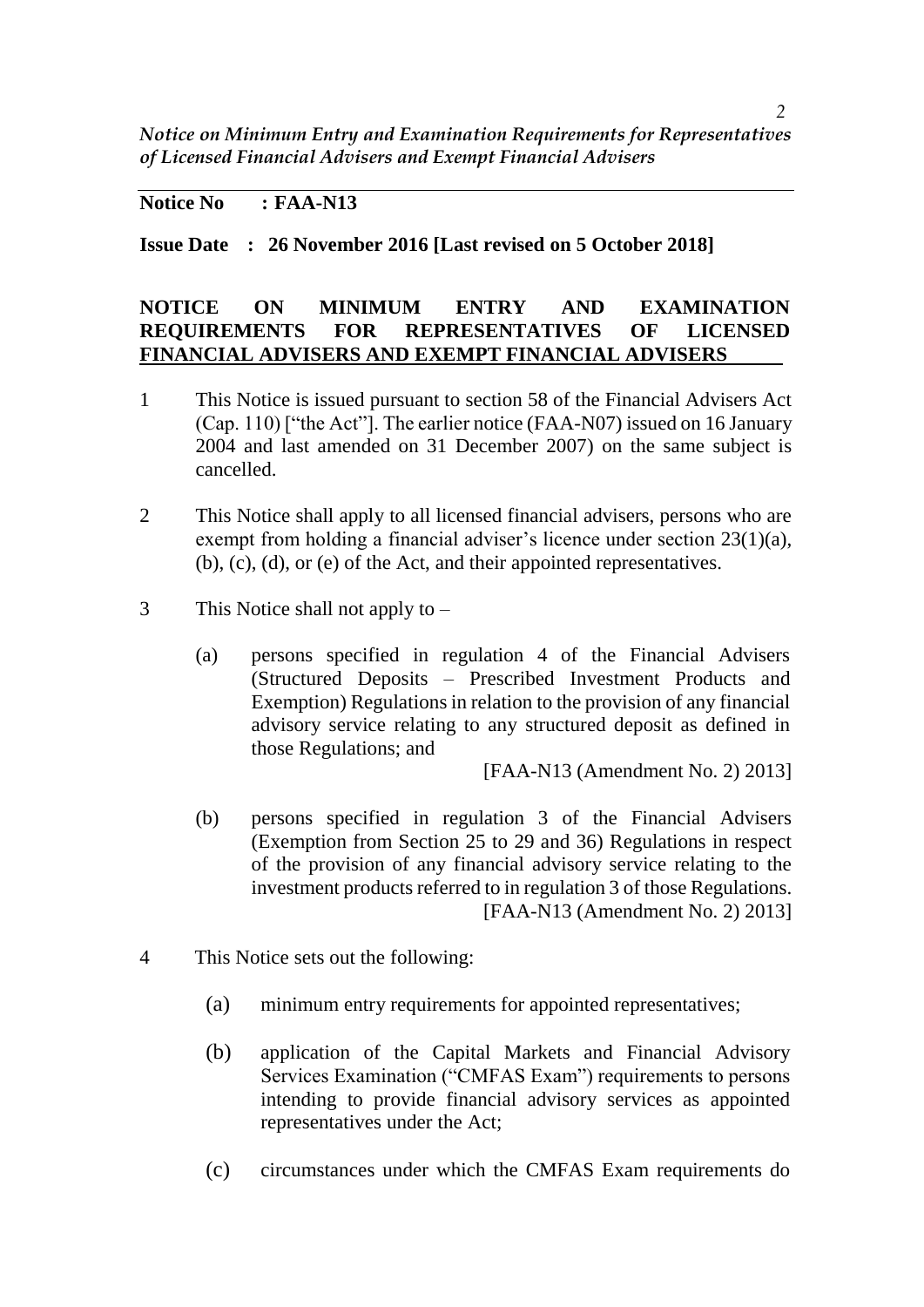**Notice No : FAA-N13**

**Issue Date : 26 November 2016 [Last revised on 5 October 2018]**

**NOTICE ON MINIMUM ENTRY AND EXAMINATION REQUIREMENTS FOR REPRESENTATIVES OF LICENSED FINANCIAL ADVISERS AND EXEMPT FINANCIAL ADVISERS**

1 This Notice is issued pursuant to section 58 of the Financial Advisers Act (Cap. 110) ["the Act"]. The earlier notice (FAA-N07) issued on 16 January 2004 and last amended on 31 December 2007) on the same subject is cancelled.

2 This Notice shall apply to all licensed financial advisers, persons who are exempt from holding a financial adviser's licence under section 23(1)(a), (b), (c), (d), or (e) of the Act, and their appointed representatives.

3 This Notice shall not apply to –

(a) persons specified in regulation 4 of the Financial Advisers (Structured Deposits – Prescribed Investment Products and Exemption) Regulations in relation to the provision of any financial advisory service relating to any structured deposit as defined in those Regulations; and

[FAA-N13 (Amendment No. 2) 2013]

(b) persons specified in regulation 3 of the Financial Advisers (Exemption from Section 25 to 29 and 36) Regulations in respect of the provision of any financial advisory service relating to the investment products referred to in regulation 3 of those Regulations.

[FAA-N13 (Amendment No. 2) 2013]

4 This Notice sets out the following:

(a) minimum entry requirements for appointed representatives;

(b) application of the Capital Markets and Financial Advisory Services Examination ("CMFAS Exam") requirements to persons intending to provide financial advisory services as appointed representatives under the Act;

(c) circumstances under which the CMFAS Exam requirements do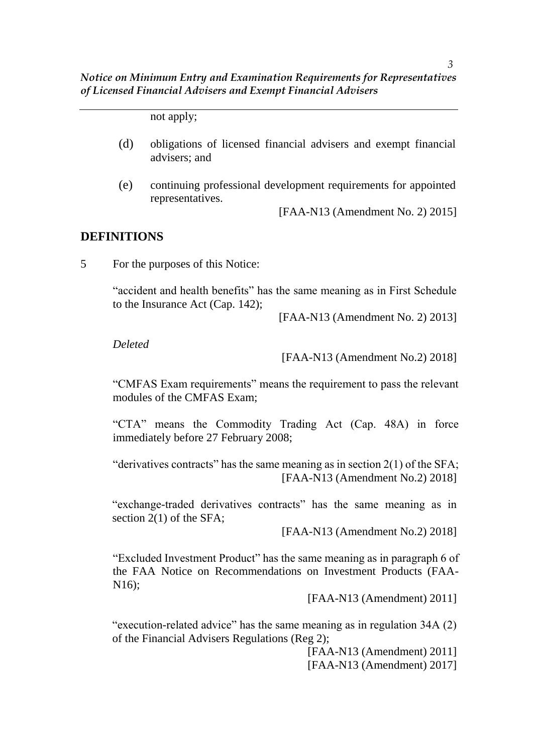not apply;

(d) obligations of licensed financial advisers and exempt financial advisers; and

(e) continuing professional development requirements for appointed representatives.

[FAA-N13 (Amendment No. 2) 2015]

## DEFINITIONS

5 For the purposes of this Notice:

"accident and health benefits" has the same meaning as in First Schedule to the Insurance Act (Cap. 142);

[FAA-N13 (Amendment No. 2) 2013]

*Deleted*

[FAA-N13 (Amendment No.2) 2018]

"CMFAS Exam requirements" means the requirement to pass the relevant modules of the CMFAS Exam;

"CTA" means the Commodity Trading Act (Cap. 48A) in force immediately before 27 February 2008;

"derivatives contracts" has the same meaning as in section 2(1) of the SFA;

[FAA-N13 (Amendment No.2) 2018]

"exchange-traded derivatives contracts" has the same meaning as in section 2(1) of the SFA;

[FAA-N13 (Amendment No.2) 2018]

"Excluded Investment Product" has the same meaning as in paragraph 6 of the FAA Notice on Recommendations on Investment Products (FAA-N16);

[FAA-N13 (Amendment) 2011]

"execution-related advice" has the same meaning as in regulation 34A (2) of the Financial Advisers Regulations (Reg 2);

[FAA-N13 (Amendment) 2011]
[FAA-N13 (Amendment) 2017]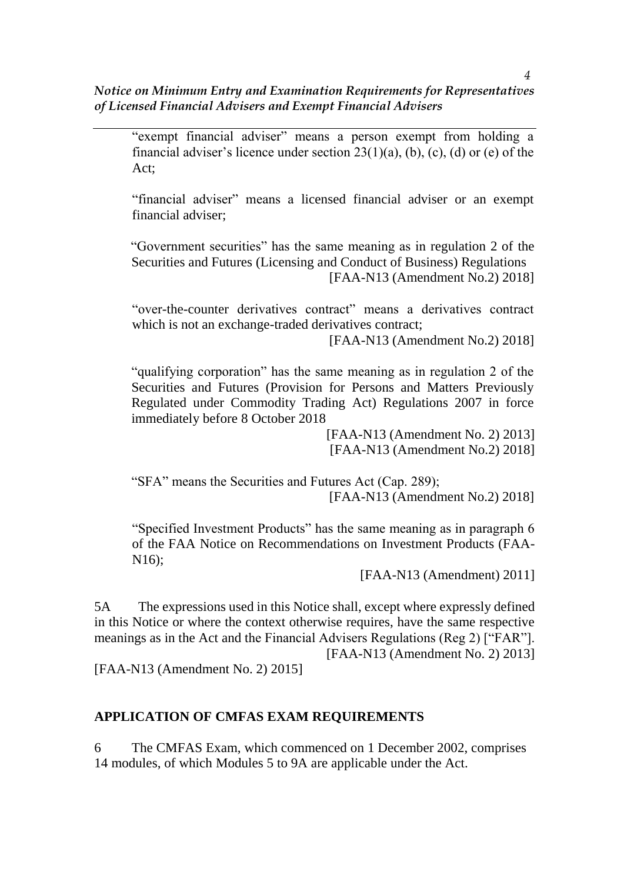"exempt financial adviser" means a person exempt from holding a financial adviser's licence under section 23(1)(a), (b), (c), (d) or (e) of the Act;

"financial adviser" means a licensed financial adviser or an exempt financial adviser;

"Government securities" has the same meaning as in regulation 2 of the Securities and Futures (Licensing and Conduct of Business) Regulations
[FAA-N13 (Amendment No.2) 2018]

"over-the-counter derivatives contract" means a derivatives contract which is not an exchange-traded derivatives contract;
[FAA-N13 (Amendment No.2) 2018]

"qualifying corporation" has the same meaning as in regulation 2 of the Securities and Futures (Provision for Persons and Matters Previously Regulated under Commodity Trading Act) Regulations 2007 in force immediately before 8 October 2018
[FAA-N13 (Amendment No. 2) 2013]
[FAA-N13 (Amendment No.2) 2018]

"SFA" means the Securities and Futures Act (Cap. 289);
[FAA-N13 (Amendment No.2) 2018]

"Specified Investment Products" has the same meaning as in paragraph 6 of the FAA Notice on Recommendations on Investment Products (FAA-N16);
[FAA-N13 (Amendment) 2011]

5A The expressions used in this Notice shall, except where expressly defined in this Notice or where the context otherwise requires, have the same respective meanings as in the Act and the Financial Advisers Regulations (Reg 2) ["FAR"].
[FAA-N13 (Amendment No. 2) 2013]
[FAA-N13 (Amendment No. 2) 2015]

## APPLICATION OF CMFAS EXAM REQUIREMENTS

6 The CMFAS Exam, which commenced on 1 December 2002, comprises 14 modules, of which Modules 5 to 9A are applicable under the Act.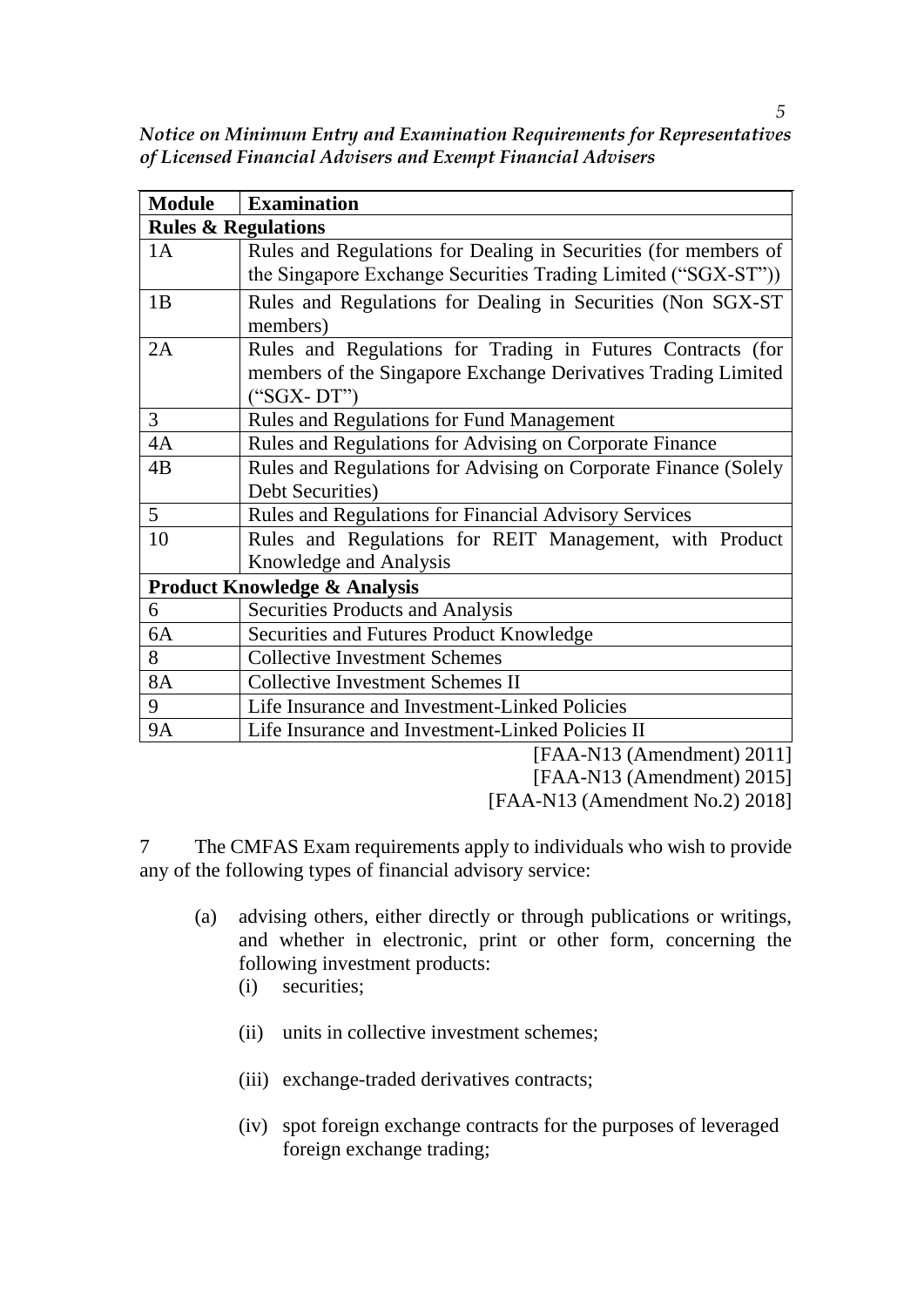| Module | Examination |
| --- | --- |
| **Rules & Regulations** | |
| 1A | Rules and Regulations for Dealing in Securities (for members of the Singapore Exchange Securities Trading Limited ("SGX-ST")) |
| 1B | Rules and Regulations for Dealing in Securities (Non SGX-ST members) |
| 2A | Rules and Regulations for Trading in Futures Contracts (for members of the Singapore Exchange Derivatives Trading Limited ("SGX- DT") |
| 3 | Rules and Regulations for Fund Management |
| 4A | Rules and Regulations for Advising on Corporate Finance |
| 4B | Rules and Regulations for Advising on Corporate Finance (Solely Debt Securities) |
| 5 | Rules and Regulations for Financial Advisory Services |
| 10 | Rules and Regulations for REIT Management, with Product Knowledge and Analysis |
| **Product Knowledge & Analysis** | |
| 6 | Securities Products and Analysis |
| 6A | Securities and Futures Product Knowledge |
| 8 | Collective Investment Schemes |
| 8A | Collective Investment Schemes II |
| 9 | Life Insurance and Investment-Linked Policies |
| 9A | Life Insurance and Investment-Linked Policies II |

[FAA-N13 (Amendment) 2011]
[FAA-N13 (Amendment) 2015]
[FAA-N13 (Amendment No.2) 2018]

7 The CMFAS Exam requirements apply to individuals who wish to provide any of the following types of financial advisory service:

(a) advising others, either directly or through publications or writings, and whether in electronic, print or other form, concerning the following investment products:

(i) securities;

(ii) units in collective investment schemes;

(iii) exchange-traded derivatives contracts;

(iv) spot foreign exchange contracts for the purposes of leveraged foreign exchange trading;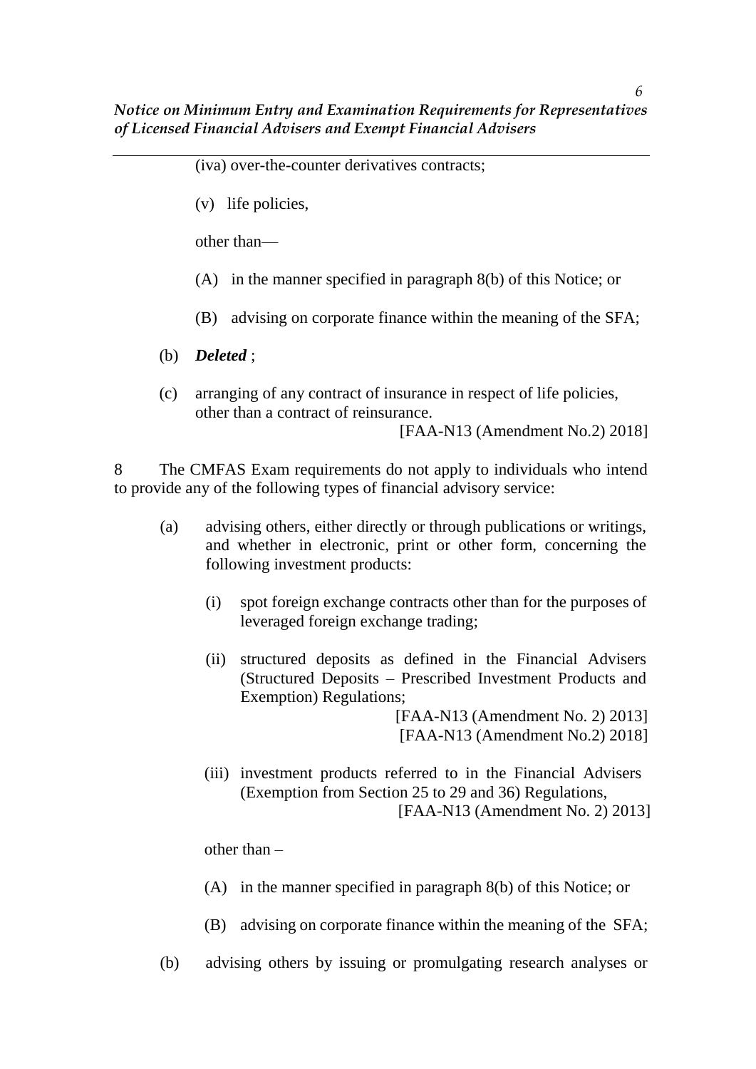(iva) over-the-counter derivatives contracts;

(v) life policies,

other than—

(A) in the manner specified in paragraph 8(b) of this Notice; or

(B) advising on corporate finance within the meaning of the SFA;

(b) ***Deleted*** ;

(c) arranging of any contract of insurance in respect of life policies, other than a contract of reinsurance.

[FAA-N13 (Amendment No.2) 2018]

8 The CMFAS Exam requirements do not apply to individuals who intend to provide any of the following types of financial advisory service:

(a) advising others, either directly or through publications or writings, and whether in electronic, print or other form, concerning the following investment products:

(i) spot foreign exchange contracts other than for the purposes of leveraged foreign exchange trading;

(ii) structured deposits as defined in the Financial Advisers (Structured Deposits – Prescribed Investment Products and Exemption) Regulations;

[FAA-N13 (Amendment No. 2) 2013]
[FAA-N13 (Amendment No.2) 2018]

(iii) investment products referred to in the Financial Advisers (Exemption from Section 25 to 29 and 36) Regulations,

[FAA-N13 (Amendment No. 2) 2013]

other than –

(A) in the manner specified in paragraph 8(b) of this Notice; or

(B) advising on corporate finance within the meaning of the SFA;

(b) advising others by issuing or promulgating research analyses or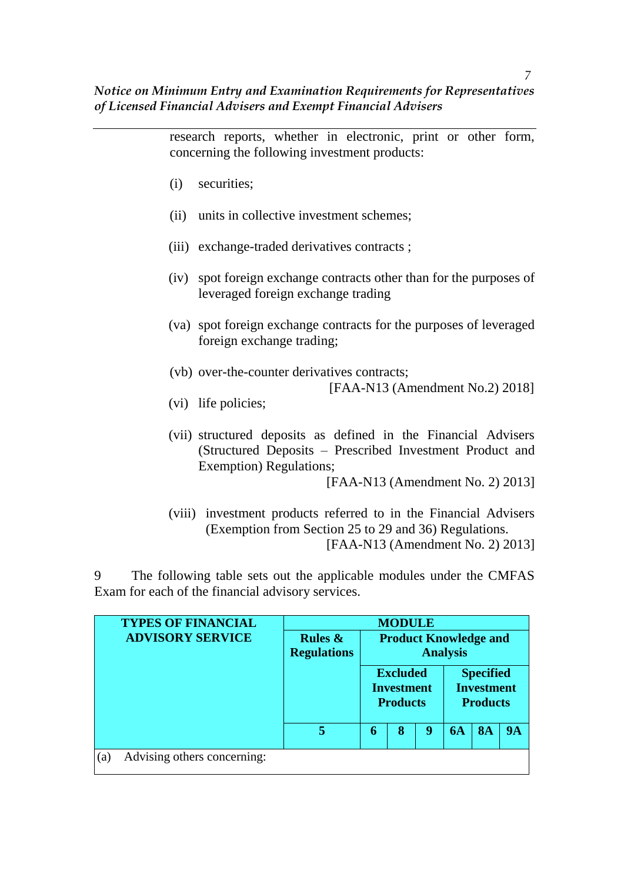research reports, whether in electronic, print or other form, concerning the following investment products:

(i) securities;

(ii) units in collective investment schemes;

(iii) exchange-traded derivatives contracts ;

(iv) spot foreign exchange contracts other than for the purposes of leveraged foreign exchange trading

(va) spot foreign exchange contracts for the purposes of leveraged foreign exchange trading;

(vb) over-the-counter derivatives contracts;

[FAA-N13 (Amendment No.2) 2018]

(vi) life policies;

(vii) structured deposits as defined in the Financial Advisers (Structured Deposits – Prescribed Investment Product and Exemption) Regulations;

[FAA-N13 (Amendment No. 2) 2013]

(viii) investment products referred to in the Financial Advisers (Exemption from Section 25 to 29 and 36) Regulations.

[FAA-N13 (Amendment No. 2) 2013]

9 The following table sets out the applicable modules under the CMFAS Exam for each of the financial advisory services.

| **TYPES OF FINANCIAL ADVISORY SERVICE** | **MODULE** | | | | | | |
|---|---|---|---|---|---|---|---|
| | **Rules & Regulations** | **Product Knowledge and Analysis** | | | | | |
| | | **Excluded Investment Products** | | | **Specified Investment Products** | | |
| | **5** | **6** | **8** | **9** | **6A** | **8A** | **9A** |
| (a) Advising others concerning: | | | | | | | |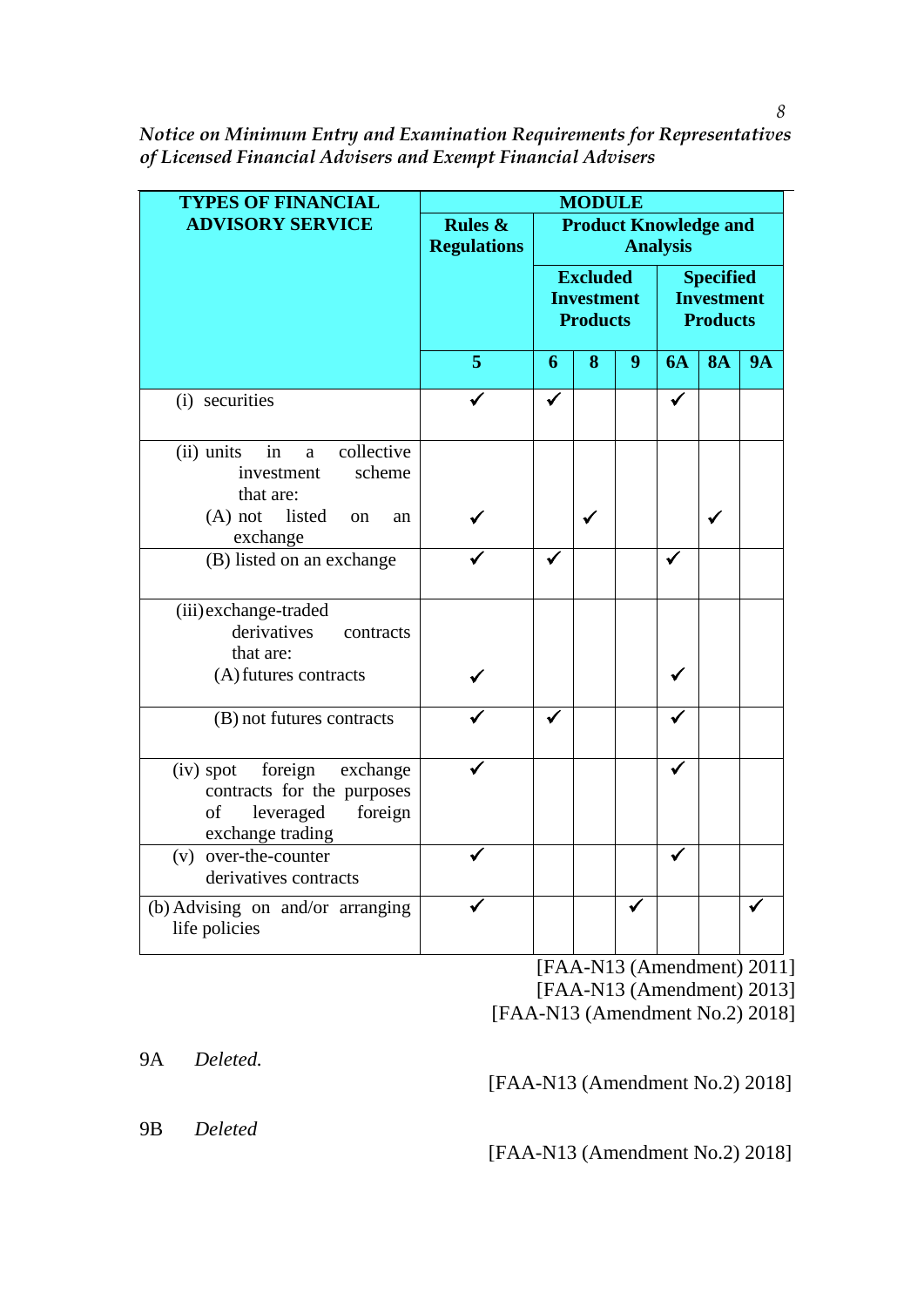| TYPES OF FINANCIAL ADVISORY SERVICE | MODULE | | | | | | |
|---|---|---|---|---|---|---|---|
| | Rules & Regulations | Product Knowledge and Analysis | | | | | |
| | | Excluded Investment Products | | | Specified Investment Products | | |
| | 5 | 6 | 8 | 9 | 6A | 8A | 9A |
| (i) securities | ✓ | ✓ | | | ✓ | | |
| (ii) units in a collective investment scheme that are: (A) not listed on an exchange | ✓ | | ✓ | | | ✓ | |
| (B) listed on an exchange | ✓ | ✓ | | | ✓ | | |
| (iii) exchange-traded derivatives contracts that are: (A) futures contracts | ✓ | | | | ✓ | | |
| (B) not futures contracts | ✓ | ✓ | | | ✓ | | |
| (iv) spot foreign exchange contracts for the purposes of leveraged foreign exchange trading | ✓ | | | | ✓ | | |
| (v) over-the-counter derivatives contracts | ✓ | | | | ✓ | | |
| (b) Advising on and/or arranging life policies | ✓ | | | ✓ | | | ✓ |

[FAA-N13 (Amendment) 2011]
[FAA-N13 (Amendment) 2013]
[FAA-N13 (Amendment No.2) 2018]

9A *Deleted.*

[FAA-N13 (Amendment No.2) 2018]

9B *Deleted*

[FAA-N13 (Amendment No.2) 2018]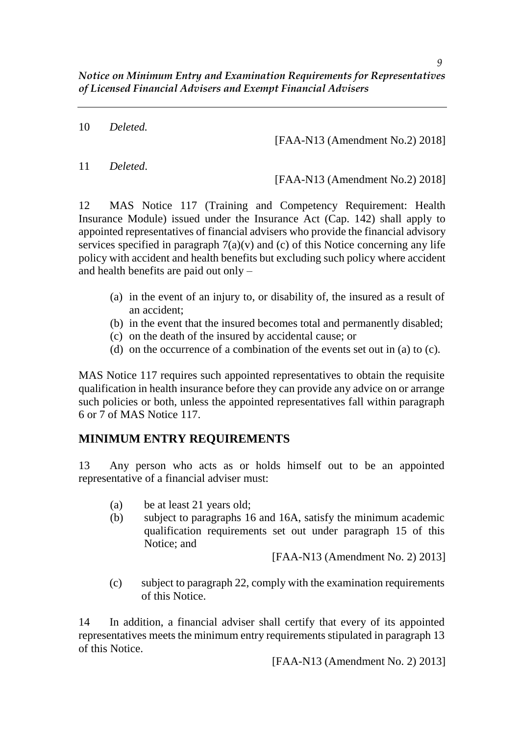10 *Deleted.*

[FAA-N13 (Amendment No.2) 2018]

11 *Deleted.*

[FAA-N13 (Amendment No.2) 2018]

12 MAS Notice 117 (Training and Competency Requirement: Health Insurance Module) issued under the Insurance Act (Cap. 142) shall apply to appointed representatives of financial advisers who provide the financial advisory services specified in paragraph 7(a)(v) and (c) of this Notice concerning any life policy with accident and health benefits but excluding such policy where accident and health benefits are paid out only –

(a) in the event of an injury to, or disability of, the insured as a result of an accident;
(b) in the event that the insured becomes total and permanently disabled;
(c) on the death of the insured by accidental cause; or
(d) on the occurrence of a combination of the events set out in (a) to (c).

MAS Notice 117 requires such appointed representatives to obtain the requisite qualification in health insurance before they can provide any advice on or arrange such policies or both, unless the appointed representatives fall within paragraph 6 or 7 of MAS Notice 117.

## MINIMUM ENTRY REQUIREMENTS

13 Any person who acts as or holds himself out to be an appointed representative of a financial adviser must:

(a) be at least 21 years old;
(b) subject to paragraphs 16 and 16A, satisfy the minimum academic qualification requirements set out under paragraph 15 of this Notice; and

[FAA-N13 (Amendment No. 2) 2013]

(c) subject to paragraph 22, comply with the examination requirements of this Notice.

14 In addition, a financial adviser shall certify that every of its appointed representatives meets the minimum entry requirements stipulated in paragraph 13 of this Notice.

[FAA-N13 (Amendment No. 2) 2013]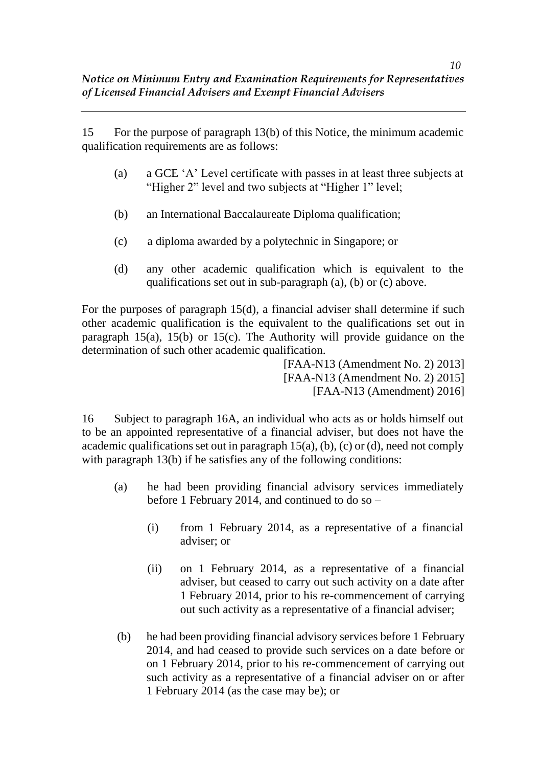15 For the purpose of paragraph 13(b) of this Notice, the minimum academic qualification requirements are as follows:

- (a) a GCE 'A' Level certificate with passes in at least three subjects at "Higher 2" level and two subjects at "Higher 1" level;
- (b) an International Baccalaureate Diploma qualification;
- (c) a diploma awarded by a polytechnic in Singapore; or
- (d) any other academic qualification which is equivalent to the qualifications set out in sub-paragraph (a), (b) or (c) above.

For the purposes of paragraph 15(d), a financial adviser shall determine if such other academic qualification is the equivalent to the qualifications set out in paragraph 15(a), 15(b) or 15(c). The Authority will provide guidance on the determination of such other academic qualification.

[FAA-N13 (Amendment No. 2) 2013]
[FAA-N13 (Amendment No. 2) 2015]
[FAA-N13 (Amendment) 2016]

16 Subject to paragraph 16A, an individual who acts as or holds himself out to be an appointed representative of a financial adviser, but does not have the academic qualifications set out in paragraph 15(a), (b), (c) or (d), need not comply with paragraph 13(b) if he satisfies any of the following conditions:

- (a) he had been providing financial advisory services immediately before 1 February 2014, and continued to do so –
  - (i) from 1 February 2014, as a representative of a financial adviser; or
  - (ii) on 1 February 2014, as a representative of a financial adviser, but ceased to carry out such activity on a date after 1 February 2014, prior to his re-commencement of carrying out such activity as a representative of a financial adviser;
- (b) he had been providing financial advisory services before 1 February 2014, and had ceased to provide such services on a date before or on 1 February 2014, prior to his re-commencement of carrying out such activity as a representative of a financial adviser on or after 1 February 2014 (as the case may be); or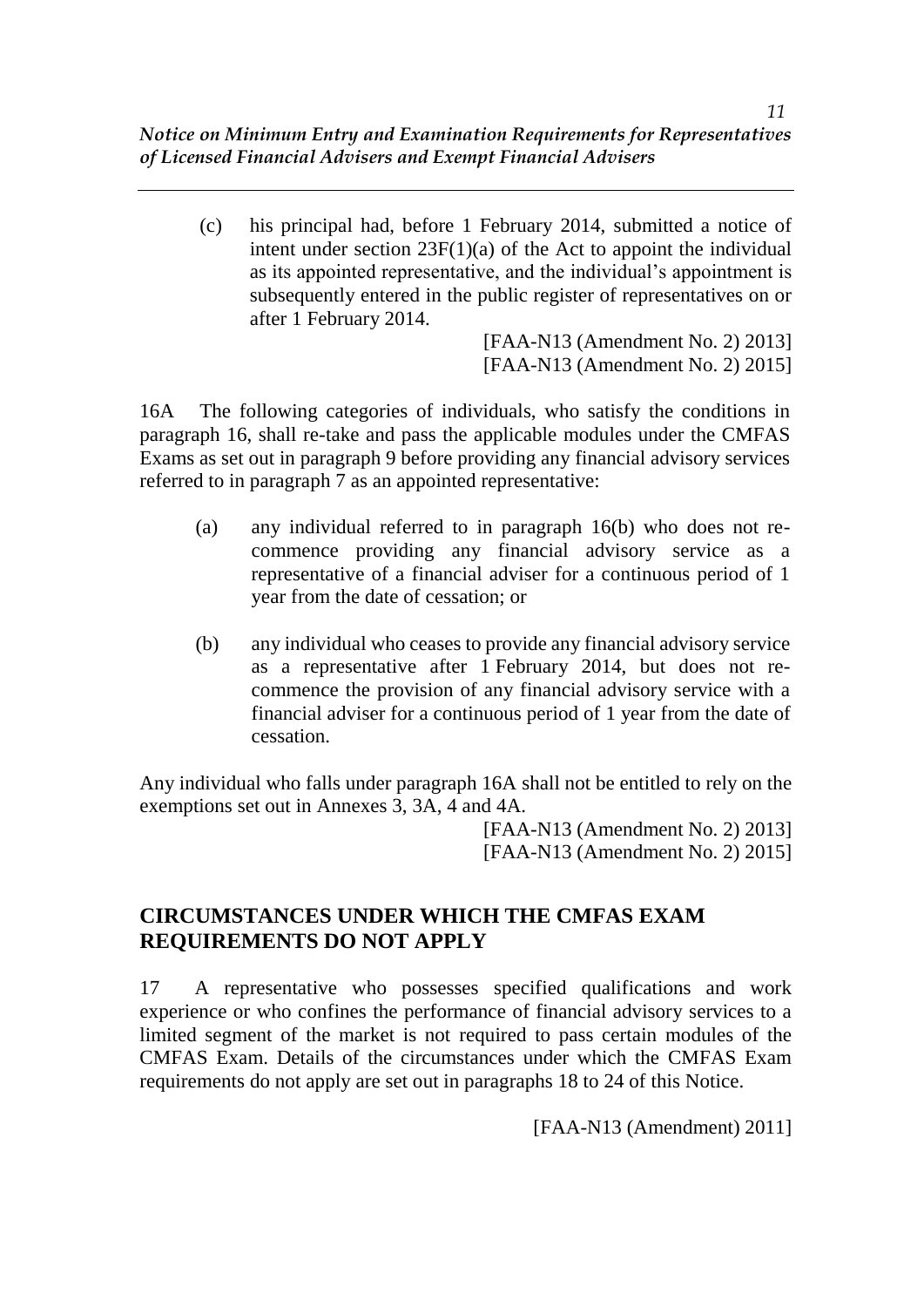(c) his principal had, before 1 February 2014, submitted a notice of intent under section 23F(1)(a) of the Act to appoint the individual as its appointed representative, and the individual's appointment is subsequently entered in the public register of representatives on or after 1 February 2014.

[FAA-N13 (Amendment No. 2) 2013]
[FAA-N13 (Amendment No. 2) 2015]

16A The following categories of individuals, who satisfy the conditions in paragraph 16, shall re-take and pass the applicable modules under the CMFAS Exams as set out in paragraph 9 before providing any financial advisory services referred to in paragraph 7 as an appointed representative:

(a) any individual referred to in paragraph 16(b) who does not re-commence providing any financial advisory service as a representative of a financial adviser for a continuous period of 1 year from the date of cessation; or

(b) any individual who ceases to provide any financial advisory service as a representative after 1 February 2014, but does not re-commence the provision of any financial advisory service with a financial adviser for a continuous period of 1 year from the date of cessation.

Any individual who falls under paragraph 16A shall not be entitled to rely on the exemptions set out in Annexes 3, 3A, 4 and 4A.

[FAA-N13 (Amendment No. 2) 2013]
[FAA-N13 (Amendment No. 2) 2015]

## CIRCUMSTANCES UNDER WHICH THE CMFAS EXAM REQUIREMENTS DO NOT APPLY

17 A representative who possesses specified qualifications and work experience or who confines the performance of financial advisory services to a limited segment of the market is not required to pass certain modules of the CMFAS Exam. Details of the circumstances under which the CMFAS Exam requirements do not apply are set out in paragraphs 18 to 24 of this Notice.

[FAA-N13 (Amendment) 2011]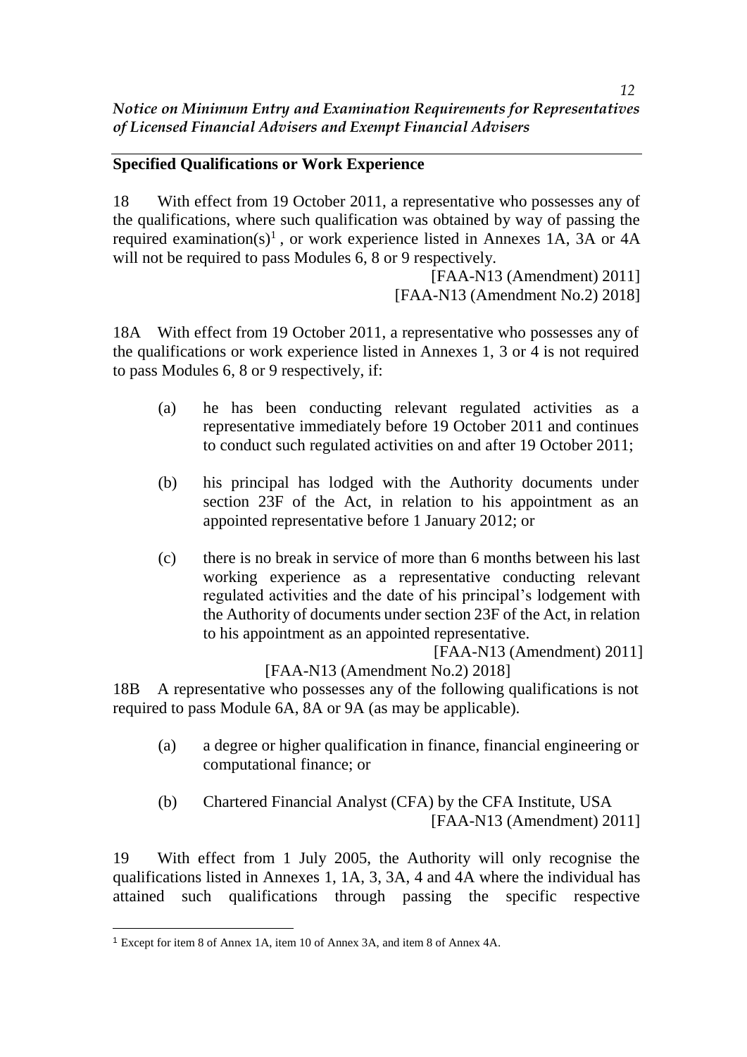## Specified Qualifications or Work Experience

18 With effect from 19 October 2011, a representative who possesses any of the qualifications, where such qualification was obtained by way of passing the required examination(s)[1], or work experience listed in Annexes 1A, 3A or 4A will not be required to pass Modules 6, 8 or 9 respectively.

[FAA-N13 (Amendment) 2011]
[FAA-N13 (Amendment No.2) 2018]

18A With effect from 19 October 2011, a representative who possesses any of the qualifications or work experience listed in Annexes 1, 3 or 4 is not required to pass Modules 6, 8 or 9 respectively, if:

(a) he has been conducting relevant regulated activities as a representative immediately before 19 October 2011 and continues to conduct such regulated activities on and after 19 October 2011;

(b) his principal has lodged with the Authority documents under section 23F of the Act, in relation to his appointment as an appointed representative before 1 January 2012; or

(c) there is no break in service of more than 6 months between his last working experience as a representative conducting relevant regulated activities and the date of his principal's lodgement with the Authority of documents under section 23F of the Act, in relation to his appointment as an appointed representative.

[FAA-N13 (Amendment) 2011]
[FAA-N13 (Amendment No.2) 2018]

18B A representative who possesses any of the following qualifications is not required to pass Module 6A, 8A or 9A (as may be applicable).

(a) a degree or higher qualification in finance, financial engineering or computational finance; or

(b) Chartered Financial Analyst (CFA) by the CFA Institute, USA

[FAA-N13 (Amendment) 2011]

19 With effect from 1 July 2005, the Authority will only recognise the qualifications listed in Annexes 1, 1A, 3, 3A, 4 and 4A where the individual has attained such qualifications through passing the specific respective

[1] Except for item 8 of Annex 1A, item 10 of Annex 3A, and item 8 of Annex 4A.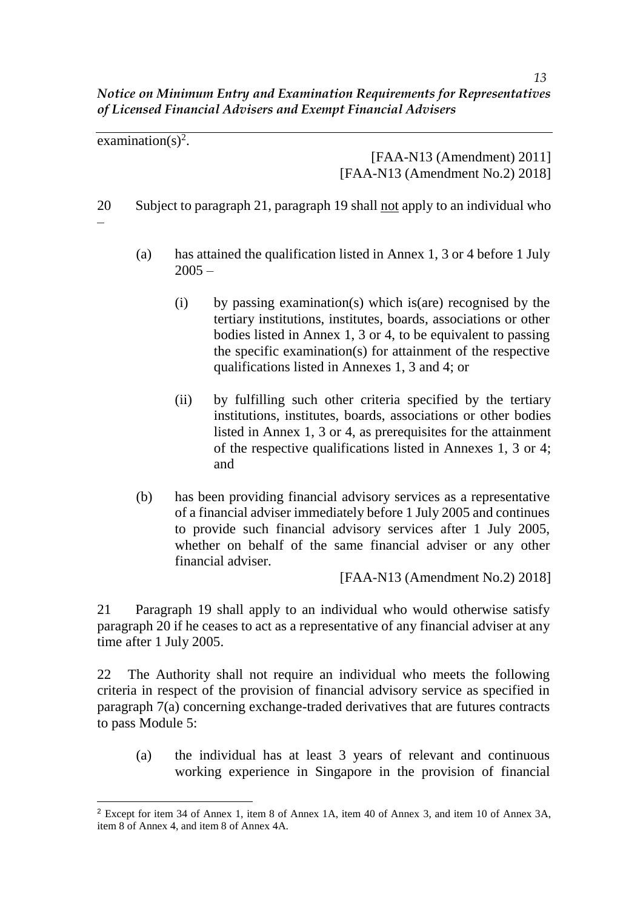examination(s)[2].

[FAA-N13 (Amendment) 2011]
[FAA-N13 (Amendment No.2) 2018]

20 Subject to paragraph 21, paragraph 19 shall <u>not</u> apply to an individual who –

(a) has attained the qualification listed in Annex 1, 3 or 4 before 1 July 2005 –

(i) by passing examination(s) which is(are) recognised by the tertiary institutions, institutes, boards, associations or other bodies listed in Annex 1, 3 or 4, to be equivalent to passing the specific examination(s) for attainment of the respective qualifications listed in Annexes 1, 3 and 4; or

(ii) by fulfilling such other criteria specified by the tertiary institutions, institutes, boards, associations or other bodies listed in Annex 1, 3 or 4, as prerequisites for the attainment of the respective qualifications listed in Annexes 1, 3 or 4; and

(b) has been providing financial advisory services as a representative of a financial adviser immediately before 1 July 2005 and continues to provide such financial advisory services after 1 July 2005, whether on behalf of the same financial adviser or any other financial adviser.

[FAA-N13 (Amendment No.2) 2018]

21 Paragraph 19 shall apply to an individual who would otherwise satisfy paragraph 20 if he ceases to act as a representative of any financial adviser at any time after 1 July 2005.

22 The Authority shall not require an individual who meets the following criteria in respect of the provision of financial advisory service as specified in paragraph 7(a) concerning exchange-traded derivatives that are futures contracts to pass Module 5:

(a) the individual has at least 3 years of relevant and continuous working experience in Singapore in the provision of financial

---

[2] Except for item 34 of Annex 1, item 8 of Annex 1A, item 40 of Annex 3, and item 10 of Annex 3A, item 8 of Annex 4, and item 8 of Annex 4A.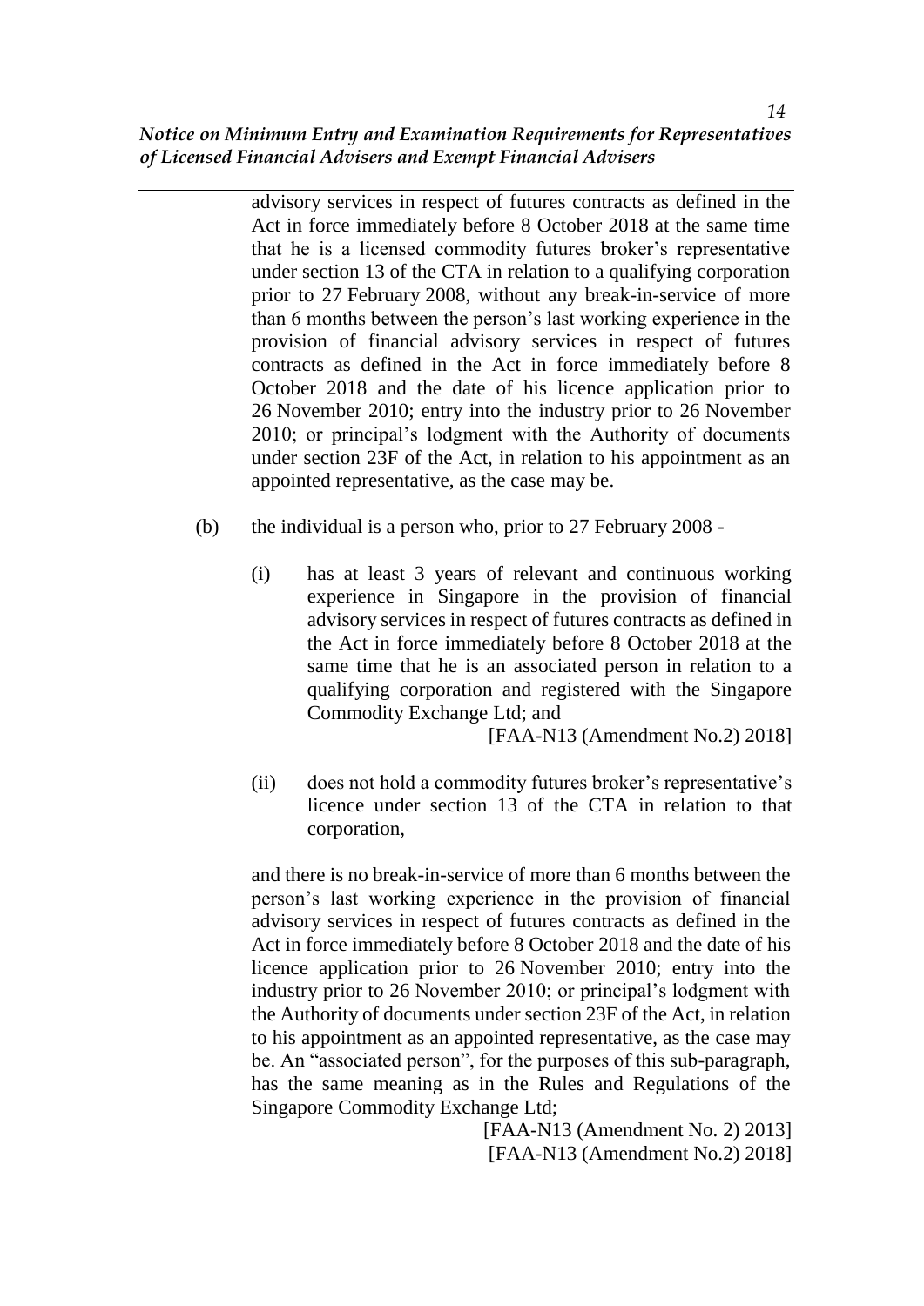advisory services in respect of futures contracts as defined in the Act in force immediately before 8 October 2018 at the same time that he is a licensed commodity futures broker's representative under section 13 of the CTA in relation to a qualifying corporation prior to 27 February 2008, without any break-in-service of more than 6 months between the person's last working experience in the provision of financial advisory services in respect of futures contracts as defined in the Act in force immediately before 8 October 2018 and the date of his licence application prior to 26 November 2010; entry into the industry prior to 26 November 2010; or principal's lodgment with the Authority of documents under section 23F of the Act, in relation to his appointment as an appointed representative, as the case may be.

(b) the individual is a person who, prior to 27 February 2008 -

(i) has at least 3 years of relevant and continuous working experience in Singapore in the provision of financial advisory services in respect of futures contracts as defined in the Act in force immediately before 8 October 2018 at the same time that he is an associated person in relation to a qualifying corporation and registered with the Singapore Commodity Exchange Ltd; and

[FAA-N13 (Amendment No.2) 2018]

(ii) does not hold a commodity futures broker's representative's licence under section 13 of the CTA in relation to that corporation,

and there is no break-in-service of more than 6 months between the person's last working experience in the provision of financial advisory services in respect of futures contracts as defined in the Act in force immediately before 8 October 2018 and the date of his licence application prior to 26 November 2010; entry into the industry prior to 26 November 2010; or principal's lodgment with the Authority of documents under section 23F of the Act, in relation to his appointment as an appointed representative, as the case may be. An "associated person", for the purposes of this sub-paragraph, has the same meaning as in the Rules and Regulations of the Singapore Commodity Exchange Ltd;

[FAA-N13 (Amendment No. 2) 2013]
[FAA-N13 (Amendment No.2) 2018]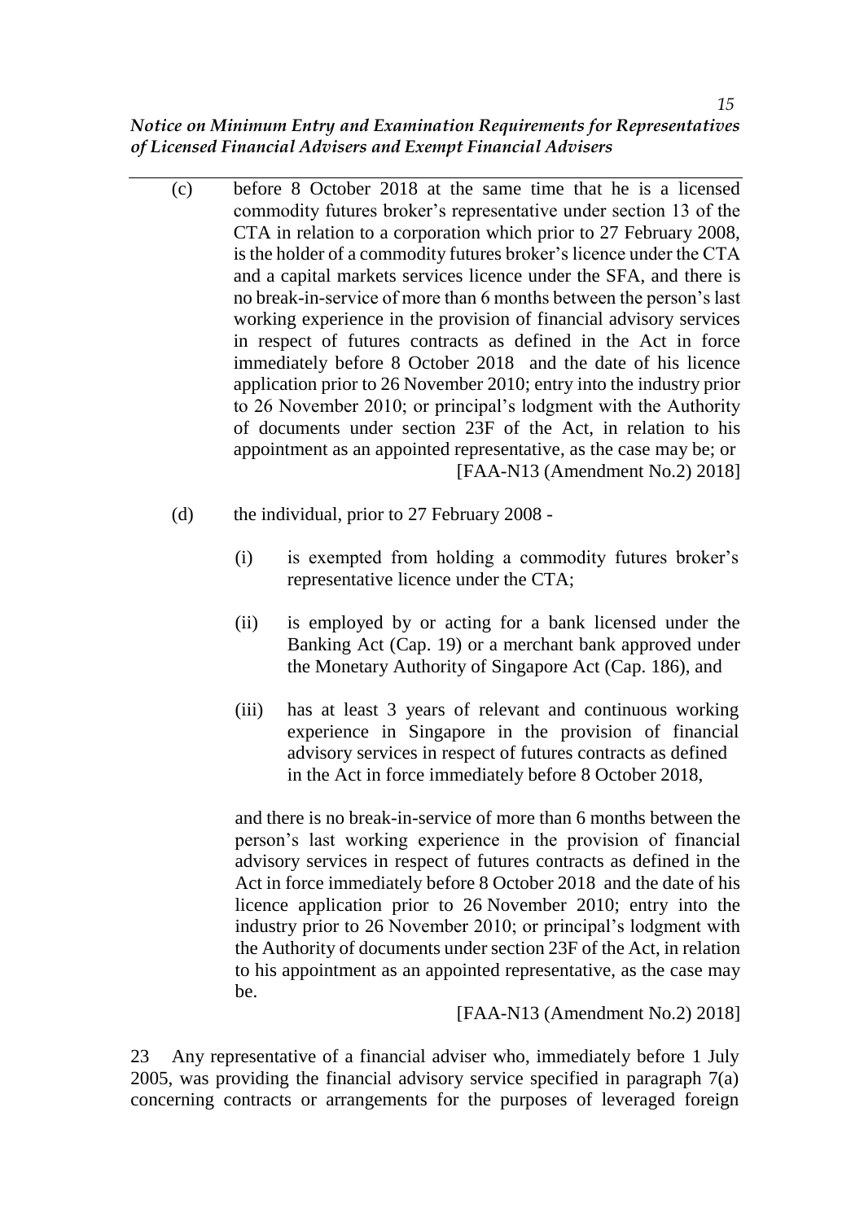(c) before 8 October 2018 at the same time that he is a licensed commodity futures broker's representative under section 13 of the CTA in relation to a corporation which prior to 27 February 2008, is the holder of a commodity futures broker's licence under the CTA and a capital markets services licence under the SFA, and there is no break-in-service of more than 6 months between the person's last working experience in the provision of financial advisory services in respect of futures contracts as defined in the Act in force immediately before 8 October 2018 and the date of his licence application prior to 26 November 2010; entry into the industry prior to 26 November 2010; or principal's lodgment with the Authority of documents under section 23F of the Act, in relation to his appointment as an appointed representative, as the case may be; or [FAA-N13 (Amendment No.2) 2018]

(d) the individual, prior to 27 February 2008 -

(i) is exempted from holding a commodity futures broker's representative licence under the CTA;

(ii) is employed by or acting for a bank licensed under the Banking Act (Cap. 19) or a merchant bank approved under the Monetary Authority of Singapore Act (Cap. 186), and

(iii) has at least 3 years of relevant and continuous working experience in Singapore in the provision of financial advisory services in respect of futures contracts as defined in the Act in force immediately before 8 October 2018,

and there is no break-in-service of more than 6 months between the person's last working experience in the provision of financial advisory services in respect of futures contracts as defined in the Act in force immediately before 8 October 2018 and the date of his licence application prior to 26 November 2010; entry into the industry prior to 26 November 2010; or principal's lodgment with the Authority of documents under section 23F of the Act, in relation to his appointment as an appointed representative, as the case may be.

[FAA-N13 (Amendment No.2) 2018]

23 Any representative of a financial adviser who, immediately before 1 July 2005, was providing the financial advisory service specified in paragraph 7(a) concerning contracts or arrangements for the purposes of leveraged foreign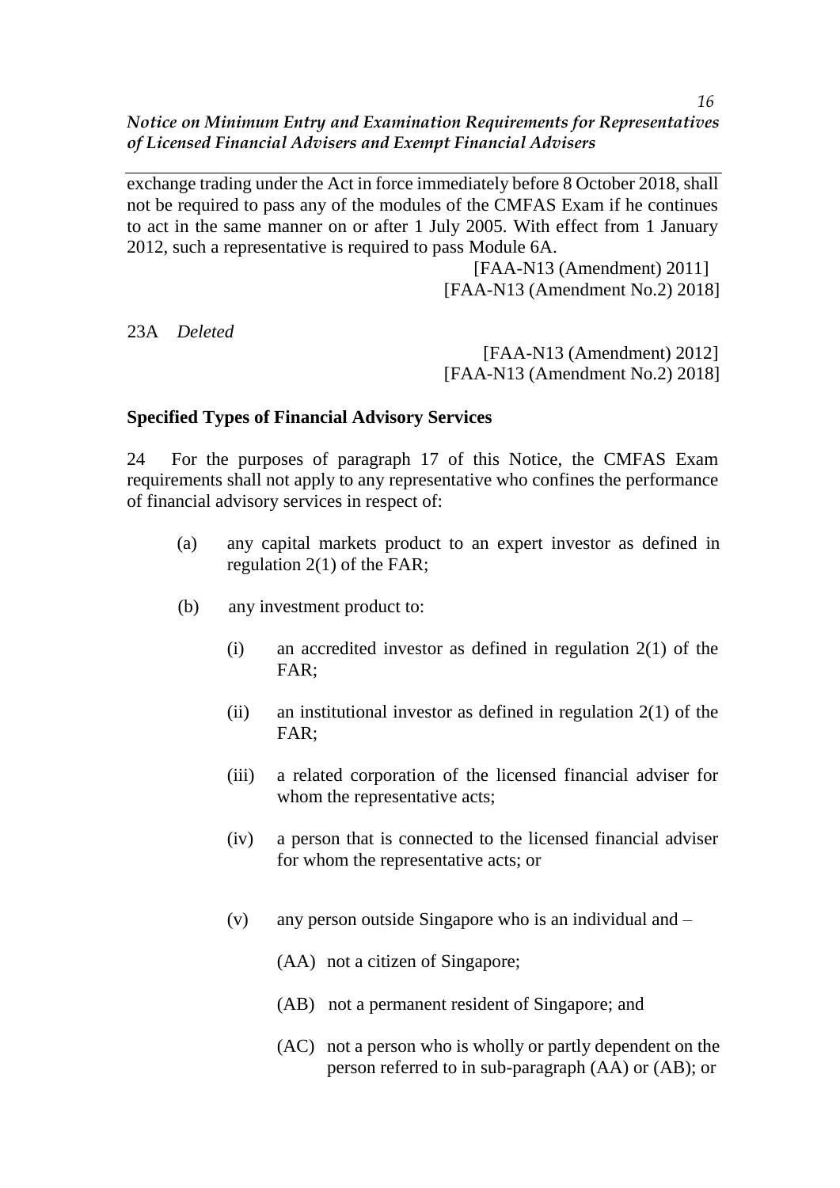exchange trading under the Act in force immediately before 8 October 2018, shall not be required to pass any of the modules of the CMFAS Exam if he continues to act in the same manner on or after 1 July 2005. With effect from 1 January 2012, such a representative is required to pass Module 6A.

[FAA-N13 (Amendment) 2011]
[FAA-N13 (Amendment No.2) 2018]

23A *Deleted*

[FAA-N13 (Amendment) 2012]
[FAA-N13 (Amendment No.2) 2018]

**Specified Types of Financial Advisory Services**

24 For the purposes of paragraph 17 of this Notice, the CMFAS Exam requirements shall not apply to any representative who confines the performance of financial advisory services in respect of:

(a) any capital markets product to an expert investor as defined in regulation 2(1) of the FAR;

(b) any investment product to:

(i) an accredited investor as defined in regulation 2(1) of the FAR;

(ii) an institutional investor as defined in regulation 2(1) of the FAR;

(iii) a related corporation of the licensed financial adviser for whom the representative acts;

(iv) a person that is connected to the licensed financial adviser for whom the representative acts; or

(v) any person outside Singapore who is an individual and –

(AA) not a citizen of Singapore;

(AB) not a permanent resident of Singapore; and

(AC) not a person who is wholly or partly dependent on the person referred to in sub-paragraph (AA) or (AB); or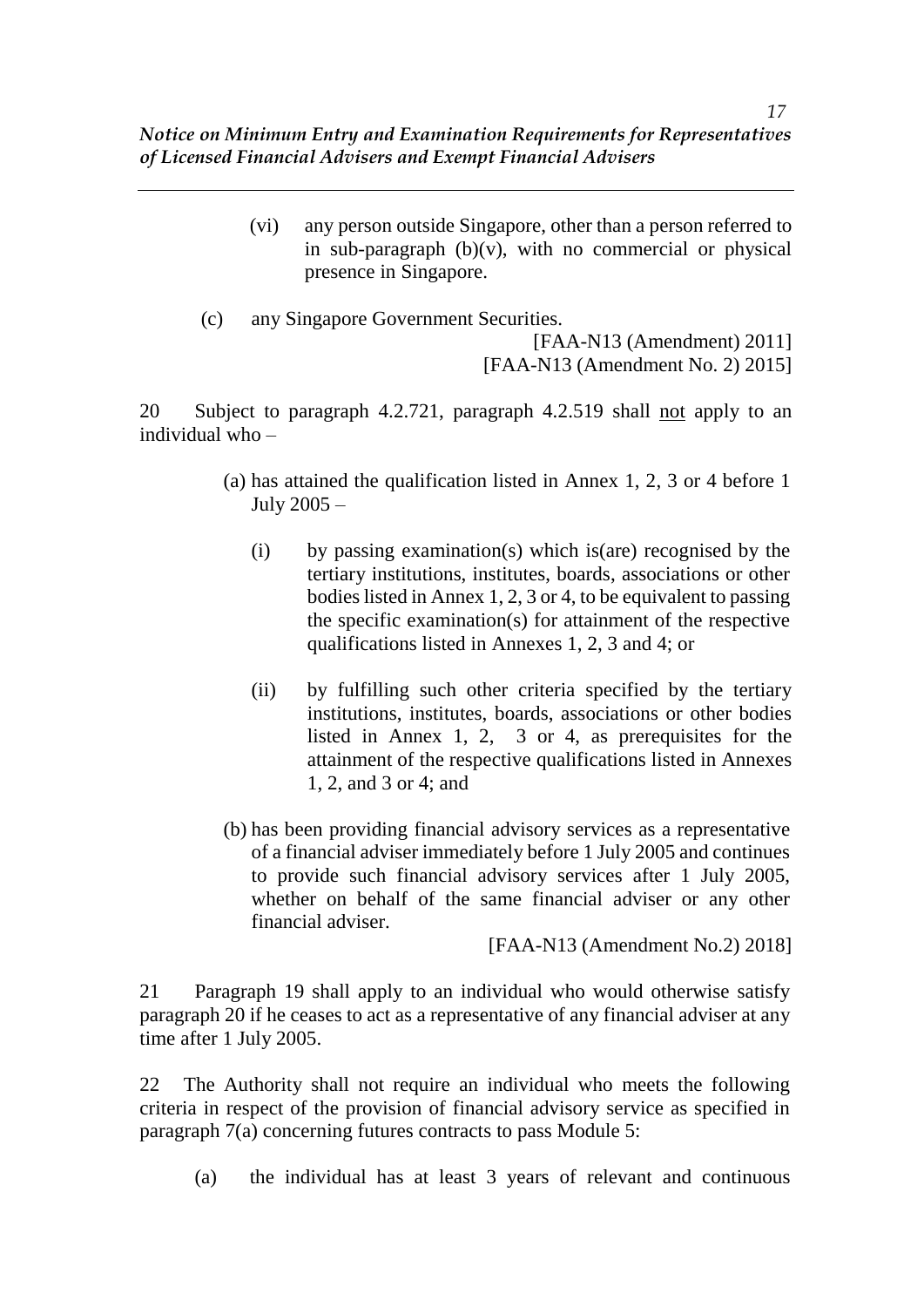(vi) any person outside Singapore, other than a person referred to in sub-paragraph (b)(v), with no commercial or physical presence in Singapore.

(c) any Singapore Government Securities.

[FAA-N13 (Amendment) 2011]
[FAA-N13 (Amendment No. 2) 2015]

20 Subject to paragraph 4.2.721, paragraph 4.2.519 shall <u>not</u> apply to an individual who –

(a) has attained the qualification listed in Annex 1, 2, 3 or 4 before 1 July 2005 –

(i) by passing examination(s) which is(are) recognised by the tertiary institutions, institutes, boards, associations or other bodies listed in Annex 1, 2, 3 or 4, to be equivalent to passing the specific examination(s) for attainment of the respective qualifications listed in Annexes 1, 2, 3 and 4; or

(ii) by fulfilling such other criteria specified by the tertiary institutions, institutes, boards, associations or other bodies listed in Annex 1, 2, 3 or 4, as prerequisites for the attainment of the respective qualifications listed in Annexes 1, 2, and 3 or 4; and

(b) has been providing financial advisory services as a representative of a financial adviser immediately before 1 July 2005 and continues to provide such financial advisory services after 1 July 2005, whether on behalf of the same financial adviser or any other financial adviser.

[FAA-N13 (Amendment No.2) 2018]

21 Paragraph 19 shall apply to an individual who would otherwise satisfy paragraph 20 if he ceases to act as a representative of any financial adviser at any time after 1 July 2005.

22 The Authority shall not require an individual who meets the following criteria in respect of the provision of financial advisory service as specified in paragraph 7(a) concerning futures contracts to pass Module 5:

(a) the individual has at least 3 years of relevant and continuous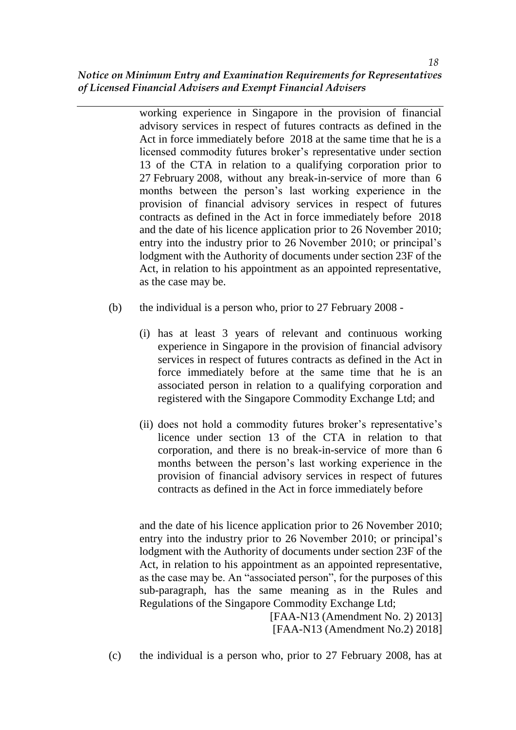working experience in Singapore in the provision of financial advisory services in respect of futures contracts as defined in the Act in force immediately before 2018 at the same time that he is a licensed commodity futures broker's representative under section 13 of the CTA in relation to a qualifying corporation prior to 27 February 2008, without any break-in-service of more than 6 months between the person's last working experience in the provision of financial advisory services in respect of futures contracts as defined in the Act in force immediately before 2018 and the date of his licence application prior to 26 November 2010; entry into the industry prior to 26 November 2010; or principal's lodgment with the Authority of documents under section 23F of the Act, in relation to his appointment as an appointed representative, as the case may be.

(b) the individual is a person who, prior to 27 February 2008 -

(i) has at least 3 years of relevant and continuous working experience in Singapore in the provision of financial advisory services in respect of futures contracts as defined in the Act in force immediately before at the same time that he is an associated person in relation to a qualifying corporation and registered with the Singapore Commodity Exchange Ltd; and

(ii) does not hold a commodity futures broker's representative's licence under section 13 of the CTA in relation to that corporation, and there is no break-in-service of more than 6 months between the person's last working experience in the provision of financial advisory services in respect of futures contracts as defined in the Act in force immediately before

and the date of his licence application prior to 26 November 2010; entry into the industry prior to 26 November 2010; or principal's lodgment with the Authority of documents under section 23F of the Act, in relation to his appointment as an appointed representative, as the case may be. An "associated person", for the purposes of this sub-paragraph, has the same meaning as in the Rules and Regulations of the Singapore Commodity Exchange Ltd;

[FAA-N13 (Amendment No. 2) 2013]
[FAA-N13 (Amendment No.2) 2018]

(c) the individual is a person who, prior to 27 February 2008, has at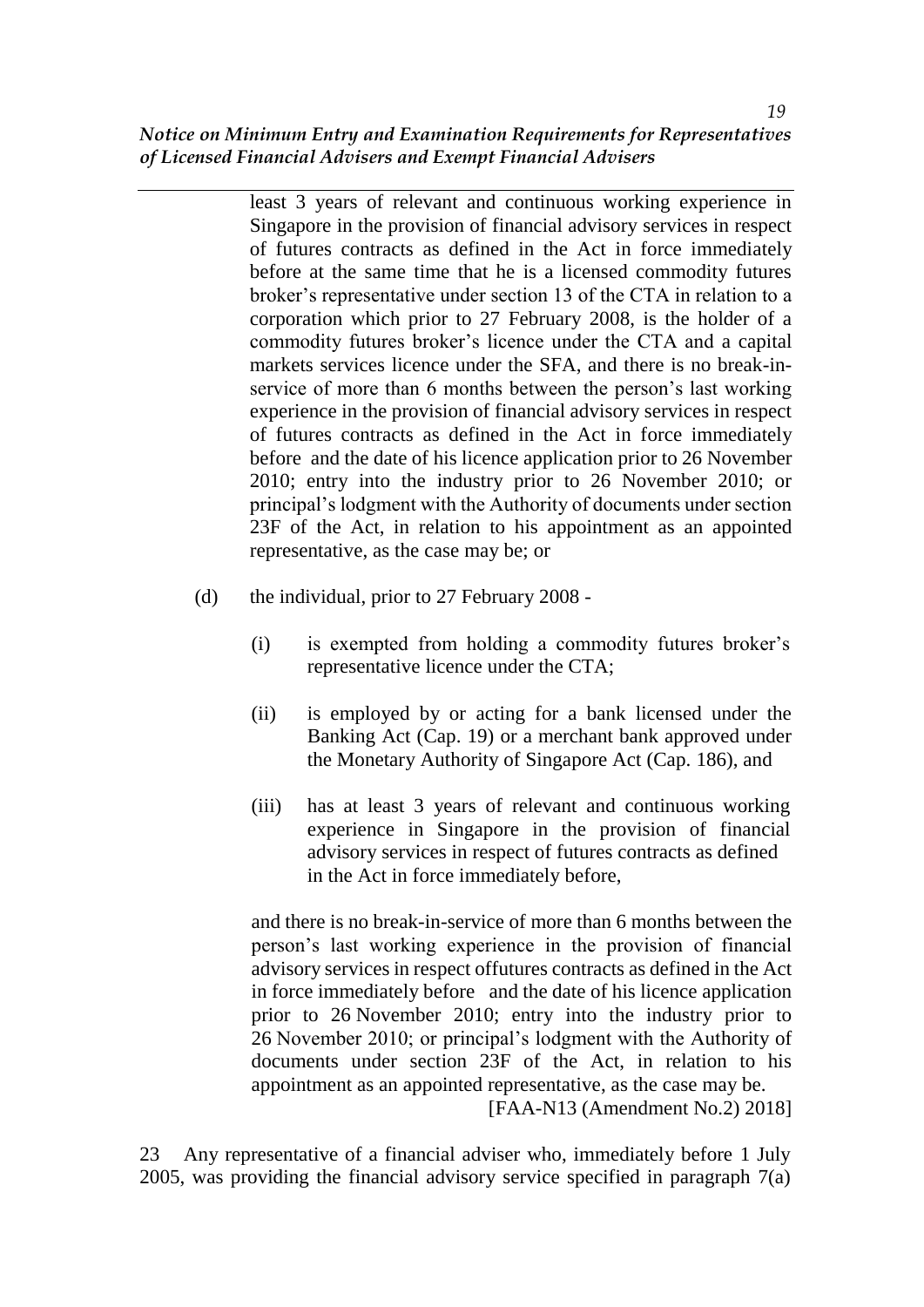least 3 years of relevant and continuous working experience in Singapore in the provision of financial advisory services in respect of futures contracts as defined in the Act in force immediately before at the same time that he is a licensed commodity futures broker's representative under section 13 of the CTA in relation to a corporation which prior to 27 February 2008, is the holder of a commodity futures broker's licence under the CTA and a capital markets services licence under the SFA, and there is no break-in-service of more than 6 months between the person's last working experience in the provision of financial advisory services in respect of futures contracts as defined in the Act in force immediately before and the date of his licence application prior to 26 November 2010; entry into the industry prior to 26 November 2010; or principal's lodgment with the Authority of documents under section 23F of the Act, in relation to his appointment as an appointed representative, as the case may be; or

(d) the individual, prior to 27 February 2008 -

   (i) is exempted from holding a commodity futures broker's representative licence under the CTA;

   (ii) is employed by or acting for a bank licensed under the Banking Act (Cap. 19) or a merchant bank approved under the Monetary Authority of Singapore Act (Cap. 186), and

   (iii) has at least 3 years of relevant and continuous working experience in Singapore in the provision of financial advisory services in respect of futures contracts as defined in the Act in force immediately before,

and there is no break-in-service of more than 6 months between the person's last working experience in the provision of financial advisory services in respect offutures contracts as defined in the Act in force immediately before and the date of his licence application prior to 26 November 2010; entry into the industry prior to 26 November 2010; or principal's lodgment with the Authority of documents under section 23F of the Act, in relation to his appointment as an appointed representative, as the case may be.

[FAA-N13 (Amendment No.2) 2018]

23 Any representative of a financial adviser who, immediately before 1 July 2005, was providing the financial advisory service specified in paragraph 7(a)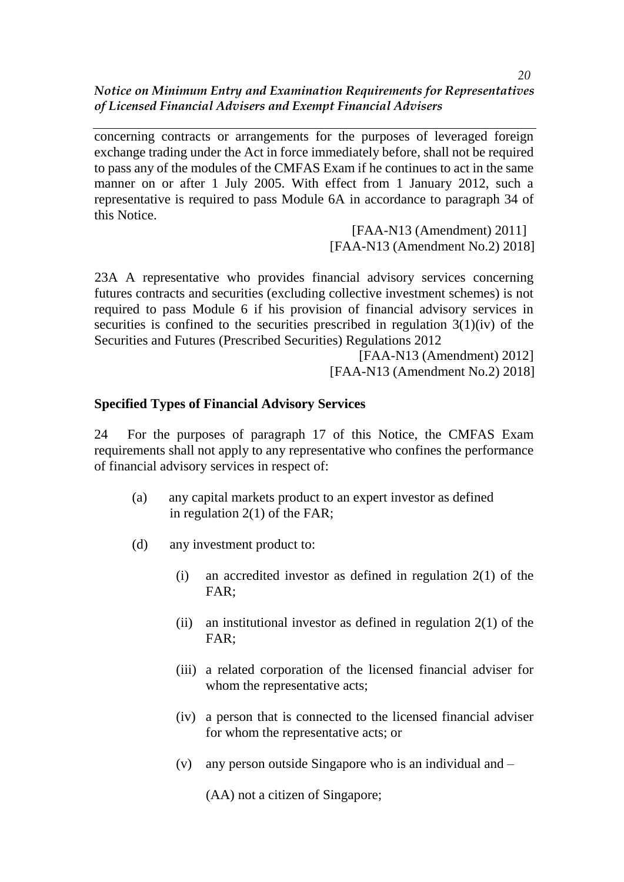concerning contracts or arrangements for the purposes of leveraged foreign exchange trading under the Act in force immediately before, shall not be required to pass any of the modules of the CMFAS Exam if he continues to act in the same manner on or after 1 July 2005. With effect from 1 January 2012, such a representative is required to pass Module 6A in accordance to paragraph 34 of this Notice.

[FAA-N13 (Amendment) 2011]
[FAA-N13 (Amendment No.2) 2018]

23A A representative who provides financial advisory services concerning futures contracts and securities (excluding collective investment schemes) is not required to pass Module 6 if his provision of financial advisory services in securities is confined to the securities prescribed in regulation 3(1)(iv) of the Securities and Futures (Prescribed Securities) Regulations 2012

[FAA-N13 (Amendment) 2012]
[FAA-N13 (Amendment No.2) 2018]

**Specified Types of Financial Advisory Services**

24 For the purposes of paragraph 17 of this Notice, the CMFAS Exam requirements shall not apply to any representative who confines the performance of financial advisory services in respect of:

(a) any capital markets product to an expert investor as defined in regulation 2(1) of the FAR;

(d) any investment product to:

(i) an accredited investor as defined in regulation 2(1) of the FAR;

(ii) an institutional investor as defined in regulation 2(1) of the FAR;

(iii) a related corporation of the licensed financial adviser for whom the representative acts;

(iv) a person that is connected to the licensed financial adviser for whom the representative acts; or

(v) any person outside Singapore who is an individual and –

(AA) not a citizen of Singapore;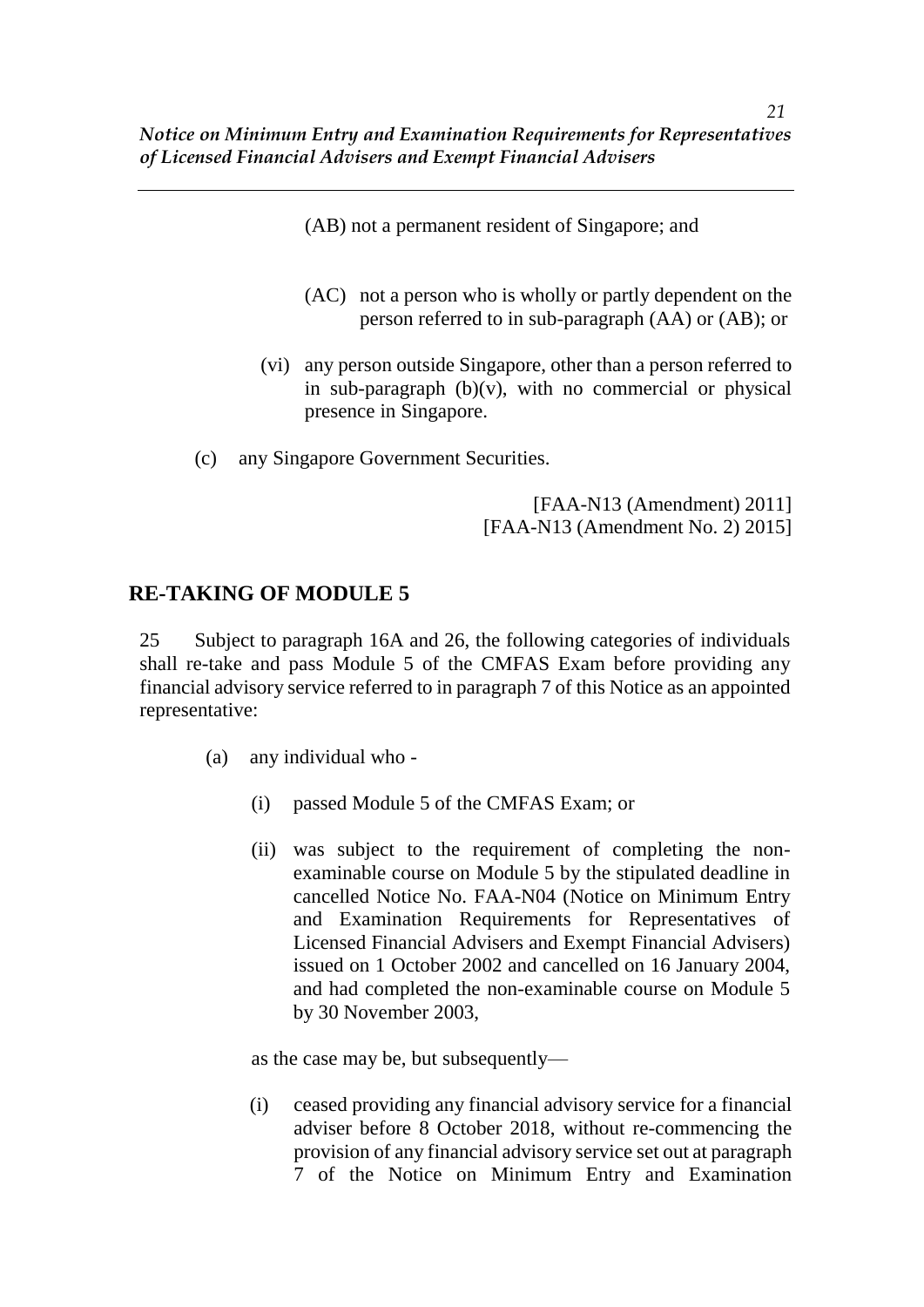(AB) not a permanent resident of Singapore; and

(AC) not a person who is wholly or partly dependent on the person referred to in sub-paragraph (AA) or (AB); or

(vi) any person outside Singapore, other than a person referred to in sub-paragraph (b)(v), with no commercial or physical presence in Singapore.

(c) any Singapore Government Securities.

[FAA-N13 (Amendment) 2011]
[FAA-N13 (Amendment No. 2) 2015]

## RE-TAKING OF MODULE 5

25 Subject to paragraph 16A and 26, the following categories of individuals shall re-take and pass Module 5 of the CMFAS Exam before providing any financial advisory service referred to in paragraph 7 of this Notice as an appointed representative:

(a) any individual who -

(i) passed Module 5 of the CMFAS Exam; or

(ii) was subject to the requirement of completing the non-examinable course on Module 5 by the stipulated deadline in cancelled Notice No. FAA-N04 (Notice on Minimum Entry and Examination Requirements for Representatives of Licensed Financial Advisers and Exempt Financial Advisers) issued on 1 October 2002 and cancelled on 16 January 2004, and had completed the non-examinable course on Module 5 by 30 November 2003,

as the case may be, but subsequently—

(i) ceased providing any financial advisory service for a financial adviser before 8 October 2018, without re-commencing the provision of any financial advisory service set out at paragraph 7 of the Notice on Minimum Entry and Examination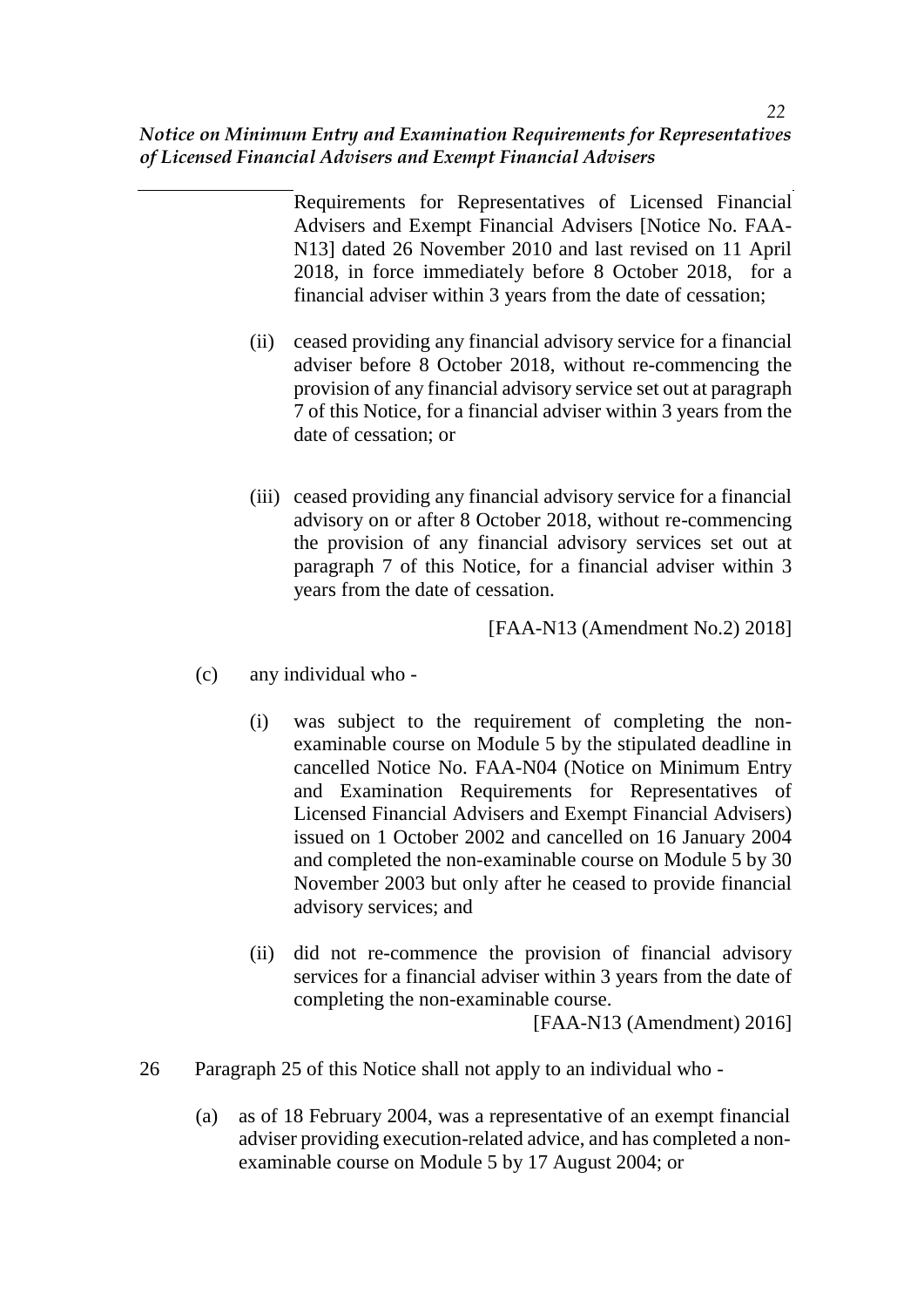Requirements for Representatives of Licensed Financial Advisers and Exempt Financial Advisers [Notice No. FAA-N13] dated 26 November 2010 and last revised on 11 April 2018, in force immediately before 8 October 2018, for a financial adviser within 3 years from the date of cessation;

(ii) ceased providing any financial advisory service for a financial adviser before 8 October 2018, without re-commencing the provision of any financial advisory service set out at paragraph 7 of this Notice, for a financial adviser within 3 years from the date of cessation; or

(iii) ceased providing any financial advisory service for a financial advisory on or after 8 October 2018, without re-commencing the provision of any financial advisory services set out at paragraph 7 of this Notice, for a financial adviser within 3 years from the date of cessation.

[FAA-N13 (Amendment No.2) 2018]

(c) any individual who -

(i) was subject to the requirement of completing the non-examinable course on Module 5 by the stipulated deadline in cancelled Notice No. FAA-N04 (Notice on Minimum Entry and Examination Requirements for Representatives of Licensed Financial Advisers and Exempt Financial Advisers) issued on 1 October 2002 and cancelled on 16 January 2004 and completed the non-examinable course on Module 5 by 30 November 2003 but only after he ceased to provide financial advisory services; and

(ii) did not re-commence the provision of financial advisory services for a financial adviser within 3 years from the date of completing the non-examinable course.

[FAA-N13 (Amendment) 2016]

26 Paragraph 25 of this Notice shall not apply to an individual who -

(a) as of 18 February 2004, was a representative of an exempt financial adviser providing execution-related advice, and has completed a non-examinable course on Module 5 by 17 August 2004; or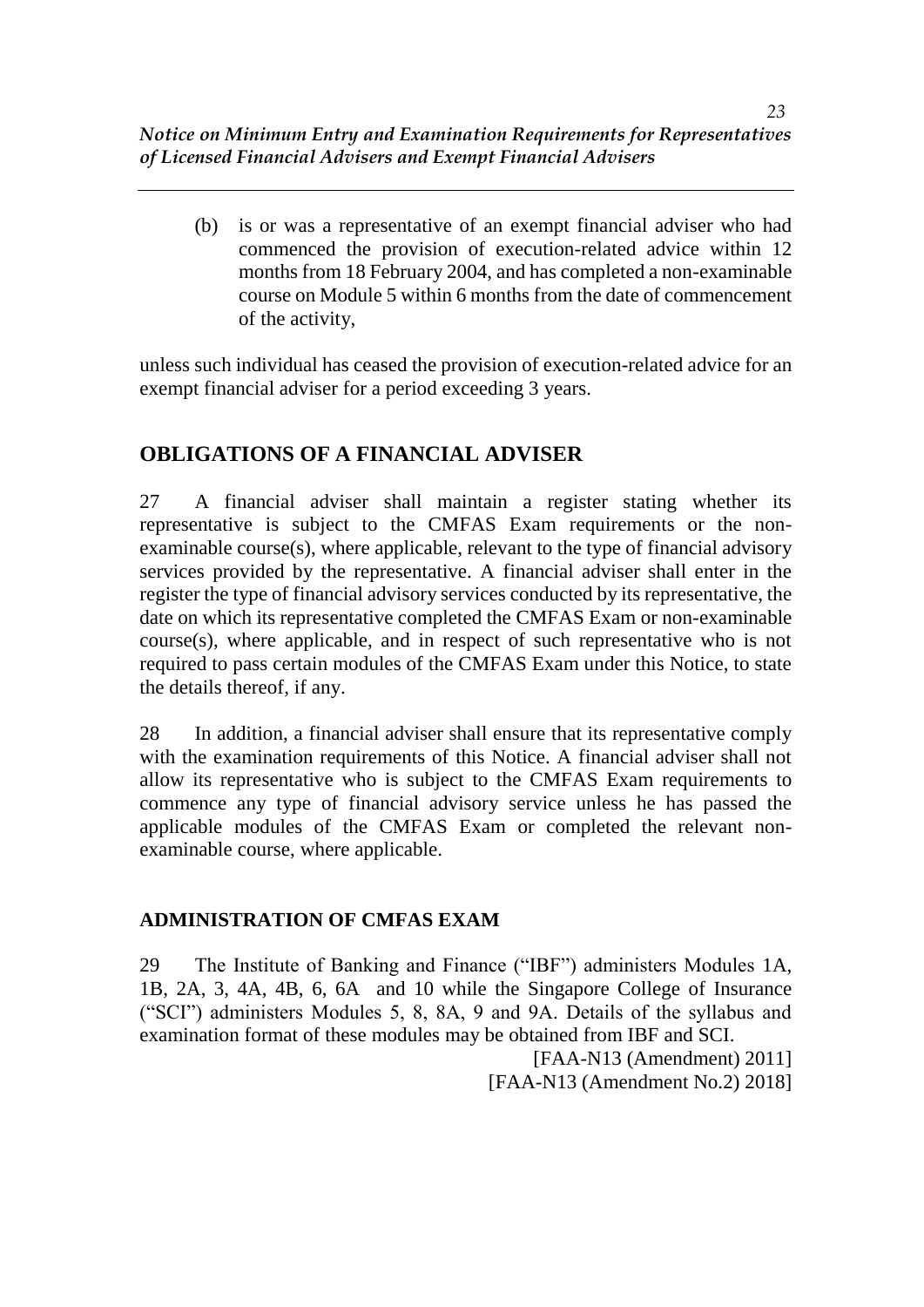(b) is or was a representative of an exempt financial adviser who had commenced the provision of execution-related advice within 12 months from 18 February 2004, and has completed a non-examinable course on Module 5 within 6 months from the date of commencement of the activity,

unless such individual has ceased the provision of execution-related advice for an exempt financial adviser for a period exceeding 3 years.

## OBLIGATIONS OF A FINANCIAL ADVISER

27 A financial adviser shall maintain a register stating whether its representative is subject to the CMFAS Exam requirements or the non-examinable course(s), where applicable, relevant to the type of financial advisory services provided by the representative. A financial adviser shall enter in the register the type of financial advisory services conducted by its representative, the date on which its representative completed the CMFAS Exam or non-examinable course(s), where applicable, and in respect of such representative who is not required to pass certain modules of the CMFAS Exam under this Notice, to state the details thereof, if any.

28 In addition, a financial adviser shall ensure that its representative comply with the examination requirements of this Notice. A financial adviser shall not allow its representative who is subject to the CMFAS Exam requirements to commence any type of financial advisory service unless he has passed the applicable modules of the CMFAS Exam or completed the relevant non-examinable course, where applicable.

### ADMINISTRATION OF CMFAS EXAM

29 The Institute of Banking and Finance ("IBF") administers Modules 1A, 1B, 2A, 3, 4A, 4B, 6, 6A and 10 while the Singapore College of Insurance ("SCI") administers Modules 5, 8, 8A, 9 and 9A. Details of the syllabus and examination format of these modules may be obtained from IBF and SCI.

[FAA-N13 (Amendment) 2011]
[FAA-N13 (Amendment No.2) 2018]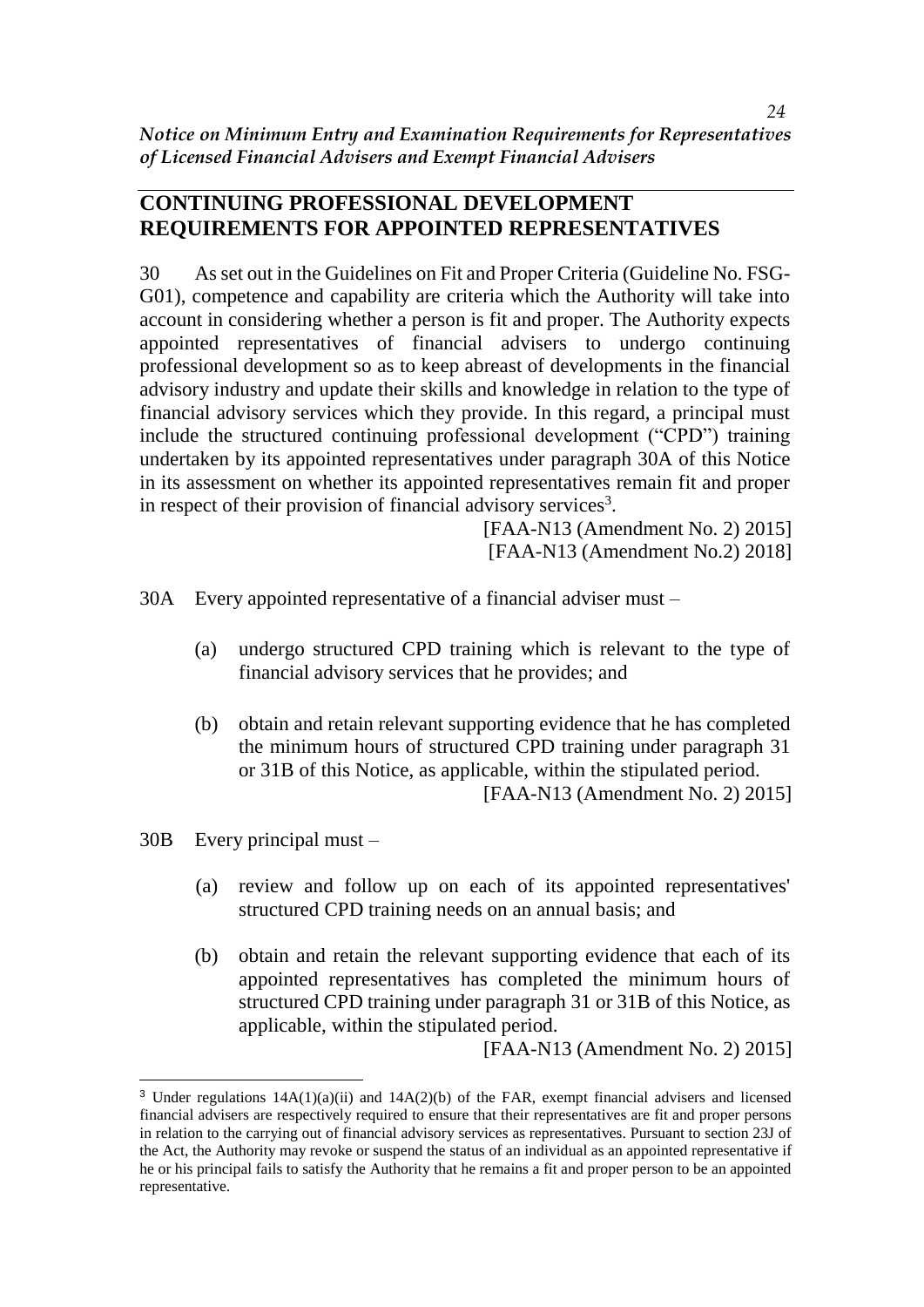## CONTINUING PROFESSIONAL DEVELOPMENT REQUIREMENTS FOR APPOINTED REPRESENTATIVES

30 As set out in the Guidelines on Fit and Proper Criteria (Guideline No. FSG-G01), competence and capability are criteria which the Authority will take into account in considering whether a person is fit and proper. The Authority expects appointed representatives of financial advisers to undergo continuing professional development so as to keep abreast of developments in the financial advisory industry and update their skills and knowledge in relation to the type of financial advisory services which they provide. In this regard, a principal must include the structured continuing professional development ("CPD") training undertaken by its appointed representatives under paragraph 30A of this Notice in its assessment on whether its appointed representatives remain fit and proper in respect of their provision of financial advisory services[3].

[FAA-N13 (Amendment No. 2) 2015]
[FAA-N13 (Amendment No.2) 2018]

30A Every appointed representative of a financial adviser must –

(a) undergo structured CPD training which is relevant to the type of financial advisory services that he provides; and

(b) obtain and retain relevant supporting evidence that he has completed the minimum hours of structured CPD training under paragraph 31 or 31B of this Notice, as applicable, within the stipulated period.

[FAA-N13 (Amendment No. 2) 2015]

30B Every principal must –

(a) review and follow up on each of its appointed representatives' structured CPD training needs on an annual basis; and

(b) obtain and retain the relevant supporting evidence that each of its appointed representatives has completed the minimum hours of structured CPD training under paragraph 31 or 31B of this Notice, as applicable, within the stipulated period.

[FAA-N13 (Amendment No. 2) 2015]

---

[3] Under regulations 14A(1)(a)(ii) and 14A(2)(b) of the FAR, exempt financial advisers and licensed financial advisers are respectively required to ensure that their representatives are fit and proper persons in relation to the carrying out of financial advisory services as representatives. Pursuant to section 23J of the Act, the Authority may revoke or suspend the status of an individual as an appointed representative if he or his principal fails to satisfy the Authority that he remains a fit and proper person to be an appointed representative.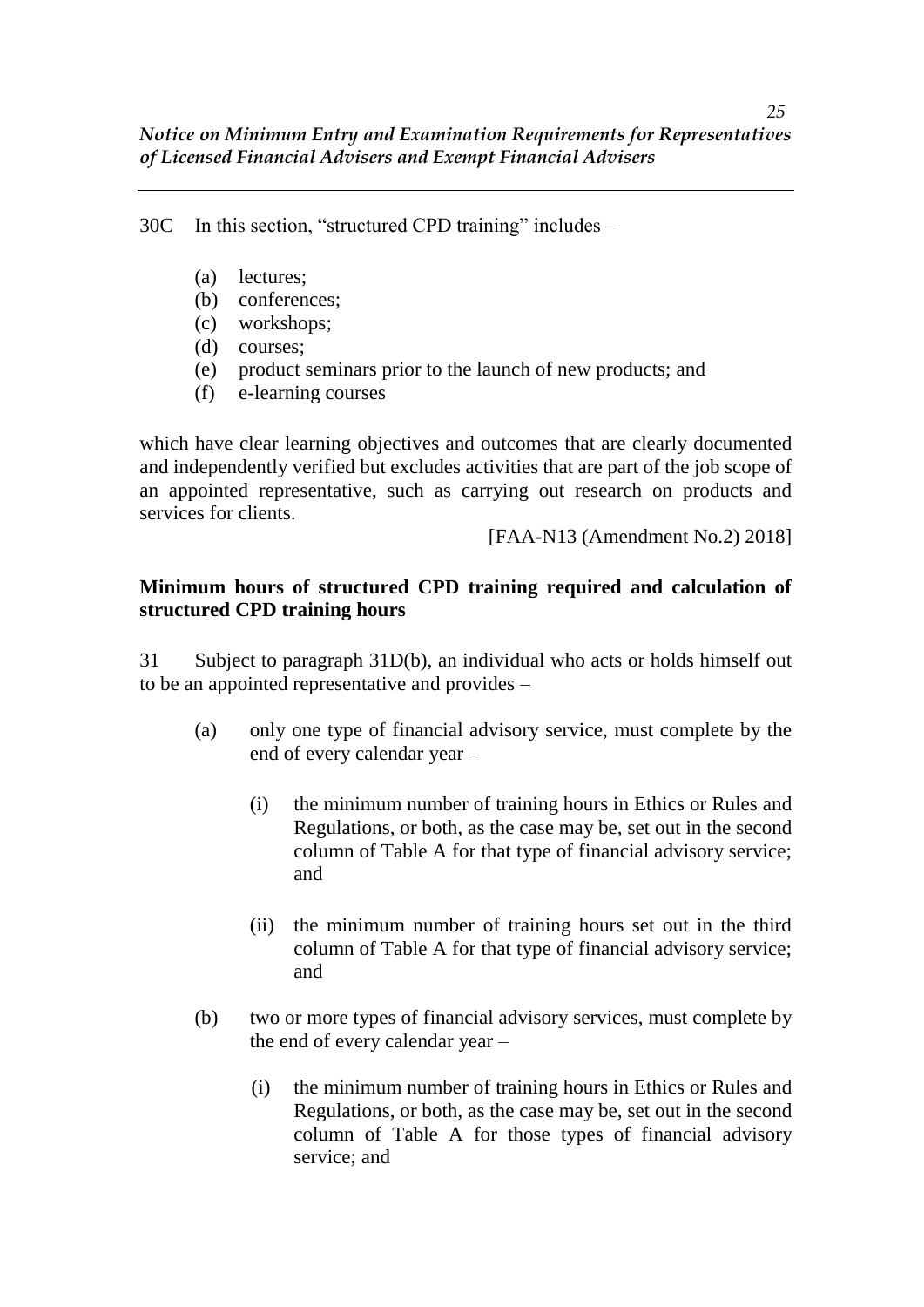30C In this section, "structured CPD training" includes –

(a) lectures;
(b) conferences;
(c) workshops;
(d) courses;
(e) product seminars prior to the launch of new products; and
(f) e-learning courses

which have clear learning objectives and outcomes that are clearly documented and independently verified but excludes activities that are part of the job scope of an appointed representative, such as carrying out research on products and services for clients.

[FAA-N13 (Amendment No.2) 2018]

**Minimum hours of structured CPD training required and calculation of structured CPD training hours**

31 Subject to paragraph 31D(b), an individual who acts or holds himself out to be an appointed representative and provides –

(a) only one type of financial advisory service, must complete by the end of every calendar year –

(i) the minimum number of training hours in Ethics or Rules and Regulations, or both, as the case may be, set out in the second column of Table A for that type of financial advisory service; and

(ii) the minimum number of training hours set out in the third column of Table A for that type of financial advisory service; and

(b) two or more types of financial advisory services, must complete by the end of every calendar year –

(i) the minimum number of training hours in Ethics or Rules and Regulations, or both, as the case may be, set out in the second column of Table A for those types of financial advisory service; and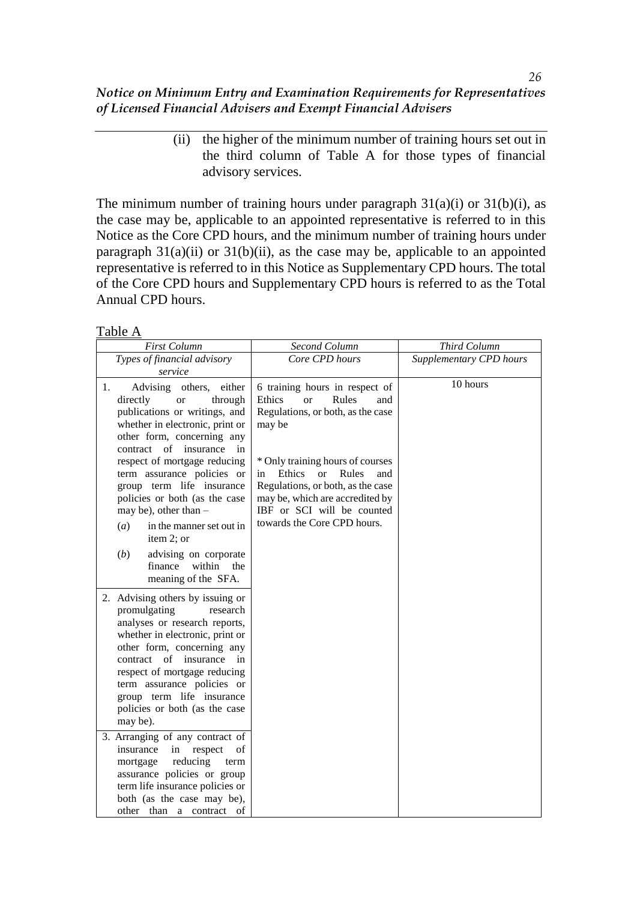(ii) the higher of the minimum number of training hours set out in the third column of Table A for those types of financial advisory services.

The minimum number of training hours under paragraph 31(a)(i) or 31(b)(i), as the case may be, applicable to an appointed representative is referred to in this Notice as the Core CPD hours, and the minimum number of training hours under paragraph 31(a)(ii) or 31(b)(ii), as the case may be, applicable to an appointed representative is referred to in this Notice as Supplementary CPD hours. The total of the Core CPD hours and Supplementary CPD hours is referred to as the Total Annual CPD hours.

Table A

| *First Column* | *Second Column* | *Third Column* |
|---|---|---|
| *Types of financial advisory service* | *Core CPD hours* | *Supplementary CPD hours* |
| 1. Advising others, either directly or through publications or writings, and whether in electronic, print or other form, concerning any contract of insurance in respect of mortgage reducing term assurance policies or group term life insurance policies or both (as the case may be), other than – (*a*) in the manner set out in item 2; or (*b*) advising on corporate finance within the meaning of the SFA. | 6 training hours in respect of Ethics or Rules and Regulations, or both, as the case may be<br><br>* Only training hours of courses in Ethics or Rules and Regulations, or both, as the case may be, which are accredited by IBF or SCI will be counted towards the Core CPD hours. | 10 hours |
| 2. Advising others by issuing or promulgating research analyses or research reports, whether in electronic, print or other form, concerning any contract of insurance in respect of mortgage reducing term assurance policies or group term life insurance policies or both (as the case may be). | | |
| 3. Arranging of any contract of insurance in respect of mortgage reducing term assurance policies or group term life insurance policies or both (as the case may be), other than a contract of | | |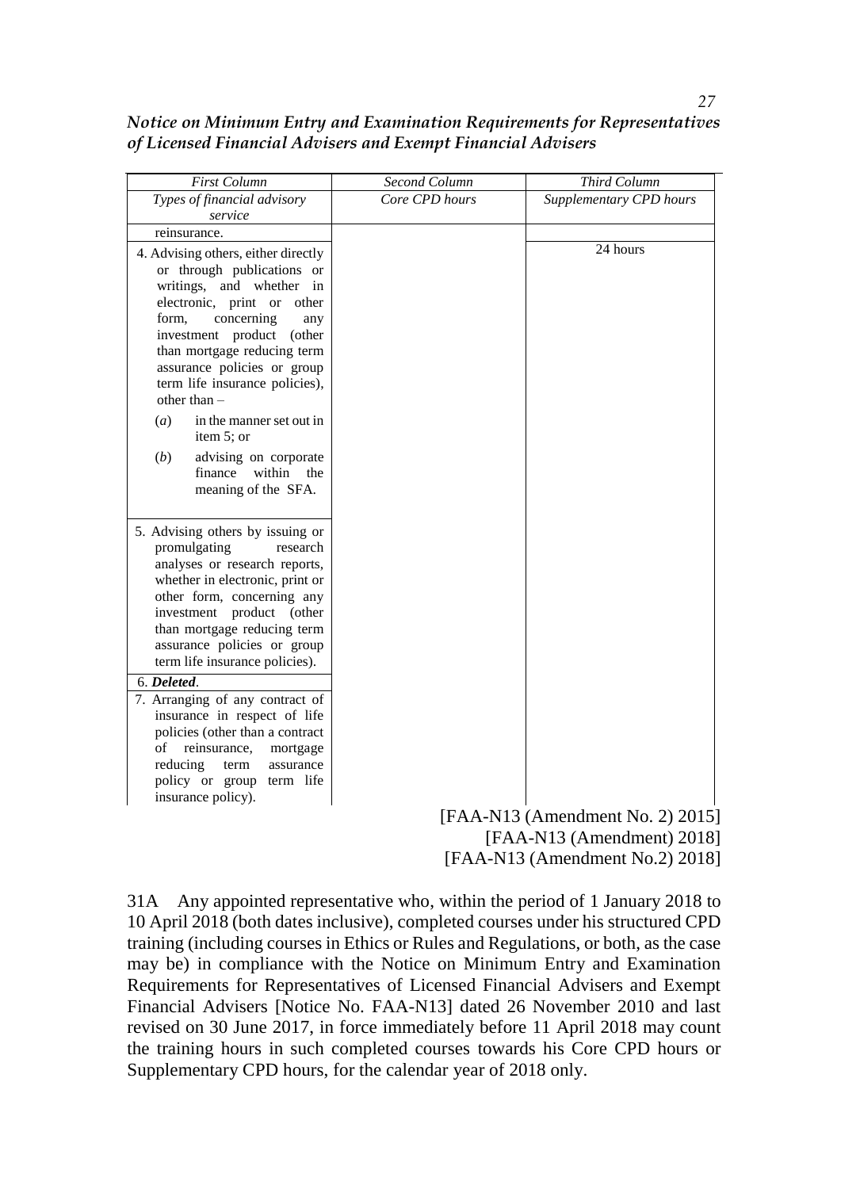| *First Column* | *Second Column* | *Third Column* |
|---|---|---|
| *Types of financial advisory service* | *Core CPD hours* | *Supplementary CPD hours* |
| reinsurance. | | |
| 4. Advising others, either directly or through publications or writings, and whether in electronic, print or other form, concerning any investment product (other than mortgage reducing term assurance policies or group term life insurance policies), other than – (*a*) in the manner set out in item 5; or (*b*) advising on corporate finance within the meaning of the SFA. | | 24 hours |
| 5. Advising others by issuing or promulgating research analyses or research reports, whether in electronic, print or other form, concerning any investment product (other than mortgage reducing term assurance policies or group term life insurance policies). | | |
| 6. ***Deleted***. | | |
| 7. Arranging of any contract of insurance in respect of life policies (other than a contract of reinsurance, mortgage reducing term assurance policy or group term life insurance policy). | | |

[FAA-N13 (Amendment No. 2) 2015]
[FAA-N13 (Amendment) 2018]
[FAA-N13 (Amendment No.2) 2018]

31A Any appointed representative who, within the period of 1 January 2018 to 10 April 2018 (both dates inclusive), completed courses under his structured CPD training (including courses in Ethics or Rules and Regulations, or both, as the case may be) in compliance with the Notice on Minimum Entry and Examination Requirements for Representatives of Licensed Financial Advisers and Exempt Financial Advisers [Notice No. FAA-N13] dated 26 November 2010 and last revised on 30 June 2017, in force immediately before 11 April 2018 may count the training hours in such completed courses towards his Core CPD hours or Supplementary CPD hours, for the calendar year of 2018 only.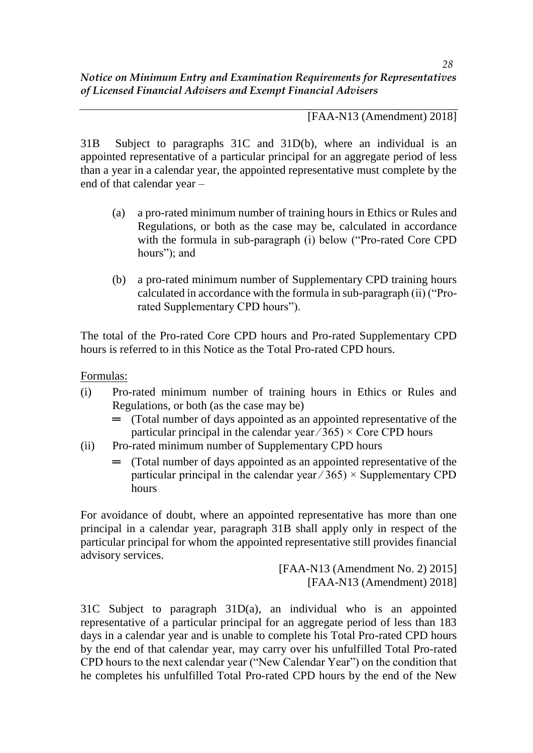[FAA-N13 (Amendment) 2018]

31B Subject to paragraphs 31C and 31D(b), where an individual is an appointed representative of a particular principal for an aggregate period of less than a year in a calendar year, the appointed representative must complete by the end of that calendar year –

(a) a pro-rated minimum number of training hours in Ethics or Rules and Regulations, or both as the case may be, calculated in accordance with the formula in sub-paragraph (i) below ("Pro-rated Core CPD hours"); and

(b) a pro-rated minimum number of Supplementary CPD training hours calculated in accordance with the formula in sub-paragraph (ii) ("Pro-rated Supplementary CPD hours").

The total of the Pro-rated Core CPD hours and Pro-rated Supplementary CPD hours is referred to in this Notice as the Total Pro-rated CPD hours.

Formulas:

(i) Pro-rated minimum number of training hours in Ethics or Rules and Regulations, or both (as the case may be)
= (Total number of days appointed as an appointed representative of the particular principal in the calendar year ⁄ 365) × Core CPD hours

(ii) Pro-rated minimum number of Supplementary CPD hours
= (Total number of days appointed as an appointed representative of the particular principal in the calendar year ⁄ 365) × Supplementary CPD hours

For avoidance of doubt, where an appointed representative has more than one principal in a calendar year, paragraph 31B shall apply only in respect of the particular principal for whom the appointed representative still provides financial advisory services.

[FAA-N13 (Amendment No. 2) 2015]
[FAA-N13 (Amendment) 2018]

31C Subject to paragraph 31D(a), an individual who is an appointed representative of a particular principal for an aggregate period of less than 183 days in a calendar year and is unable to complete his Total Pro-rated CPD hours by the end of that calendar year, may carry over his unfulfilled Total Pro-rated CPD hours to the next calendar year ("New Calendar Year") on the condition that he completes his unfulfilled Total Pro-rated CPD hours by the end of the New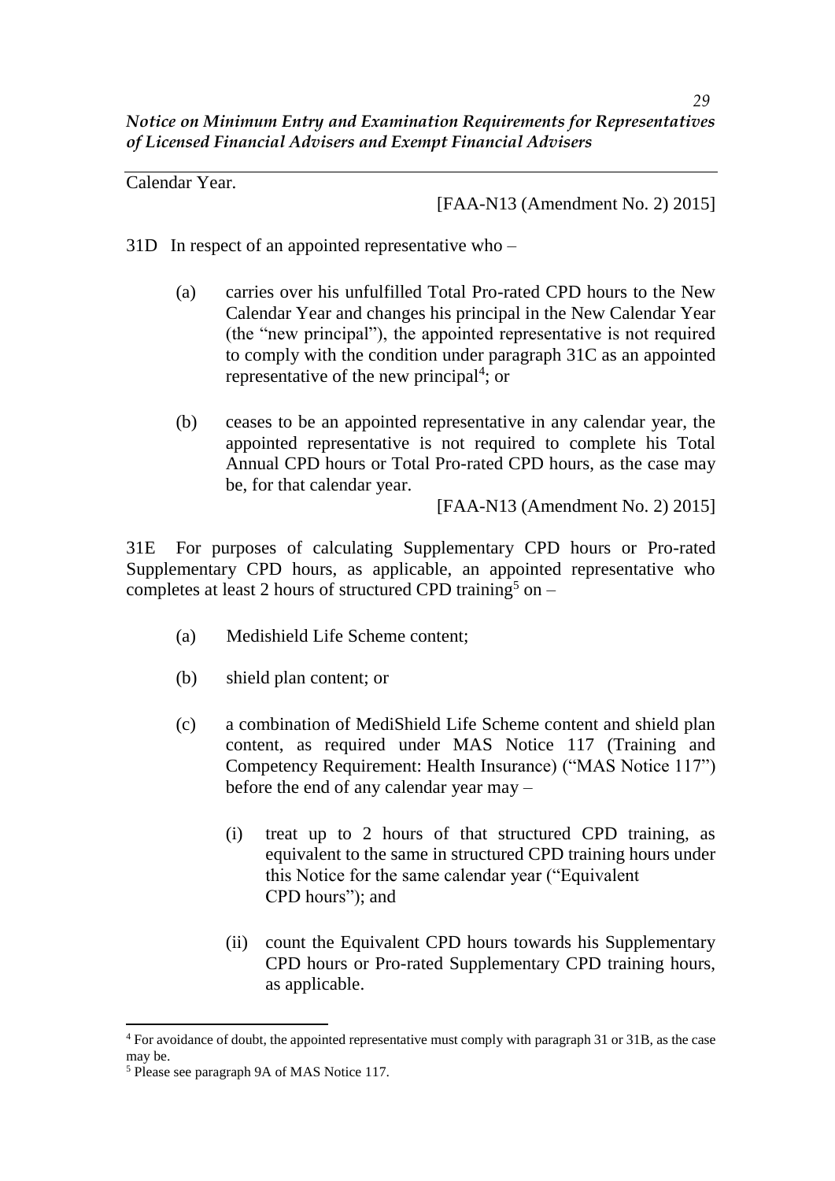Calendar Year.

[FAA-N13 (Amendment No. 2) 2015]

31D In respect of an appointed representative who –

(a) carries over his unfulfilled Total Pro-rated CPD hours to the New Calendar Year and changes his principal in the New Calendar Year (the "new principal"), the appointed representative is not required to comply with the condition under paragraph 31C as an appointed representative of the new principal[4]; or

(b) ceases to be an appointed representative in any calendar year, the appointed representative is not required to complete his Total Annual CPD hours or Total Pro-rated CPD hours, as the case may be, for that calendar year.

[FAA-N13 (Amendment No. 2) 2015]

31E For purposes of calculating Supplementary CPD hours or Pro-rated Supplementary CPD hours, as applicable, an appointed representative who completes at least 2 hours of structured CPD training[5] on –

(a) Medishield Life Scheme content;

(b) shield plan content; or

(c) a combination of MediShield Life Scheme content and shield plan content, as required under MAS Notice 117 (Training and Competency Requirement: Health Insurance) ("MAS Notice 117") before the end of any calendar year may –

(i) treat up to 2 hours of that structured CPD training, as equivalent to the same in structured CPD training hours under this Notice for the same calendar year ("Equivalent CPD hours"); and

(ii) count the Equivalent CPD hours towards his Supplementary CPD hours or Pro-rated Supplementary CPD training hours, as applicable.

---

[4] For avoidance of doubt, the appointed representative must comply with paragraph 31 or 31B, as the case may be.

[5] Please see paragraph 9A of MAS Notice 117.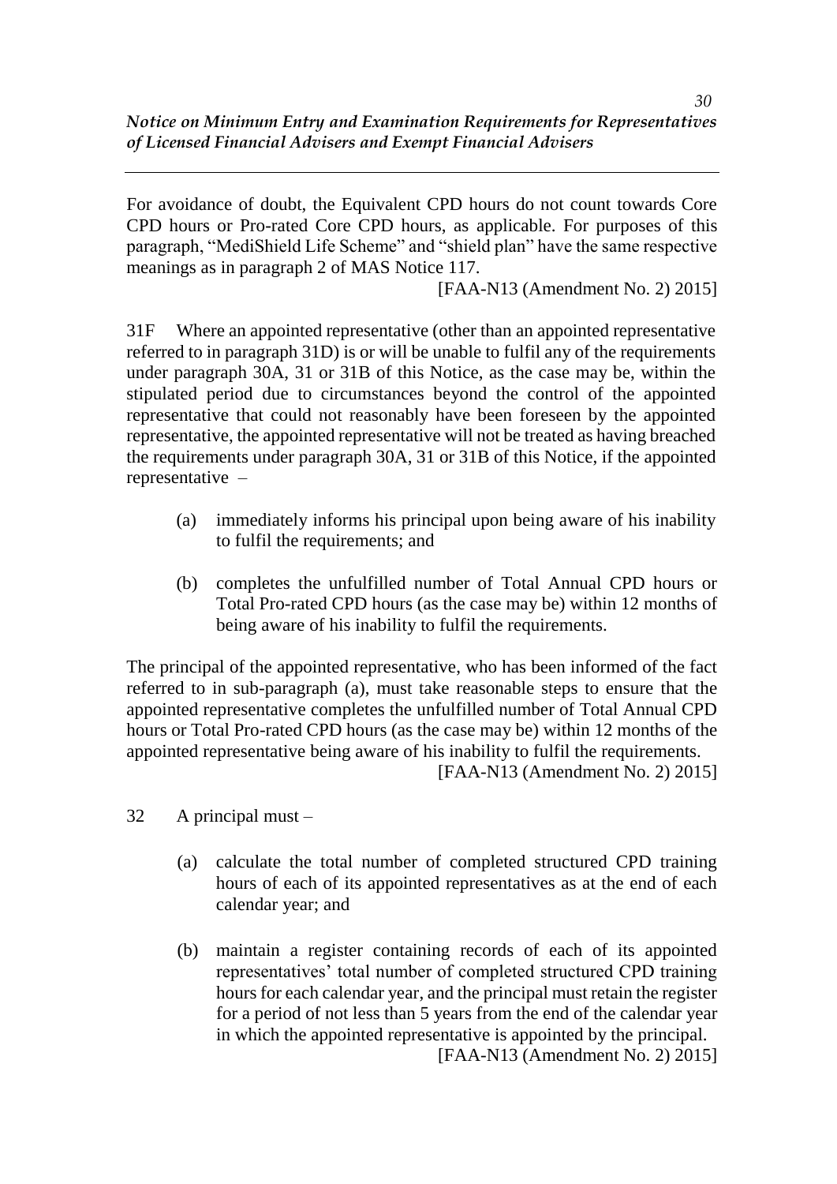For avoidance of doubt, the Equivalent CPD hours do not count towards Core CPD hours or Pro-rated Core CPD hours, as applicable. For purposes of this paragraph, "MediShield Life Scheme" and "shield plan" have the same respective meanings as in paragraph 2 of MAS Notice 117.

[FAA-N13 (Amendment No. 2) 2015]

31F Where an appointed representative (other than an appointed representative referred to in paragraph 31D) is or will be unable to fulfil any of the requirements under paragraph 30A, 31 or 31B of this Notice, as the case may be, within the stipulated period due to circumstances beyond the control of the appointed representative that could not reasonably have been foreseen by the appointed representative, the appointed representative will not be treated as having breached the requirements under paragraph 30A, 31 or 31B of this Notice, if the appointed representative –

(a) immediately informs his principal upon being aware of his inability to fulfil the requirements; and

(b) completes the unfulfilled number of Total Annual CPD hours or Total Pro-rated CPD hours (as the case may be) within 12 months of being aware of his inability to fulfil the requirements.

The principal of the appointed representative, who has been informed of the fact referred to in sub-paragraph (a), must take reasonable steps to ensure that the appointed representative completes the unfulfilled number of Total Annual CPD hours or Total Pro-rated CPD hours (as the case may be) within 12 months of the appointed representative being aware of his inability to fulfil the requirements.

[FAA-N13 (Amendment No. 2) 2015]

32 A principal must –

(a) calculate the total number of completed structured CPD training hours of each of its appointed representatives as at the end of each calendar year; and

(b) maintain a register containing records of each of its appointed representatives' total number of completed structured CPD training hours for each calendar year, and the principal must retain the register for a period of not less than 5 years from the end of the calendar year in which the appointed representative is appointed by the principal.

[FAA-N13 (Amendment No. 2) 2015]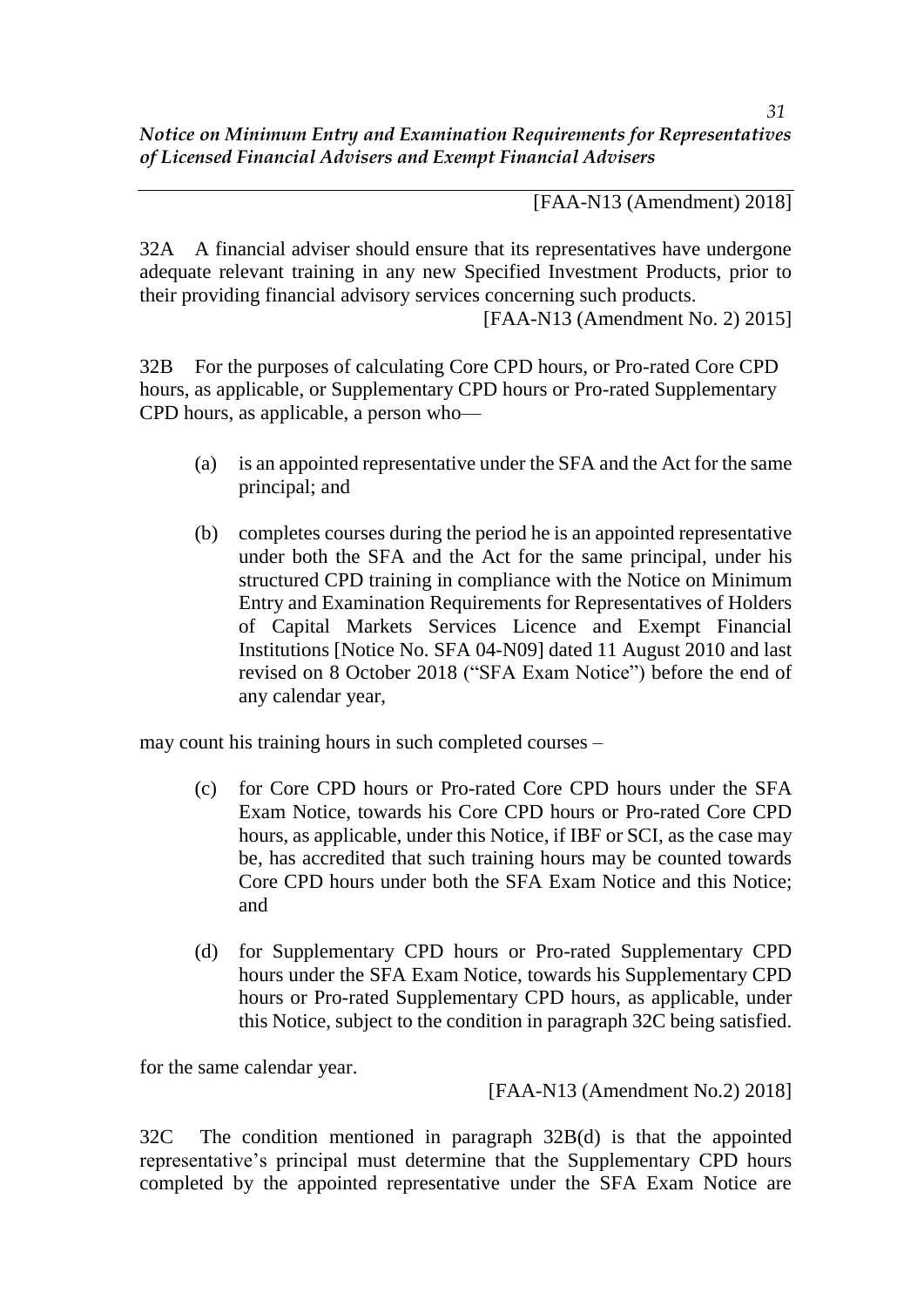[FAA-N13 (Amendment) 2018]

32A A financial adviser should ensure that its representatives have undergone adequate relevant training in any new Specified Investment Products, prior to their providing financial advisory services concerning such products.

[FAA-N13 (Amendment No. 2) 2015]

32B For the purposes of calculating Core CPD hours, or Pro-rated Core CPD hours, as applicable, or Supplementary CPD hours or Pro-rated Supplementary CPD hours, as applicable, a person who—

(a) is an appointed representative under the SFA and the Act for the same principal; and

(b) completes courses during the period he is an appointed representative under both the SFA and the Act for the same principal, under his structured CPD training in compliance with the Notice on Minimum Entry and Examination Requirements for Representatives of Holders of Capital Markets Services Licence and Exempt Financial Institutions [Notice No. SFA 04-N09] dated 11 August 2010 and last revised on 8 October 2018 ("SFA Exam Notice") before the end of any calendar year,

may count his training hours in such completed courses –

(c) for Core CPD hours or Pro-rated Core CPD hours under the SFA Exam Notice, towards his Core CPD hours or Pro-rated Core CPD hours, as applicable, under this Notice, if IBF or SCI, as the case may be, has accredited that such training hours may be counted towards Core CPD hours under both the SFA Exam Notice and this Notice; and

(d) for Supplementary CPD hours or Pro-rated Supplementary CPD hours under the SFA Exam Notice, towards his Supplementary CPD hours or Pro-rated Supplementary CPD hours, as applicable, under this Notice, subject to the condition in paragraph 32C being satisfied.

for the same calendar year.

[FAA-N13 (Amendment No.2) 2018]

32C The condition mentioned in paragraph 32B(d) is that the appointed representative's principal must determine that the Supplementary CPD hours completed by the appointed representative under the SFA Exam Notice are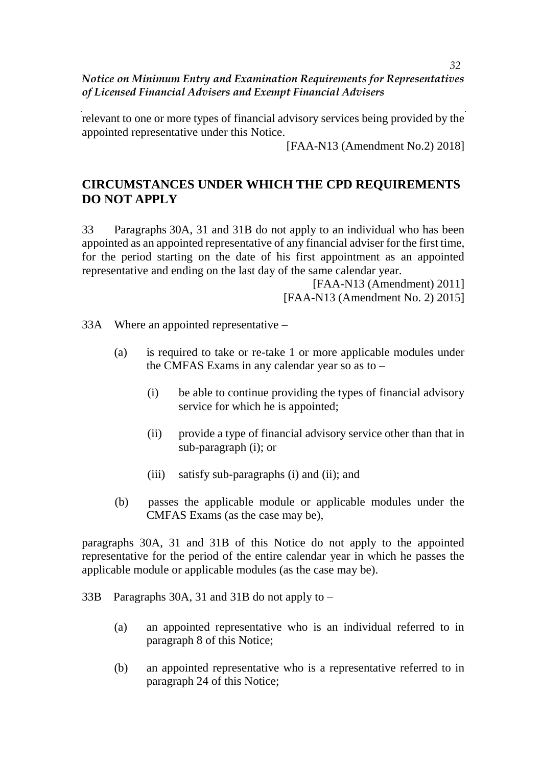relevant to one or more types of financial advisory services being provided by the appointed representative under this Notice.

[FAA-N13 (Amendment No.2) 2018]

## CIRCUMSTANCES UNDER WHICH THE CPD REQUIREMENTS DO NOT APPLY

33 Paragraphs 30A, 31 and 31B do not apply to an individual who has been appointed as an appointed representative of any financial adviser for the first time, for the period starting on the date of his first appointment as an appointed representative and ending on the last day of the same calendar year.

[FAA-N13 (Amendment) 2011]
[FAA-N13 (Amendment No. 2) 2015]

33A Where an appointed representative –

(a) is required to take or re-take 1 or more applicable modules under the CMFAS Exams in any calendar year so as to –

  (i) be able to continue providing the types of financial advisory service for which he is appointed;

  (ii) provide a type of financial advisory service other than that in sub-paragraph (i); or

  (iii) satisfy sub-paragraphs (i) and (ii); and

(b) passes the applicable module or applicable modules under the CMFAS Exams (as the case may be),

paragraphs 30A, 31 and 31B of this Notice do not apply to the appointed representative for the period of the entire calendar year in which he passes the applicable module or applicable modules (as the case may be).

33B Paragraphs 30A, 31 and 31B do not apply to –

(a) an appointed representative who is an individual referred to in paragraph 8 of this Notice;

(b) an appointed representative who is a representative referred to in paragraph 24 of this Notice;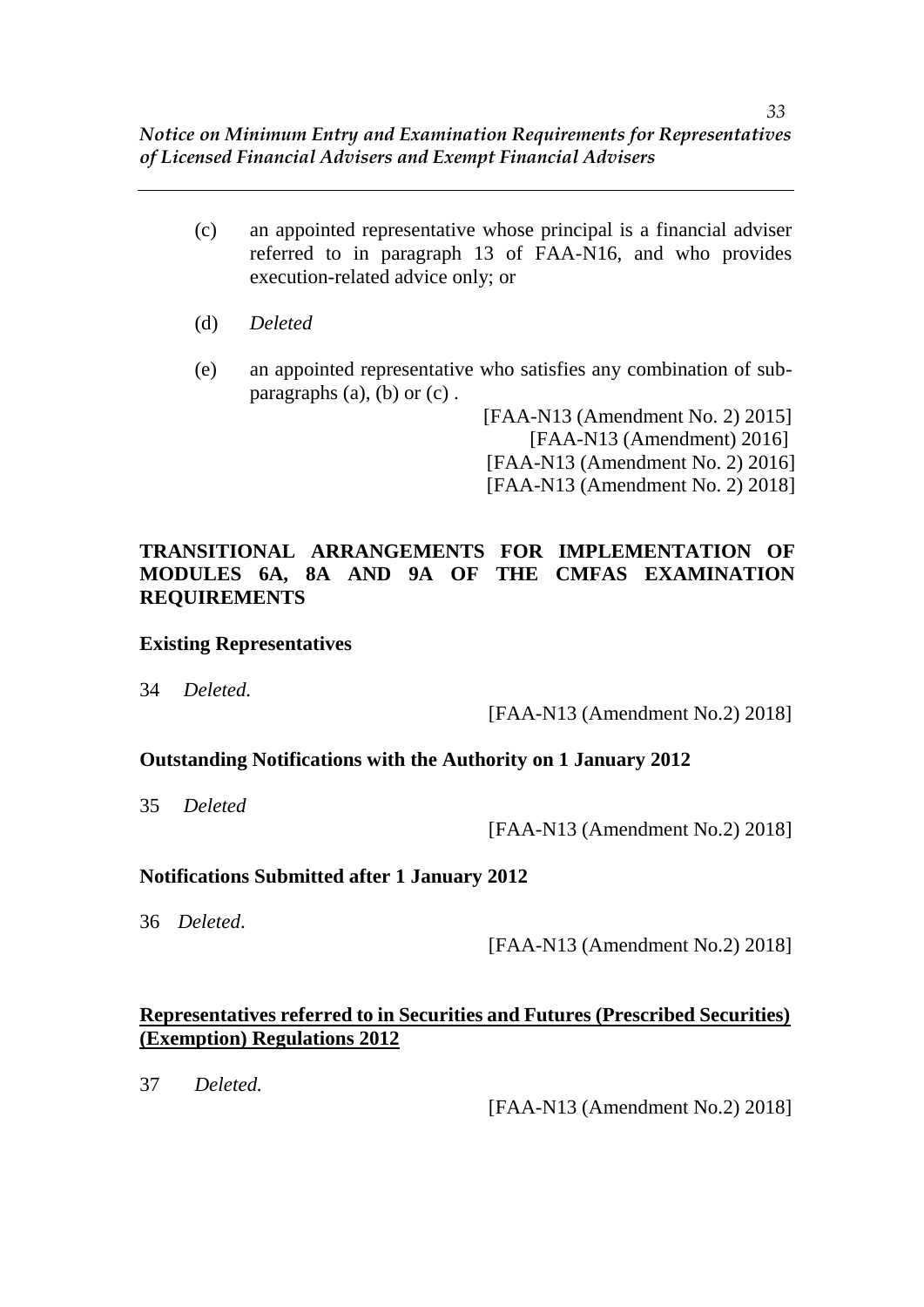(c) an appointed representative whose principal is a financial adviser referred to in paragraph 13 of FAA-N16, and who provides execution-related advice only; or

(d) *Deleted*

(e) an appointed representative who satisfies any combination of sub-paragraphs (a), (b) or (c) .

[FAA-N13 (Amendment No. 2) 2015]
[FAA-N13 (Amendment) 2016]
[FAA-N13 (Amendment No. 2) 2016]
[FAA-N13 (Amendment No. 2) 2018]

**TRANSITIONAL ARRANGEMENTS FOR IMPLEMENTATION OF MODULES 6A, 8A AND 9A OF THE CMFAS EXAMINATION REQUIREMENTS**

**Existing Representatives**

34 *Deleted.*

[FAA-N13 (Amendment No.2) 2018]

**Outstanding Notifications with the Authority on 1 January 2012**

35 *Deleted*

[FAA-N13 (Amendment No.2) 2018]

**Notifications Submitted after 1 January 2012**

36 *Deleted*.

[FAA-N13 (Amendment No.2) 2018]

**Representatives referred to in Securities and Futures (Prescribed Securities) (Exemption) Regulations 2012**

37 *Deleted.*

[FAA-N13 (Amendment No.2) 2018]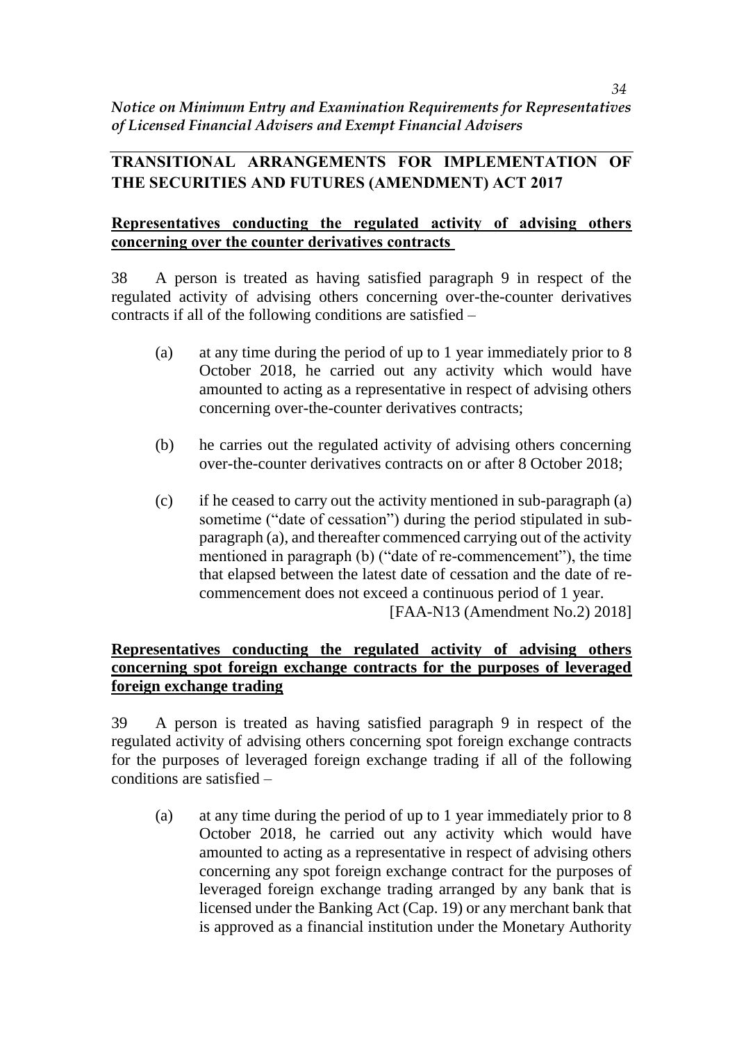## TRANSITIONAL ARRANGEMENTS FOR IMPLEMENTATION OF THE SECURITIES AND FUTURES (AMENDMENT) ACT 2017

### Representatives conducting the regulated activity of advising others concerning over the counter derivatives contracts

38 A person is treated as having satisfied paragraph 9 in respect of the regulated activity of advising others concerning over-the-counter derivatives contracts if all of the following conditions are satisfied –

- (a) at any time during the period of up to 1 year immediately prior to 8 October 2018, he carried out any activity which would have amounted to acting as a representative in respect of advising others concerning over-the-counter derivatives contracts;

- (b) he carries out the regulated activity of advising others concerning over-the-counter derivatives contracts on or after 8 October 2018;

- (c) if he ceased to carry out the activity mentioned in sub-paragraph (a) sometime ("date of cessation") during the period stipulated in sub-paragraph (a), and thereafter commenced carrying out of the activity mentioned in paragraph (b) ("date of re-commencement"), the time that elapsed between the latest date of cessation and the date of re-commencement does not exceed a continuous period of 1 year.

[FAA-N13 (Amendment No.2) 2018]

### Representatives conducting the regulated activity of advising others concerning spot foreign exchange contracts for the purposes of leveraged foreign exchange trading

39 A person is treated as having satisfied paragraph 9 in respect of the regulated activity of advising others concerning spot foreign exchange contracts for the purposes of leveraged foreign exchange trading if all of the following conditions are satisfied –

- (a) at any time during the period of up to 1 year immediately prior to 8 October 2018, he carried out any activity which would have amounted to acting as a representative in respect of advising others concerning any spot foreign exchange contract for the purposes of leveraged foreign exchange trading arranged by any bank that is licensed under the Banking Act (Cap. 19) or any merchant bank that is approved as a financial institution under the Monetary Authority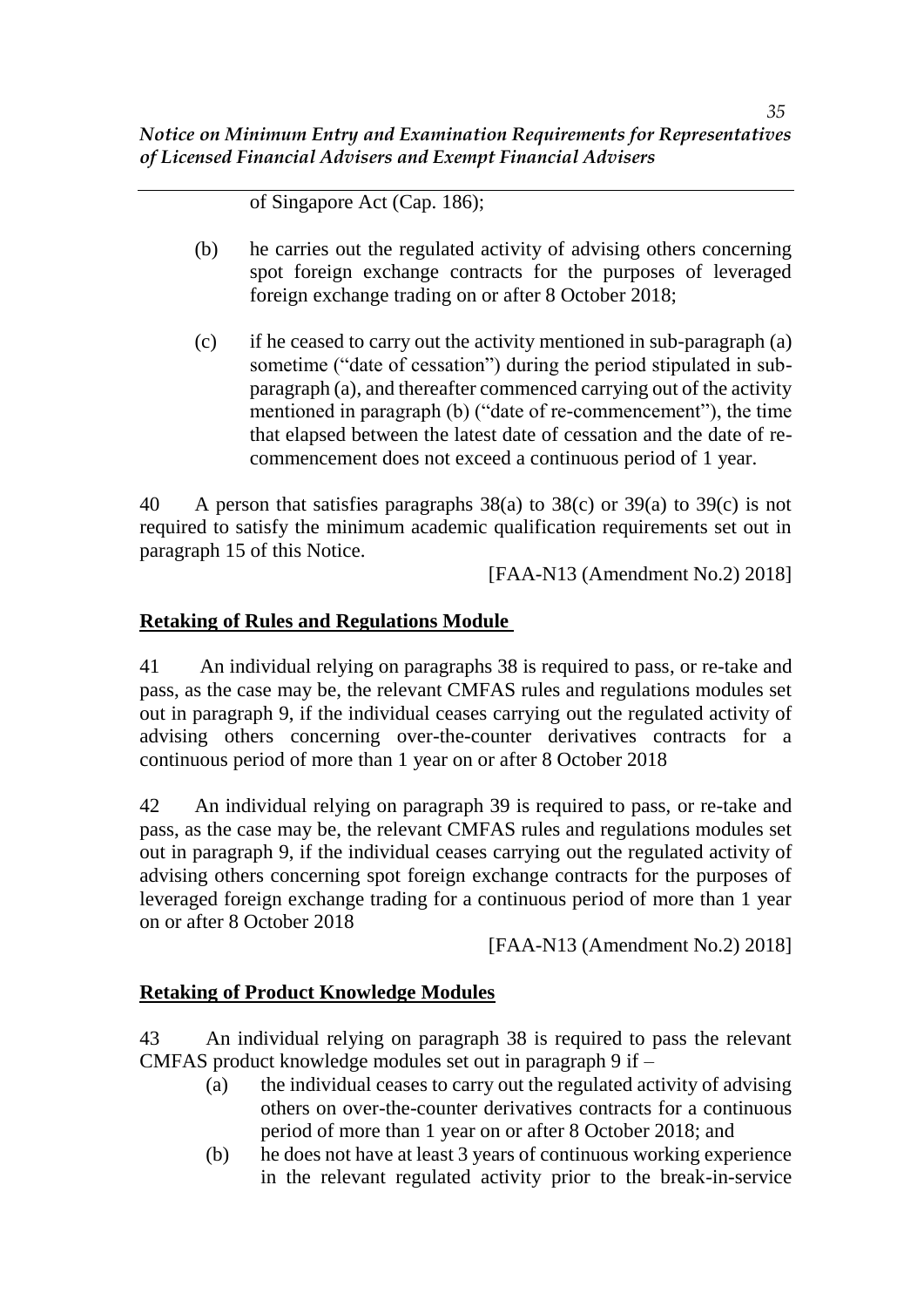of Singapore Act (Cap. 186);

(b) he carries out the regulated activity of advising others concerning spot foreign exchange contracts for the purposes of leveraged foreign exchange trading on or after 8 October 2018;

(c) if he ceased to carry out the activity mentioned in sub-paragraph (a) sometime ("date of cessation") during the period stipulated in sub-paragraph (a), and thereafter commenced carrying out of the activity mentioned in paragraph (b) ("date of re-commencement"), the time that elapsed between the latest date of cessation and the date of re-commencement does not exceed a continuous period of 1 year.

40 A person that satisfies paragraphs 38(a) to 38(c) or 39(a) to 39(c) is not required to satisfy the minimum academic qualification requirements set out in paragraph 15 of this Notice.

[FAA-N13 (Amendment No.2) 2018]

**Retaking of Rules and Regulations Module**

41 An individual relying on paragraphs 38 is required to pass, or re-take and pass, as the case may be, the relevant CMFAS rules and regulations modules set out in paragraph 9, if the individual ceases carrying out the regulated activity of advising others concerning over-the-counter derivatives contracts for a continuous period of more than 1 year on or after 8 October 2018

42 An individual relying on paragraph 39 is required to pass, or re-take and pass, as the case may be, the relevant CMFAS rules and regulations modules set out in paragraph 9, if the individual ceases carrying out the regulated activity of advising others concerning spot foreign exchange contracts for the purposes of leveraged foreign exchange trading for a continuous period of more than 1 year on or after 8 October 2018

[FAA-N13 (Amendment No.2) 2018]

**Retaking of Product Knowledge Modules**

43 An individual relying on paragraph 38 is required to pass the relevant CMFAS product knowledge modules set out in paragraph 9 if –

(a) the individual ceases to carry out the regulated activity of advising others on over-the-counter derivatives contracts for a continuous period of more than 1 year on or after 8 October 2018; and

(b) he does not have at least 3 years of continuous working experience in the relevant regulated activity prior to the break-in-service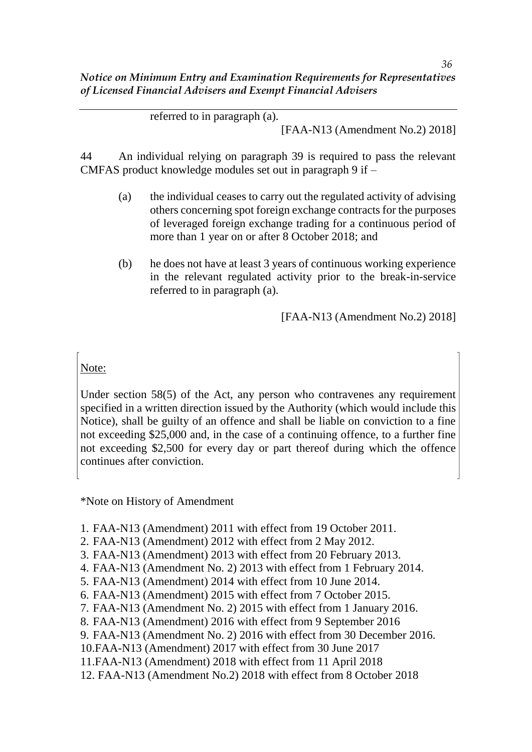referred to in paragraph (a).

[FAA-N13 (Amendment No.2) 2018]

44 An individual relying on paragraph 39 is required to pass the relevant CMFAS product knowledge modules set out in paragraph 9 if –

(a) the individual ceases to carry out the regulated activity of advising others concerning spot foreign exchange contracts for the purposes of leveraged foreign exchange trading for a continuous period of more than 1 year on or after 8 October 2018; and

(b) he does not have at least 3 years of continuous working experience in the relevant regulated activity prior to the break-in-service referred to in paragraph (a).

[FAA-N13 (Amendment No.2) 2018]

Note:

Under section 58(5) of the Act, any person who contravenes any requirement specified in a written direction issued by the Authority (which would include this Notice), shall be guilty of an offence and shall be liable on conviction to a fine not exceeding $25,000 and, in the case of a continuing offence, to a further fine not exceeding $2,500 for every day or part thereof during which the offence continues after conviction.

*Note on History of Amendment

1. FAA-N13 (Amendment) 2011 with effect from 19 October 2011.
2. FAA-N13 (Amendment) 2012 with effect from 2 May 2012.
3. FAA-N13 (Amendment) 2013 with effect from 20 February 2013.
4. FAA-N13 (Amendment No. 2) 2013 with effect from 1 February 2014.
5. FAA-N13 (Amendment) 2014 with effect from 10 June 2014.
6. FAA-N13 (Amendment) 2015 with effect from 7 October 2015.
7. FAA-N13 (Amendment No. 2) 2015 with effect from 1 January 2016.
8. FAA-N13 (Amendment) 2016 with effect from 9 September 2016
9. FAA-N13 (Amendment No. 2) 2016 with effect from 30 December 2016.
10. FAA-N13 (Amendment) 2017 with effect from 30 June 2017
11. FAA-N13 (Amendment) 2018 with effect from 11 April 2018
12. FAA-N13 (Amendment No.2) 2018 with effect from 8 October 2018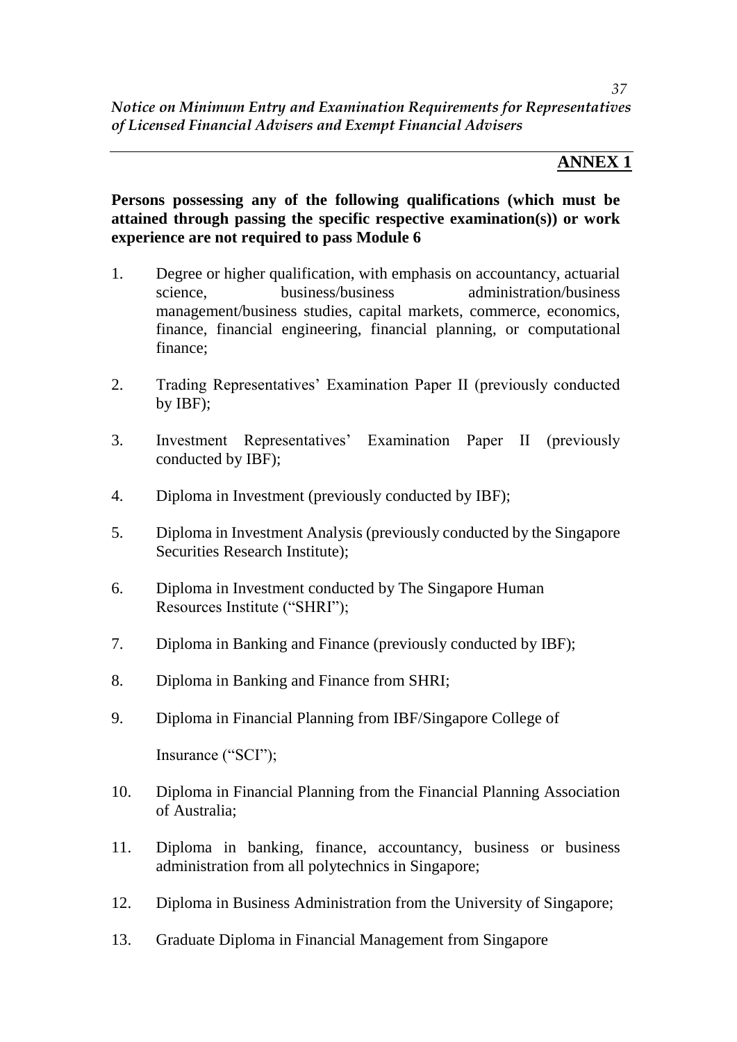## ANNEX 1

**Persons possessing any of the following qualifications (which must be attained through passing the specific respective examination(s)) or work experience are not required to pass Module 6**

1. Degree or higher qualification, with emphasis on accountancy, actuarial science, business/business administration/business management/business studies, capital markets, commerce, economics, finance, financial engineering, financial planning, or computational finance;

2. Trading Representatives' Examination Paper II (previously conducted by IBF);

3. Investment Representatives' Examination Paper II (previously conducted by IBF);

4. Diploma in Investment (previously conducted by IBF);

5. Diploma in Investment Analysis (previously conducted by the Singapore Securities Research Institute);

6. Diploma in Investment conducted by The Singapore Human Resources Institute ("SHRI");

7. Diploma in Banking and Finance (previously conducted by IBF);

8. Diploma in Banking and Finance from SHRI;

9. Diploma in Financial Planning from IBF/Singapore College of Insurance ("SCI");

10. Diploma in Financial Planning from the Financial Planning Association of Australia;

11. Diploma in banking, finance, accountancy, business or business administration from all polytechnics in Singapore;

12. Diploma in Business Administration from the University of Singapore;

13. Graduate Diploma in Financial Management from Singapore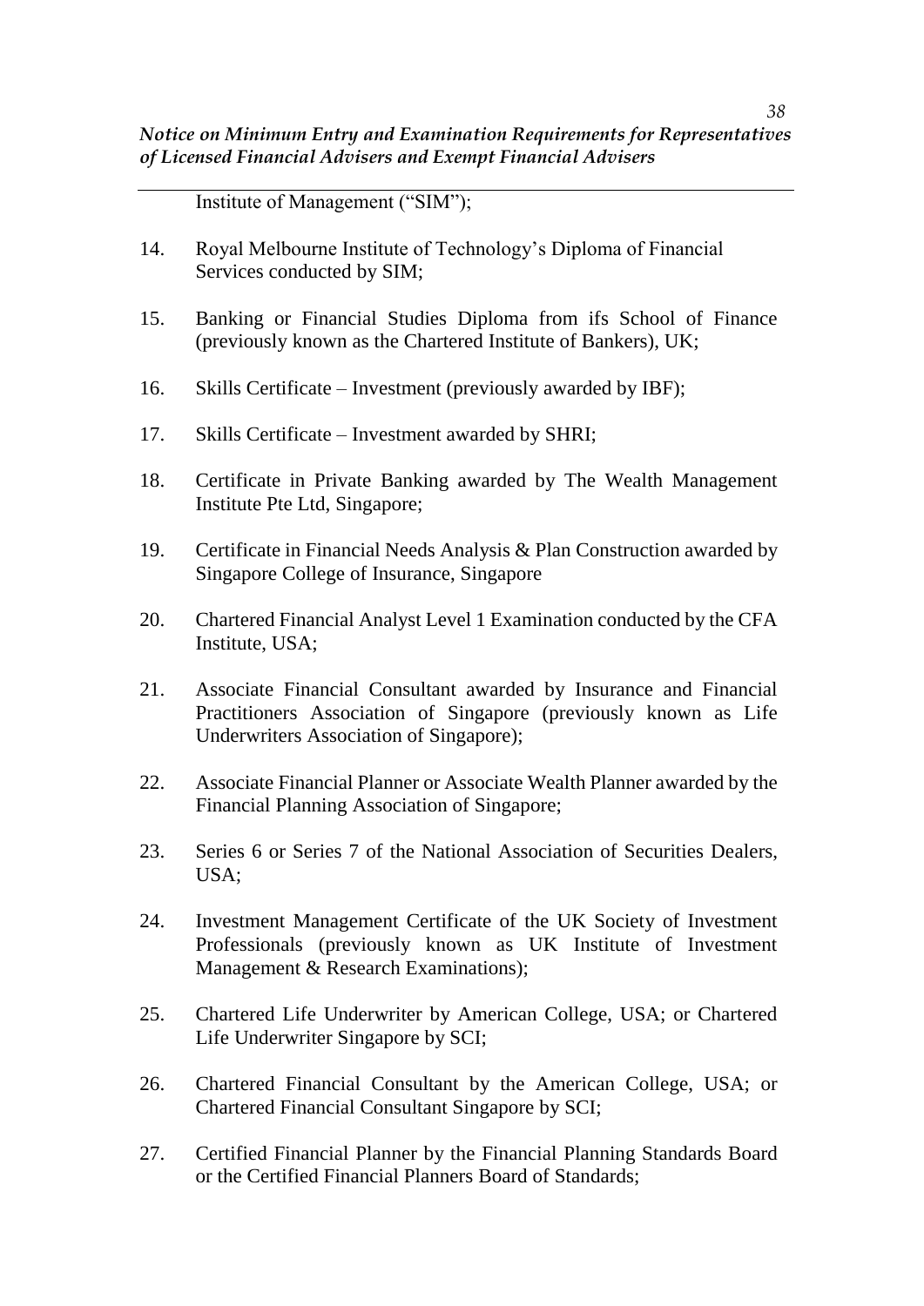Institute of Management ("SIM");

14. Royal Melbourne Institute of Technology's Diploma of Financial Services conducted by SIM;

15. Banking or Financial Studies Diploma from ifs School of Finance (previously known as the Chartered Institute of Bankers), UK;

16. Skills Certificate – Investment (previously awarded by IBF);

17. Skills Certificate – Investment awarded by SHRI;

18. Certificate in Private Banking awarded by The Wealth Management Institute Pte Ltd, Singapore;

19. Certificate in Financial Needs Analysis & Plan Construction awarded by Singapore College of Insurance, Singapore

20. Chartered Financial Analyst Level 1 Examination conducted by the CFA Institute, USA;

21. Associate Financial Consultant awarded by Insurance and Financial Practitioners Association of Singapore (previously known as Life Underwriters Association of Singapore);

22. Associate Financial Planner or Associate Wealth Planner awarded by the Financial Planning Association of Singapore;

23. Series 6 or Series 7 of the National Association of Securities Dealers, USA;

24. Investment Management Certificate of the UK Society of Investment Professionals (previously known as UK Institute of Investment Management & Research Examinations);

25. Chartered Life Underwriter by American College, USA; or Chartered Life Underwriter Singapore by SCI;

26. Chartered Financial Consultant by the American College, USA; or Chartered Financial Consultant Singapore by SCI;

27. Certified Financial Planner by the Financial Planning Standards Board or the Certified Financial Planners Board of Standards;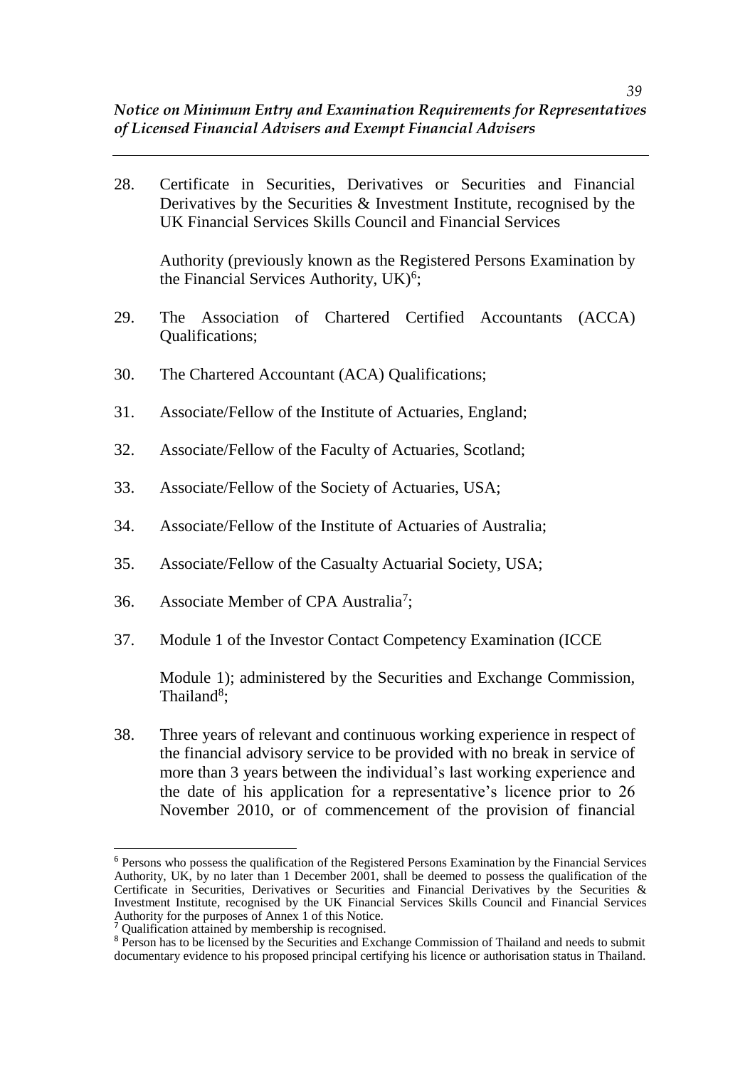28. Certificate in Securities, Derivatives or Securities and Financial Derivatives by the Securities & Investment Institute, recognised by the UK Financial Services Skills Council and Financial Services

    Authority (previously known as the Registered Persons Examination by the Financial Services Authority, UK)[6];

29. The Association of Chartered Certified Accountants (ACCA) Qualifications;

30. The Chartered Accountant (ACA) Qualifications;

31. Associate/Fellow of the Institute of Actuaries, England;

32. Associate/Fellow of the Faculty of Actuaries, Scotland;

33. Associate/Fellow of the Society of Actuaries, USA;

34. Associate/Fellow of the Institute of Actuaries of Australia;

35. Associate/Fellow of the Casualty Actuarial Society, USA;

36. Associate Member of CPA Australia[7];

37. Module 1 of the Investor Contact Competency Examination (ICCE

    Module 1); administered by the Securities and Exchange Commission, Thailand[8];

38. Three years of relevant and continuous working experience in respect of the financial advisory service to be provided with no break in service of more than 3 years between the individual's last working experience and the date of his application for a representative's licence prior to 26 November 2010, or of commencement of the provision of financial

---

[6] Persons who possess the qualification of the Registered Persons Examination by the Financial Services Authority, UK, by no later than 1 December 2001, shall be deemed to possess the qualification of the Certificate in Securities, Derivatives or Securities and Financial Derivatives by the Securities & Investment Institute, recognised by the UK Financial Services Skills Council and Financial Services Authority for the purposes of Annex 1 of this Notice.

[7] Qualification attained by membership is recognised.

[8] Person has to be licensed by the Securities and Exchange Commission of Thailand and needs to submit documentary evidence to his proposed principal certifying his licence or authorisation status in Thailand.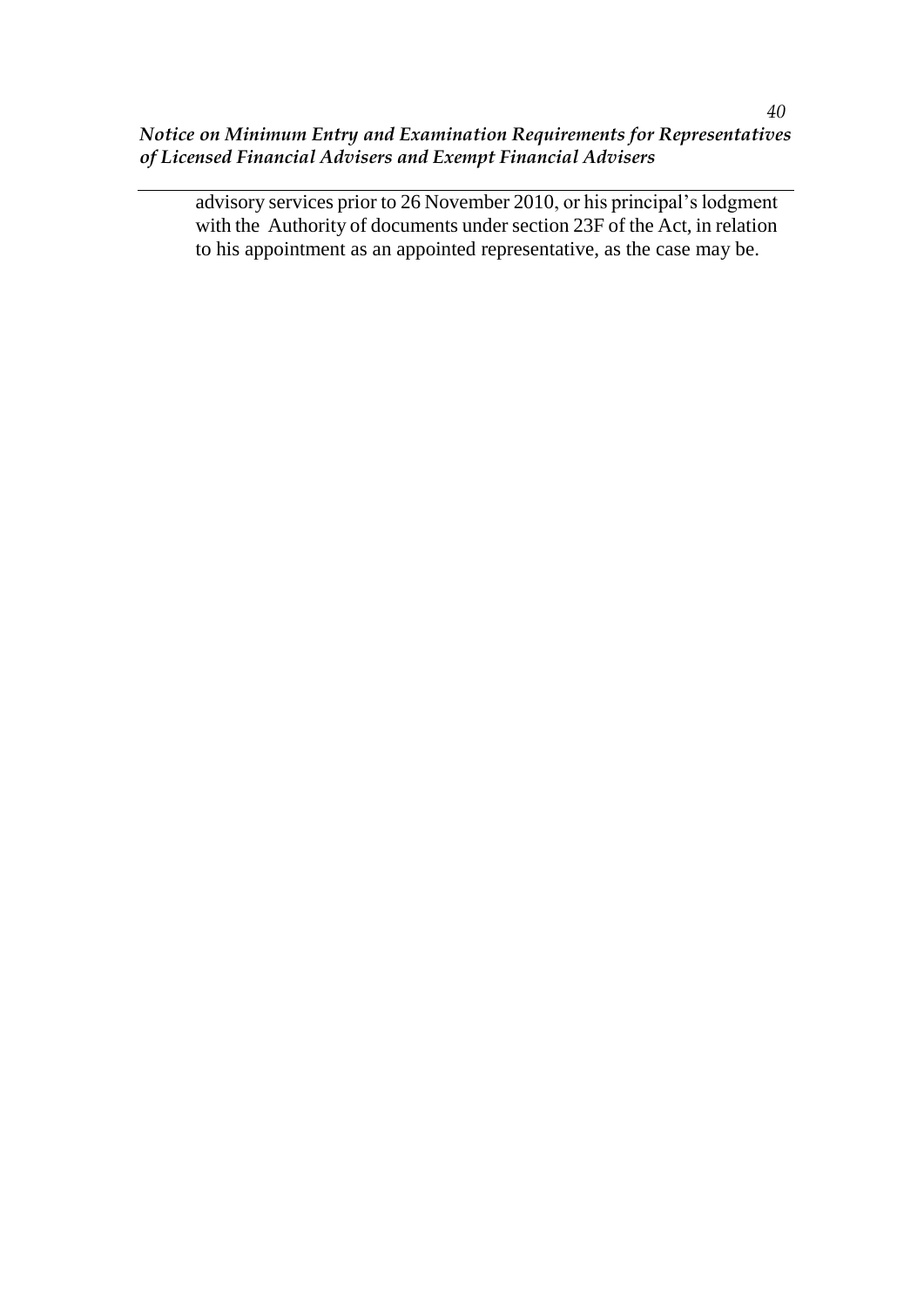advisory services prior to 26 November 2010, or his principal's lodgment with the Authority of documents under section 23F of the Act, in relation to his appointment as an appointed representative, as the case may be.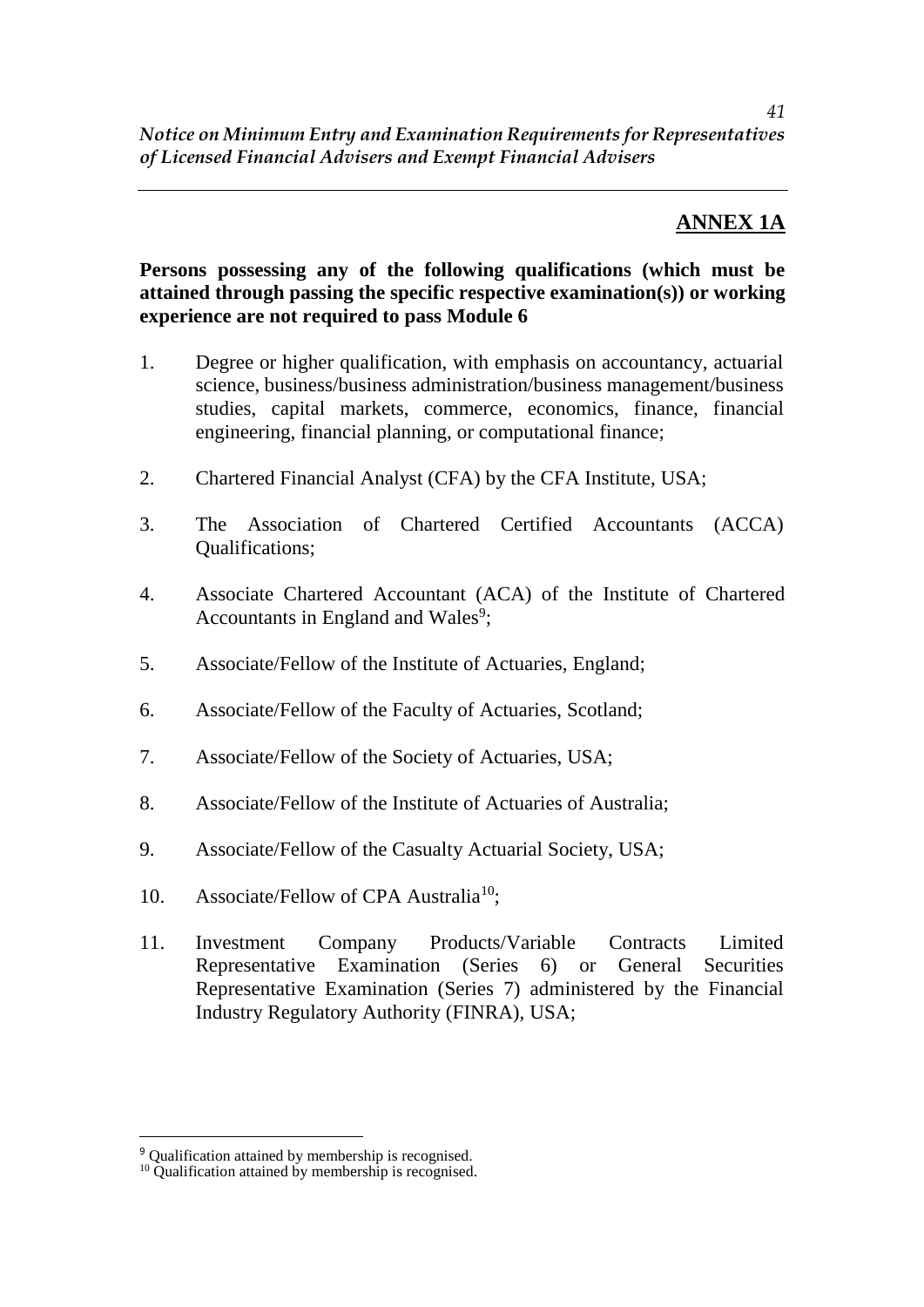## ANNEX 1A

**Persons possessing any of the following qualifications (which must be attained through passing the specific respective examination(s)) or working experience are not required to pass Module 6**

1. Degree or higher qualification, with emphasis on accountancy, actuarial science, business/business administration/business management/business studies, capital markets, commerce, economics, finance, financial engineering, financial planning, or computational finance;

2. Chartered Financial Analyst (CFA) by the CFA Institute, USA;

3. The Association of Chartered Certified Accountants (ACCA) Qualifications;

4. Associate Chartered Accountant (ACA) of the Institute of Chartered Accountants in England and Wales[9];

5. Associate/Fellow of the Institute of Actuaries, England;

6. Associate/Fellow of the Faculty of Actuaries, Scotland;

7. Associate/Fellow of the Society of Actuaries, USA;

8. Associate/Fellow of the Institute of Actuaries of Australia;

9. Associate/Fellow of the Casualty Actuarial Society, USA;

10. Associate/Fellow of CPA Australia[10];

11. Investment Company Products/Variable Contracts Limited Representative Examination (Series 6) or General Securities Representative Examination (Series 7) administered by the Financial Industry Regulatory Authority (FINRA), USA;

---

[9] Qualification attained by membership is recognised.

[10] Qualification attained by membership is recognised.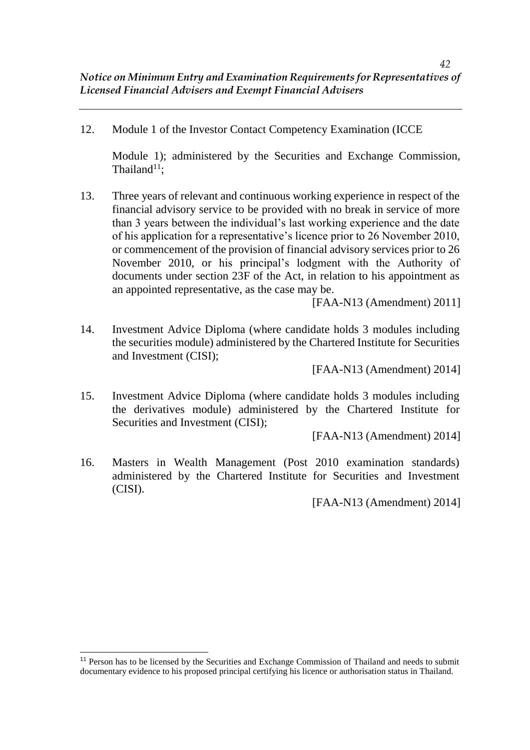12. Module 1 of the Investor Contact Competency Examination (ICCE Module 1); administered by the Securities and Exchange Commission, Thailand[11];

13. Three years of relevant and continuous working experience in respect of the financial advisory service to be provided with no break in service of more than 3 years between the individual's last working experience and the date of his application for a representative's licence prior to 26 November 2010, or commencement of the provision of financial advisory services prior to 26 November 2010, or his principal's lodgment with the Authority of documents under section 23F of the Act, in relation to his appointment as an appointed representative, as the case may be.

    [FAA-N13 (Amendment) 2011]

14. Investment Advice Diploma (where candidate holds 3 modules including the securities module) administered by the Chartered Institute for Securities and Investment (CISI);

    [FAA-N13 (Amendment) 2014]

15. Investment Advice Diploma (where candidate holds 3 modules including the derivatives module) administered by the Chartered Institute for Securities and Investment (CISI);

    [FAA-N13 (Amendment) 2014]

16. Masters in Wealth Management (Post 2010 examination standards) administered by the Chartered Institute for Securities and Investment (CISI).

    [FAA-N13 (Amendment) 2014]

---

[11] Person has to be licensed by the Securities and Exchange Commission of Thailand and needs to submit documentary evidence to his proposed principal certifying his licence or authorisation status in Thailand.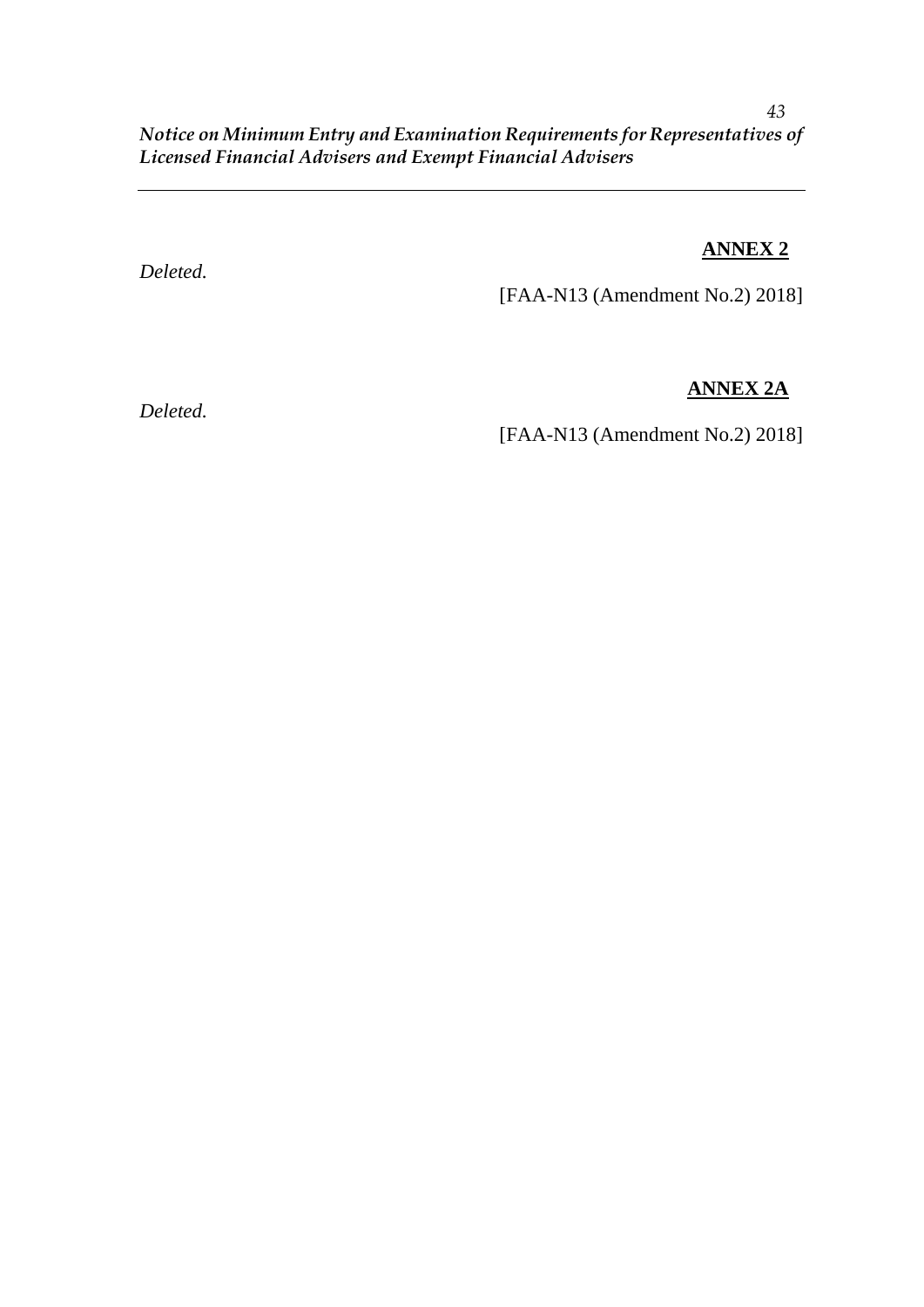## ANNEX 2

*Deleted.*

[FAA-N13 (Amendment No.2) 2018]

## ANNEX 2A

*Deleted.*

[FAA-N13 (Amendment No.2) 2018]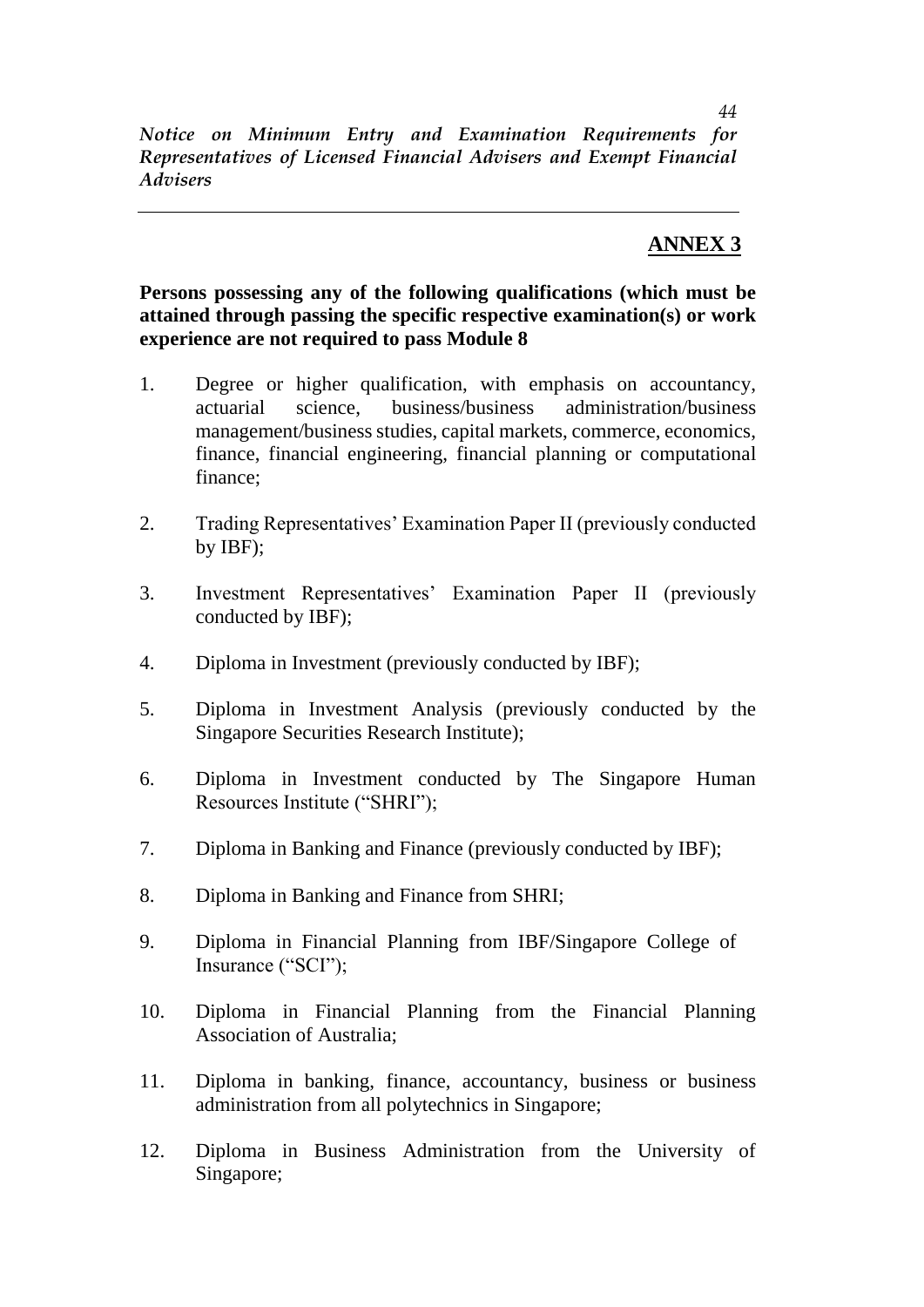## ANNEX 3

**Persons possessing any of the following qualifications (which must be attained through passing the specific respective examination(s) or work experience are not required to pass Module 8**

1. Degree or higher qualification, with emphasis on accountancy, actuarial science, business/business administration/business management/business studies, capital markets, commerce, economics, finance, financial engineering, financial planning or computational finance;

2. Trading Representatives' Examination Paper II (previously conducted by IBF);

3. Investment Representatives' Examination Paper II (previously conducted by IBF);

4. Diploma in Investment (previously conducted by IBF);

5. Diploma in Investment Analysis (previously conducted by the Singapore Securities Research Institute);

6. Diploma in Investment conducted by The Singapore Human Resources Institute ("SHRI");

7. Diploma in Banking and Finance (previously conducted by IBF);

8. Diploma in Banking and Finance from SHRI;

9. Diploma in Financial Planning from IBF/Singapore College of Insurance ("SCI");

10. Diploma in Financial Planning from the Financial Planning Association of Australia;

11. Diploma in banking, finance, accountancy, business or business administration from all polytechnics in Singapore;

12. Diploma in Business Administration from the University of Singapore;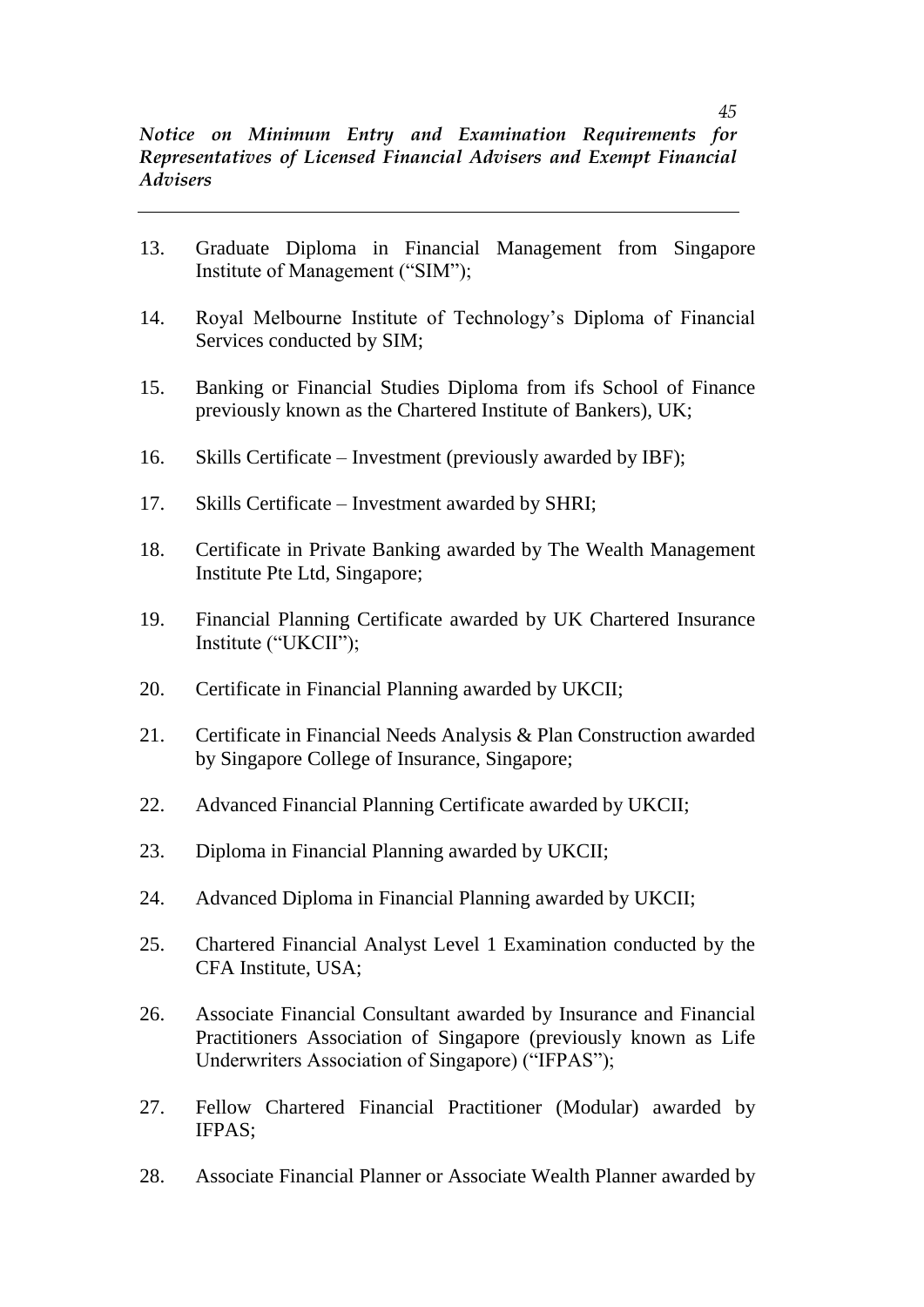13. Graduate Diploma in Financial Management from Singapore Institute of Management ("SIM");

14. Royal Melbourne Institute of Technology's Diploma of Financial Services conducted by SIM;

15. Banking or Financial Studies Diploma from ifs School of Finance previously known as the Chartered Institute of Bankers), UK;

16. Skills Certificate – Investment (previously awarded by IBF);

17. Skills Certificate – Investment awarded by SHRI;

18. Certificate in Private Banking awarded by The Wealth Management Institute Pte Ltd, Singapore;

19. Financial Planning Certificate awarded by UK Chartered Insurance Institute ("UKCII");

20. Certificate in Financial Planning awarded by UKCII;

21. Certificate in Financial Needs Analysis & Plan Construction awarded by Singapore College of Insurance, Singapore;

22. Advanced Financial Planning Certificate awarded by UKCII;

23. Diploma in Financial Planning awarded by UKCII;

24. Advanced Diploma in Financial Planning awarded by UKCII;

25. Chartered Financial Analyst Level 1 Examination conducted by the CFA Institute, USA;

26. Associate Financial Consultant awarded by Insurance and Financial Practitioners Association of Singapore (previously known as Life Underwriters Association of Singapore) ("IFPAS");

27. Fellow Chartered Financial Practitioner (Modular) awarded by IFPAS;

28. Associate Financial Planner or Associate Wealth Planner awarded by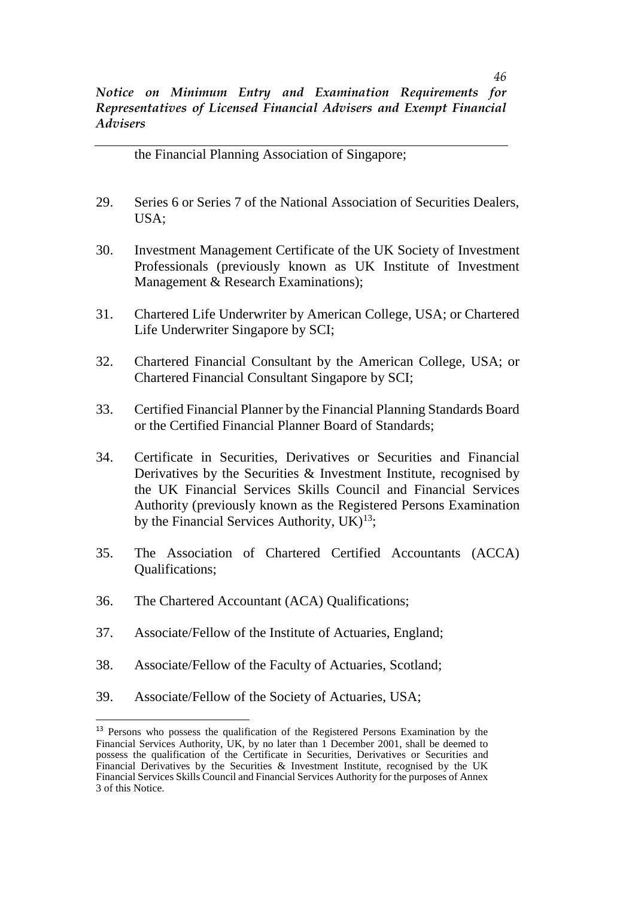the Financial Planning Association of Singapore;

29. Series 6 or Series 7 of the National Association of Securities Dealers, USA;

30. Investment Management Certificate of the UK Society of Investment Professionals (previously known as UK Institute of Investment Management & Research Examinations);

31. Chartered Life Underwriter by American College, USA; or Chartered Life Underwriter Singapore by SCI;

32. Chartered Financial Consultant by the American College, USA; or Chartered Financial Consultant Singapore by SCI;

33. Certified Financial Planner by the Financial Planning Standards Board or the Certified Financial Planner Board of Standards;

34. Certificate in Securities, Derivatives or Securities and Financial Derivatives by the Securities & Investment Institute, recognised by the UK Financial Services Skills Council and Financial Services Authority (previously known as the Registered Persons Examination by the Financial Services Authority, UK)[13];

35. The Association of Chartered Certified Accountants (ACCA) Qualifications;

36. The Chartered Accountant (ACA) Qualifications;

37. Associate/Fellow of the Institute of Actuaries, England;

38. Associate/Fellow of the Faculty of Actuaries, Scotland;

39. Associate/Fellow of the Society of Actuaries, USA;

---

[13] Persons who possess the qualification of the Registered Persons Examination by the Financial Services Authority, UK, by no later than 1 December 2001, shall be deemed to possess the qualification of the Certificate in Securities, Derivatives or Securities and Financial Derivatives by the Securities & Investment Institute, recognised by the UK Financial Services Skills Council and Financial Services Authority for the purposes of Annex 3 of this Notice.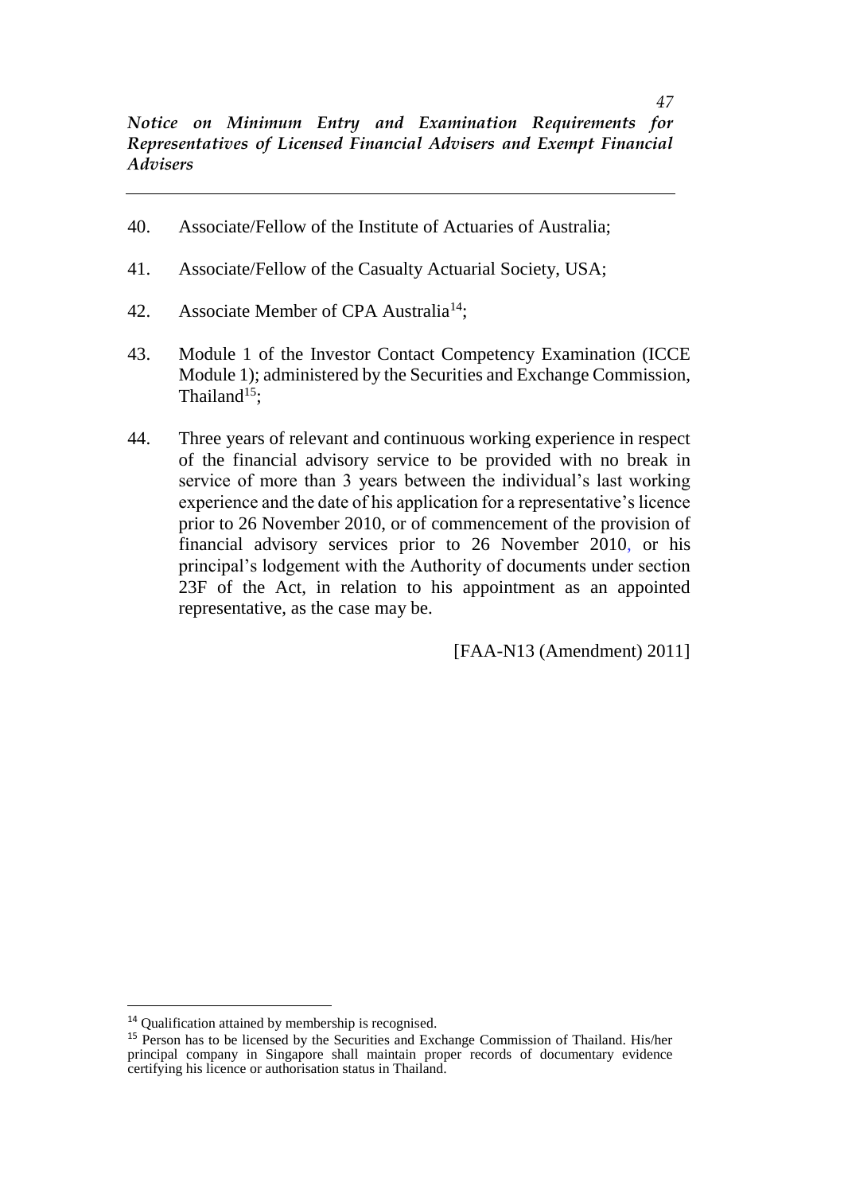40. Associate/Fellow of the Institute of Actuaries of Australia;

41. Associate/Fellow of the Casualty Actuarial Society, USA;

42. Associate Member of CPA Australia[14];

43. Module 1 of the Investor Contact Competency Examination (ICCE Module 1); administered by the Securities and Exchange Commission, Thailand[15];

44. Three years of relevant and continuous working experience in respect of the financial advisory service to be provided with no break in service of more than 3 years between the individual's last working experience and the date of his application for a representative's licence prior to 26 November 2010, or of commencement of the provision of financial advisory services prior to 26 November 2010, or his principal's lodgement with the Authority of documents under section 23F of the Act, in relation to his appointment as an appointed representative, as the case may be.

[FAA-N13 (Amendment) 2011]

---

[14] Qualification attained by membership is recognised.

[15] Person has to be licensed by the Securities and Exchange Commission of Thailand. His/her principal company in Singapore shall maintain proper records of documentary evidence certifying his licence or authorisation status in Thailand.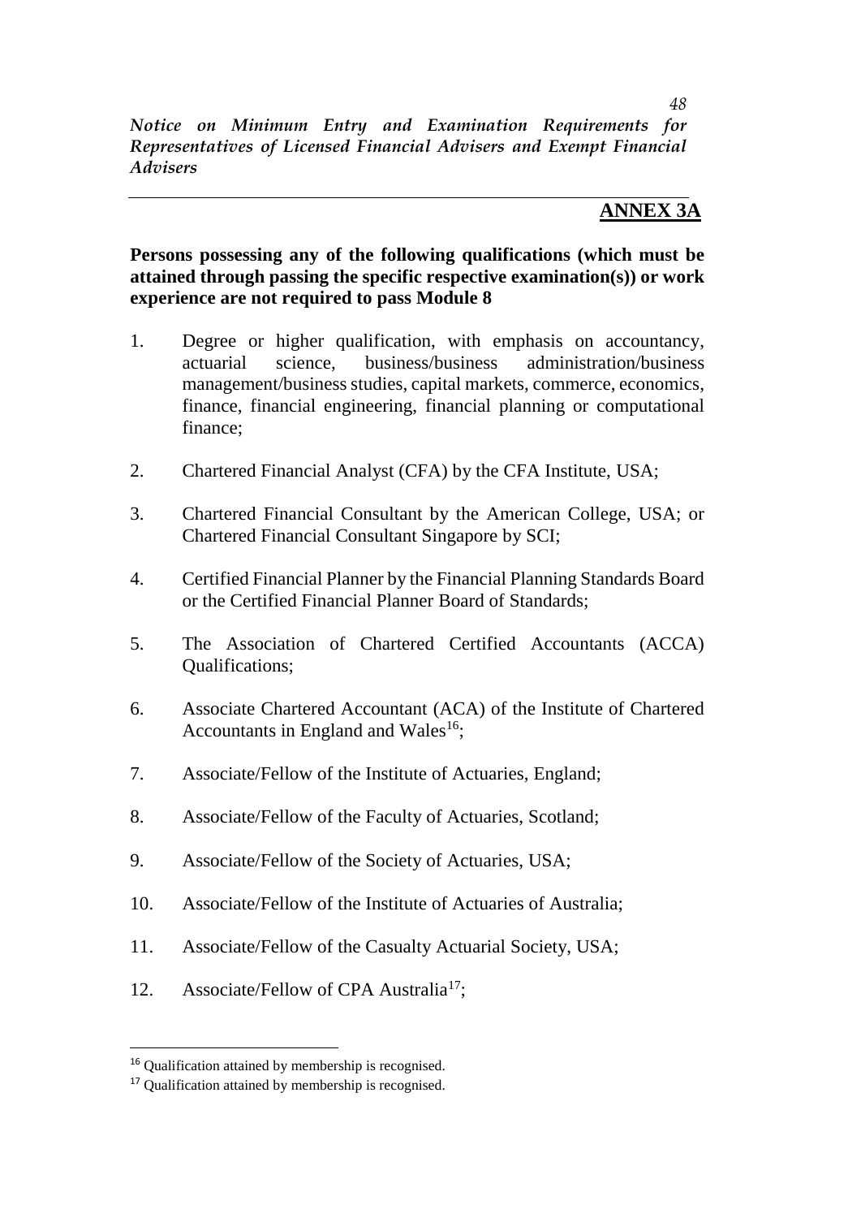## ANNEX 3A

**Persons possessing any of the following qualifications (which must be attained through passing the specific respective examination(s)) or work experience are not required to pass Module 8**

1. Degree or higher qualification, with emphasis on accountancy, actuarial science, business/business administration/business management/business studies, capital markets, commerce, economics, finance, financial engineering, financial planning or computational finance;

2. Chartered Financial Analyst (CFA) by the CFA Institute, USA;

3. Chartered Financial Consultant by the American College, USA; or Chartered Financial Consultant Singapore by SCI;

4. Certified Financial Planner by the Financial Planning Standards Board or the Certified Financial Planner Board of Standards;

5. The Association of Chartered Certified Accountants (ACCA) Qualifications;

6. Associate Chartered Accountant (ACA) of the Institute of Chartered Accountants in England and Wales[16];

7. Associate/Fellow of the Institute of Actuaries, England;

8. Associate/Fellow of the Faculty of Actuaries, Scotland;

9. Associate/Fellow of the Society of Actuaries, USA;

10. Associate/Fellow of the Institute of Actuaries of Australia;

11. Associate/Fellow of the Casualty Actuarial Society, USA;

12. Associate/Fellow of CPA Australia[17];

---

[16] Qualification attained by membership is recognised.

[17] Qualification attained by membership is recognised.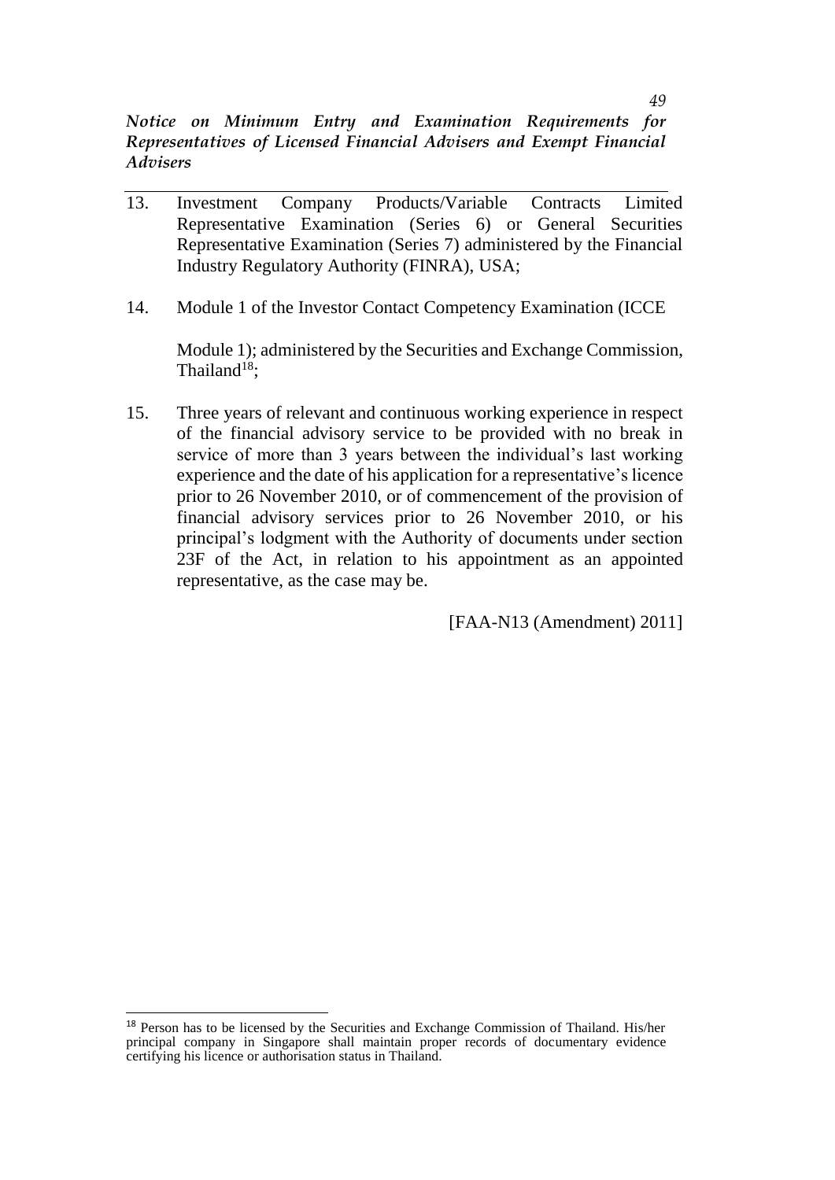13. Investment Company Products/Variable Contracts Limited Representative Examination (Series 6) or General Securities Representative Examination (Series 7) administered by the Financial Industry Regulatory Authority (FINRA), USA;

14. Module 1 of the Investor Contact Competency Examination (ICCE

    Module 1); administered by the Securities and Exchange Commission, Thailand[18];

15. Three years of relevant and continuous working experience in respect of the financial advisory service to be provided with no break in service of more than 3 years between the individual's last working experience and the date of his application for a representative's licence prior to 26 November 2010, or of commencement of the provision of financial advisory services prior to 26 November 2010, or his principal's lodgment with the Authority of documents under section 23F of the Act, in relation to his appointment as an appointed representative, as the case may be.

[FAA-N13 (Amendment) 2011]

---

[18] Person has to be licensed by the Securities and Exchange Commission of Thailand. His/her principal company in Singapore shall maintain proper records of documentary evidence certifying his licence or authorisation status in Thailand.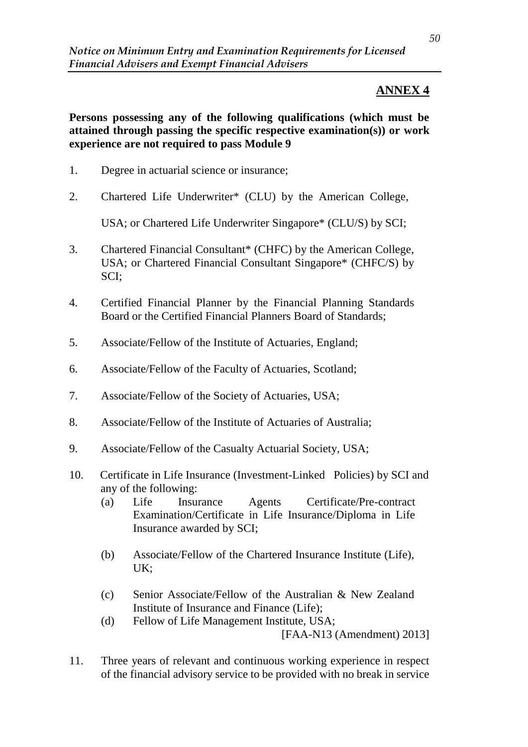## ANNEX 4

**Persons possessing any of the following qualifications (which must be attained through passing the specific respective examination(s)) or work experience are not required to pass Module 9**

1. Degree in actuarial science or insurance;

2. Chartered Life Underwriter* (CLU) by the American College, USA; or Chartered Life Underwriter Singapore* (CLU/S) by SCI;

3. Chartered Financial Consultant* (CHFC) by the American College, USA; or Chartered Financial Consultant Singapore* (CHFC/S) by SCI;

4. Certified Financial Planner by the Financial Planning Standards Board or the Certified Financial Planners Board of Standards;

5. Associate/Fellow of the Institute of Actuaries, England;

6. Associate/Fellow of the Faculty of Actuaries, Scotland;

7. Associate/Fellow of the Society of Actuaries, USA;

8. Associate/Fellow of the Institute of Actuaries of Australia;

9. Associate/Fellow of the Casualty Actuarial Society, USA;

10. Certificate in Life Insurance (Investment-Linked Policies) by SCI and any of the following:
    (a) Life Insurance Agents Certificate/Pre-contract Examination/Certificate in Life Insurance/Diploma in Life Insurance awarded by SCI;

    (b) Associate/Fellow of the Chartered Insurance Institute (Life), UK;

    (c) Senior Associate/Fellow of the Australian & New Zealand Institute of Insurance and Finance (Life);
    (d) Fellow of Life Management Institute, USA;

    [FAA-N13 (Amendment) 2013]

11. Three years of relevant and continuous working experience in respect of the financial advisory service to be provided with no break in service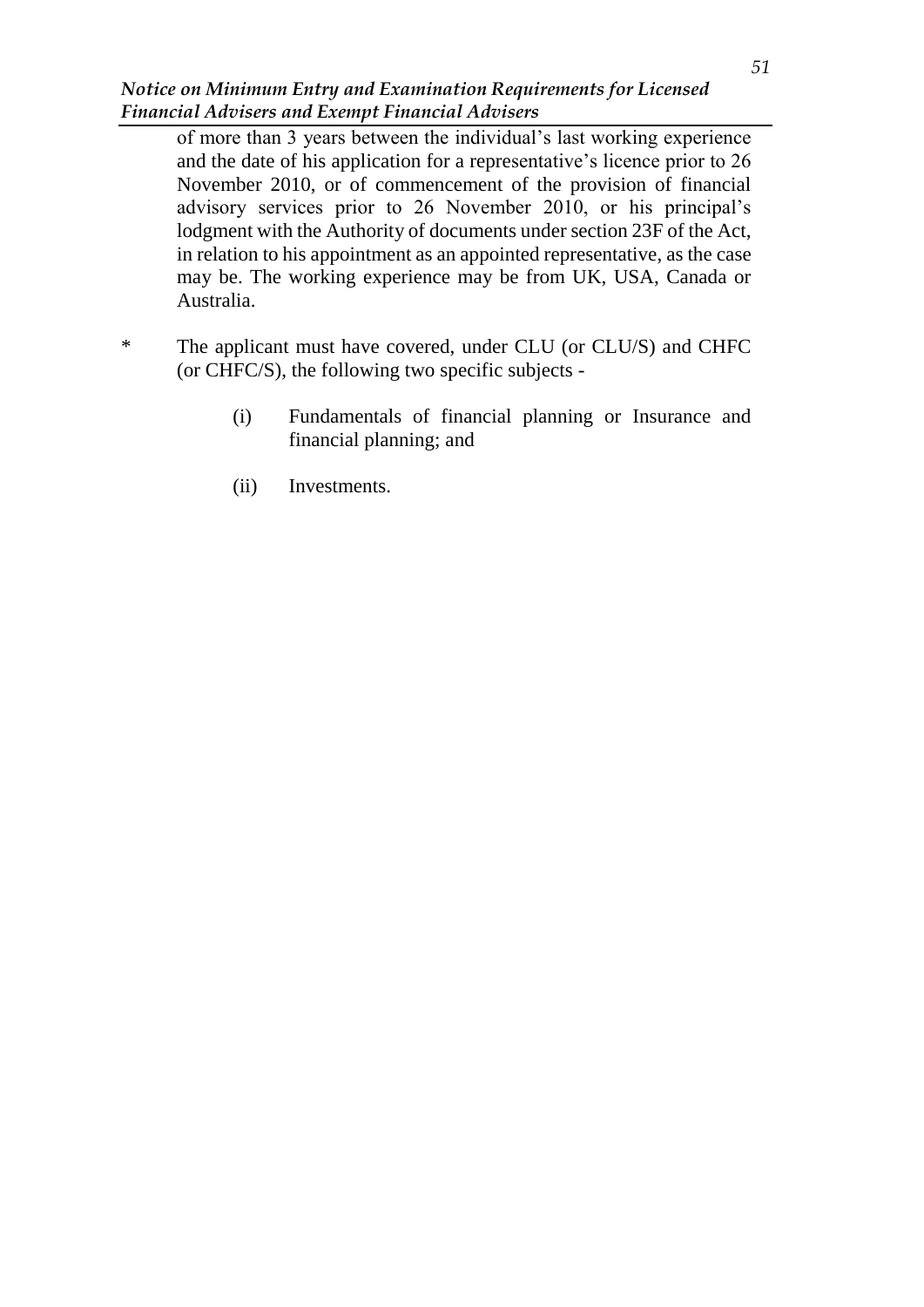of more than 3 years between the individual's last working experience and the date of his application for a representative's licence prior to 26 November 2010, or of commencement of the provision of financial advisory services prior to 26 November 2010, or his principal's lodgment with the Authority of documents under section 23F of the Act, in relation to his appointment as an appointed representative, as the case may be. The working experience may be from UK, USA, Canada or Australia.

\* The applicant must have covered, under CLU (or CLU/S) and CHFC (or CHFC/S), the following two specific subjects -

(i) Fundamentals of financial planning or Insurance and financial planning; and

(ii) Investments.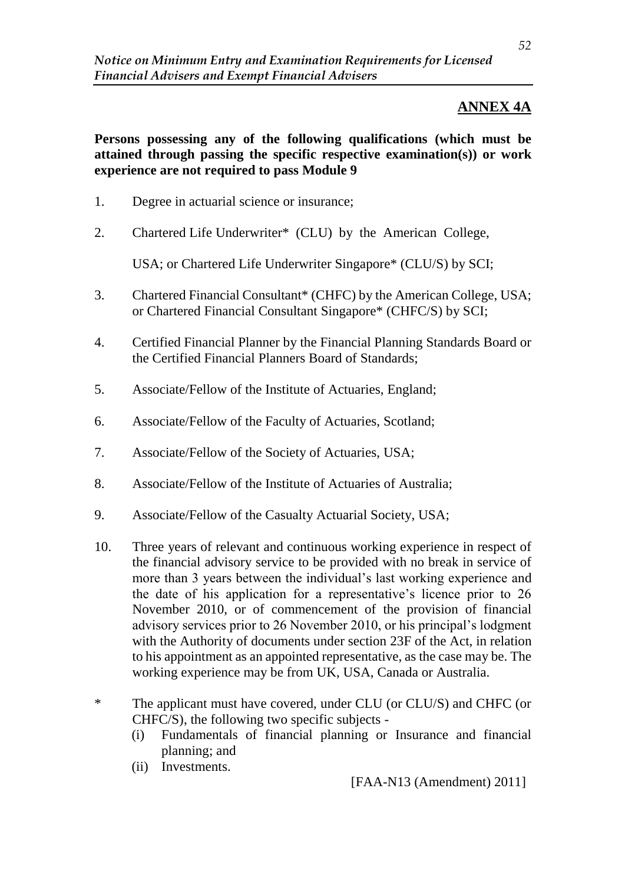## ANNEX 4A

**Persons possessing any of the following qualifications (which must be attained through passing the specific respective examination(s)) or work experience are not required to pass Module 9**

1. Degree in actuarial science or insurance;

2. Chartered Life Underwriter* (CLU) by the American College, USA; or Chartered Life Underwriter Singapore* (CLU/S) by SCI;

3. Chartered Financial Consultant* (CHFC) by the American College, USA; or Chartered Financial Consultant Singapore* (CHFC/S) by SCI;

4. Certified Financial Planner by the Financial Planning Standards Board or the Certified Financial Planners Board of Standards;

5. Associate/Fellow of the Institute of Actuaries, England;

6. Associate/Fellow of the Faculty of Actuaries, Scotland;

7. Associate/Fellow of the Society of Actuaries, USA;

8. Associate/Fellow of the Institute of Actuaries of Australia;

9. Associate/Fellow of the Casualty Actuarial Society, USA;

10. Three years of relevant and continuous working experience in respect of the financial advisory service to be provided with no break in service of more than 3 years between the individual's last working experience and the date of his application for a representative's licence prior to 26 November 2010, or of commencement of the provision of financial advisory services prior to 26 November 2010, or his principal's lodgment with the Authority of documents under section 23F of the Act, in relation to his appointment as an appointed representative, as the case may be. The working experience may be from UK, USA, Canada or Australia.

\* The applicant must have covered, under CLU (or CLU/S) and CHFC (or CHFC/S), the following two specific subjects -
  (i) Fundamentals of financial planning or Insurance and financial planning; and
  (ii) Investments.

[FAA-N13 (Amendment) 2011]